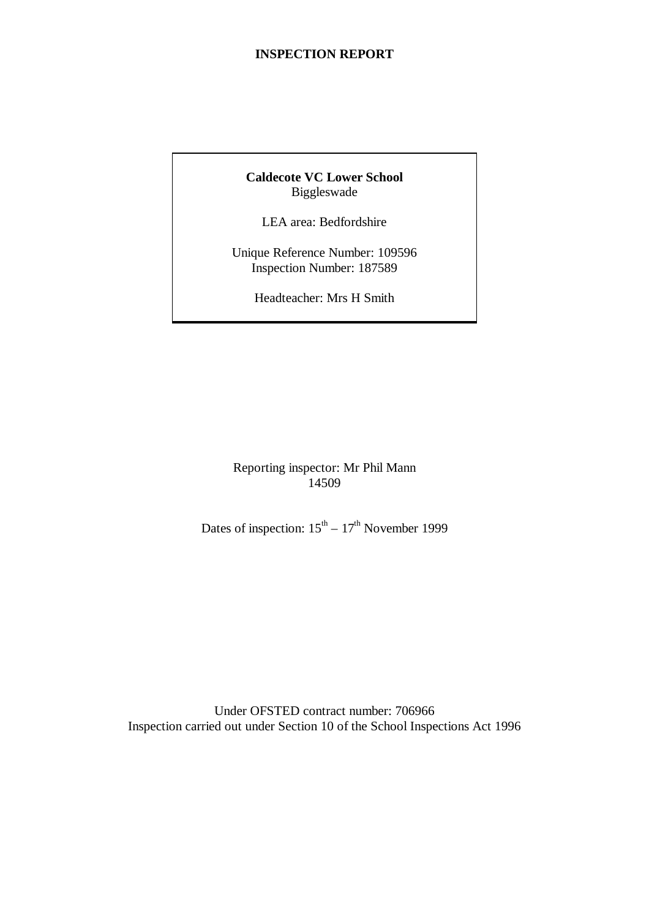# INSPECTION REPORT

**Caldecote VC Lower School**
Biggleswade

LEA area: Bedfordshire

Unique Reference Number: 109596
Inspection Number: 187589

Headteacher: Mrs H Smith

Reporting inspector: Mr Phil Mann
14509

Dates of inspection: 15th – 17th November 1999

Under OFSTED contract number: 706966
Inspection carried out under Section 10 of the School Inspections Act 1996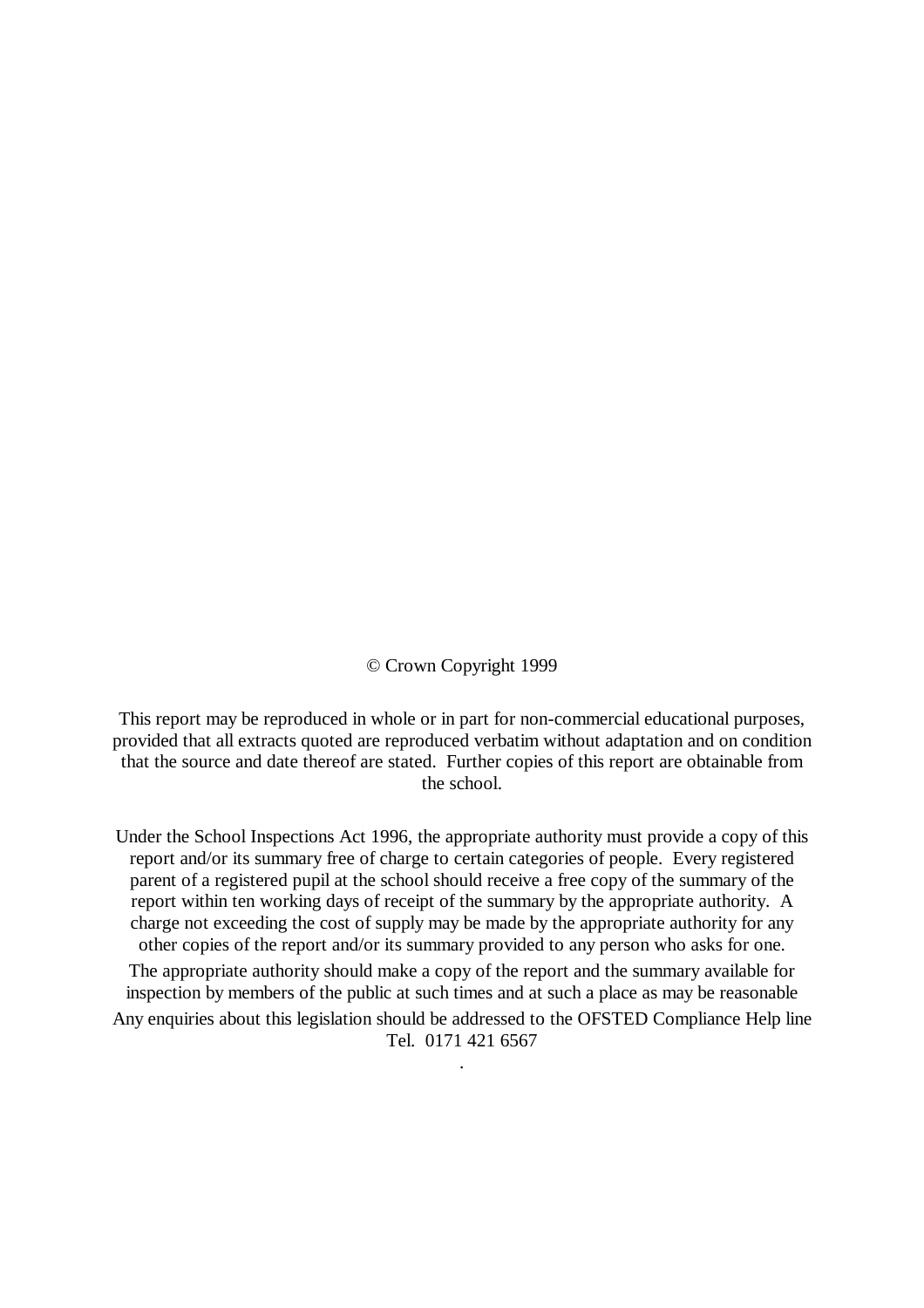© Crown Copyright 1999

This report may be reproduced in whole or in part for non-commercial educational purposes, provided that all extracts quoted are reproduced verbatim without adaptation and on condition that the source and date thereof are stated. Further copies of this report are obtainable from the school.

Under the School Inspections Act 1996, the appropriate authority must provide a copy of this report and/or its summary free of charge to certain categories of people. Every registered parent of a registered pupil at the school should receive a free copy of the summary of the report within ten working days of receipt of the summary by the appropriate authority. A charge not exceeding the cost of supply may be made by the appropriate authority for any other copies of the report and/or its summary provided to any person who asks for one.

The appropriate authority should make a copy of the report and the summary available for inspection by members of the public at such times and at such a place as may be reasonable

Any enquiries about this legislation should be addressed to the OFSTED Compliance Help line Tel. 0171 421 6567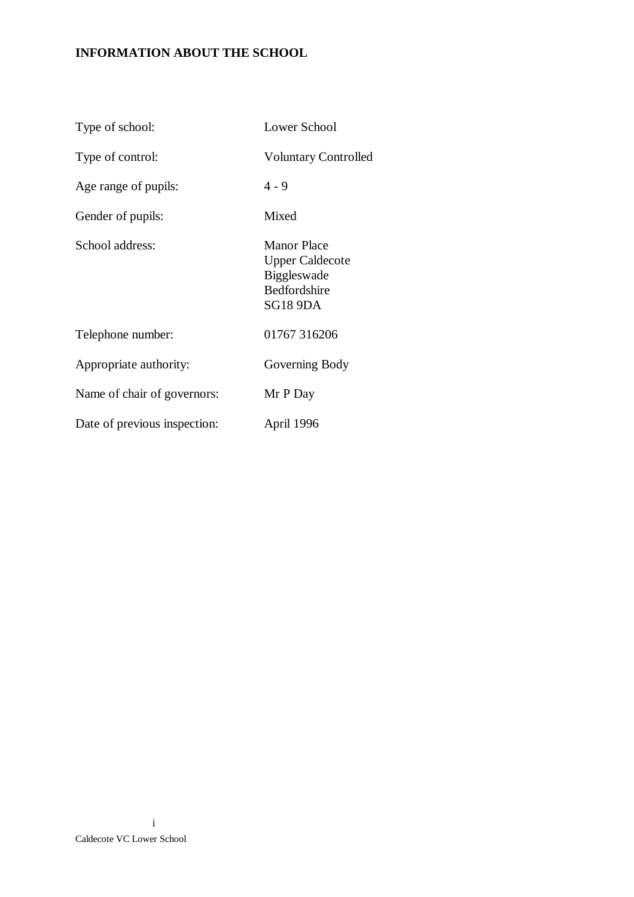## INFORMATION ABOUT THE SCHOOL

| | |
|---|---|
| Type of school: | Lower School |
| Type of control: | Voluntary Controlled |
| Age range of pupils: | 4 - 9 |
| Gender of pupils: | Mixed |
| School address: | Manor Place<br>Upper Caldecote<br>Biggleswade<br>Bedfordshire<br>SG18 9DA |
| Telephone number: | 01767 316206 |
| Appropriate authority: | Governing Body |
| Name of chair of governors: | Mr P Day |
| Date of previous inspection: | April 1996 |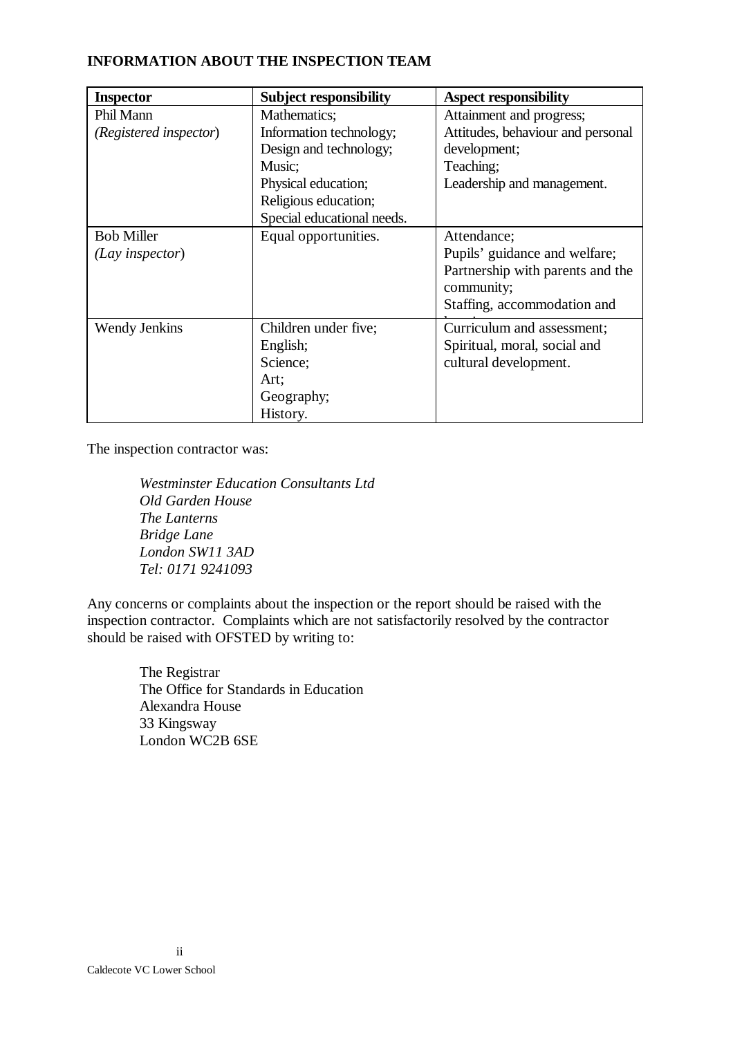**INFORMATION ABOUT THE INSPECTION TEAM**

| Inspector | Subject responsibility | Aspect responsibility |
|---|---|---|
| Phil Mann (*Registered inspector*) | Mathematics; Information technology; Design and technology; Music; Physical education; Religious education; Special educational needs. | Attainment and progress; Attitudes, behaviour and personal development; Teaching; Leadership and management. |
| Bob Miller (*Lay inspector*) | Equal opportunities. | Attendance; Pupils' guidance and welfare; Partnership with parents and the community; Staffing, accommodation and learning resources. |
| Wendy Jenkins | Children under five; English; Science; Art; Geography; History. | Curriculum and assessment; Spiritual, moral, social and cultural development. |

The inspection contractor was:

*Westminster Education Consultants Ltd*
*Old Garden House*
*The Lanterns*
*Bridge Lane*
*London SW11 3AD*
*Tel: 0171 9241093*

Any concerns or complaints about the inspection or the report should be raised with the inspection contractor. Complaints which are not satisfactorily resolved by the contractor should be raised with OFSTED by writing to:

The Registrar
The Office for Standards in Education
Alexandra House
33 Kingsway
London WC2B 6SE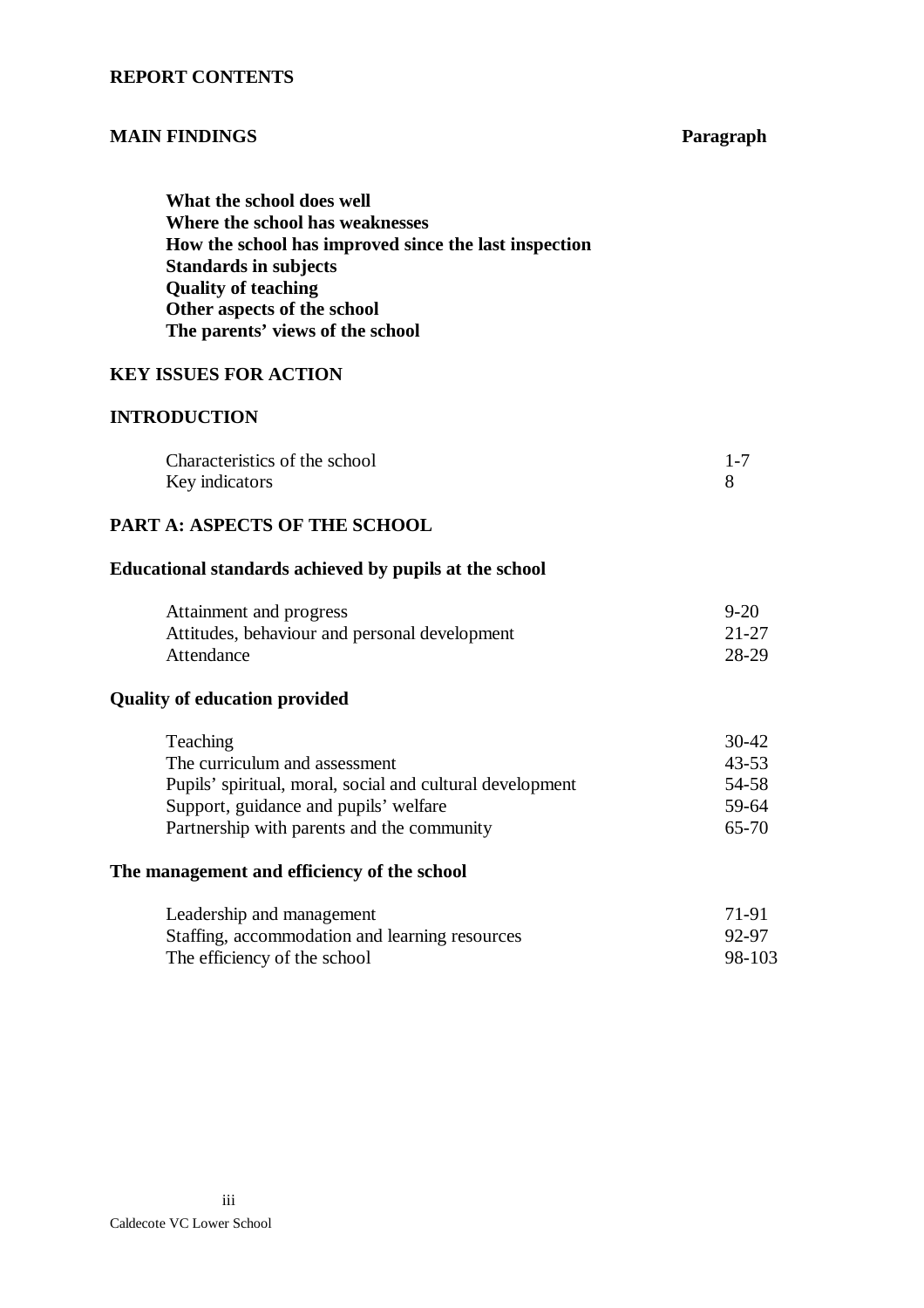**REPORT CONTENTS**

| **MAIN FINDINGS** | **Paragraph** |
|---|---|
| **What the school does well** | |
| **Where the school has weaknesses** | |
| **How the school has improved since the last inspection** | |
| **Standards in subjects** | |
| **Quality of teaching** | |
| **Other aspects of the school** | |
| **The parents' views of the school** | |
| **KEY ISSUES FOR ACTION** | |
| **INTRODUCTION** | |
| Characteristics of the school | 1-7 |
| Key indicators | 8 |
| **PART A: ASPECTS OF THE SCHOOL** | |
| **Educational standards achieved by pupils at the school** | |
| Attainment and progress | 9-20 |
| Attitudes, behaviour and personal development | 21-27 |
| Attendance | 28-29 |
| **Quality of education provided** | |
| Teaching | 30-42 |
| The curriculum and assessment | 43-53 |
| Pupils' spiritual, moral, social and cultural development | 54-58 |
| Support, guidance and pupils' welfare | 59-64 |
| Partnership with parents and the community | 65-70 |
| **The management and efficiency of the school** | |
| Leadership and management | 71-91 |
| Staffing, accommodation and learning resources | 92-97 |
| The efficiency of the school | 98-103 |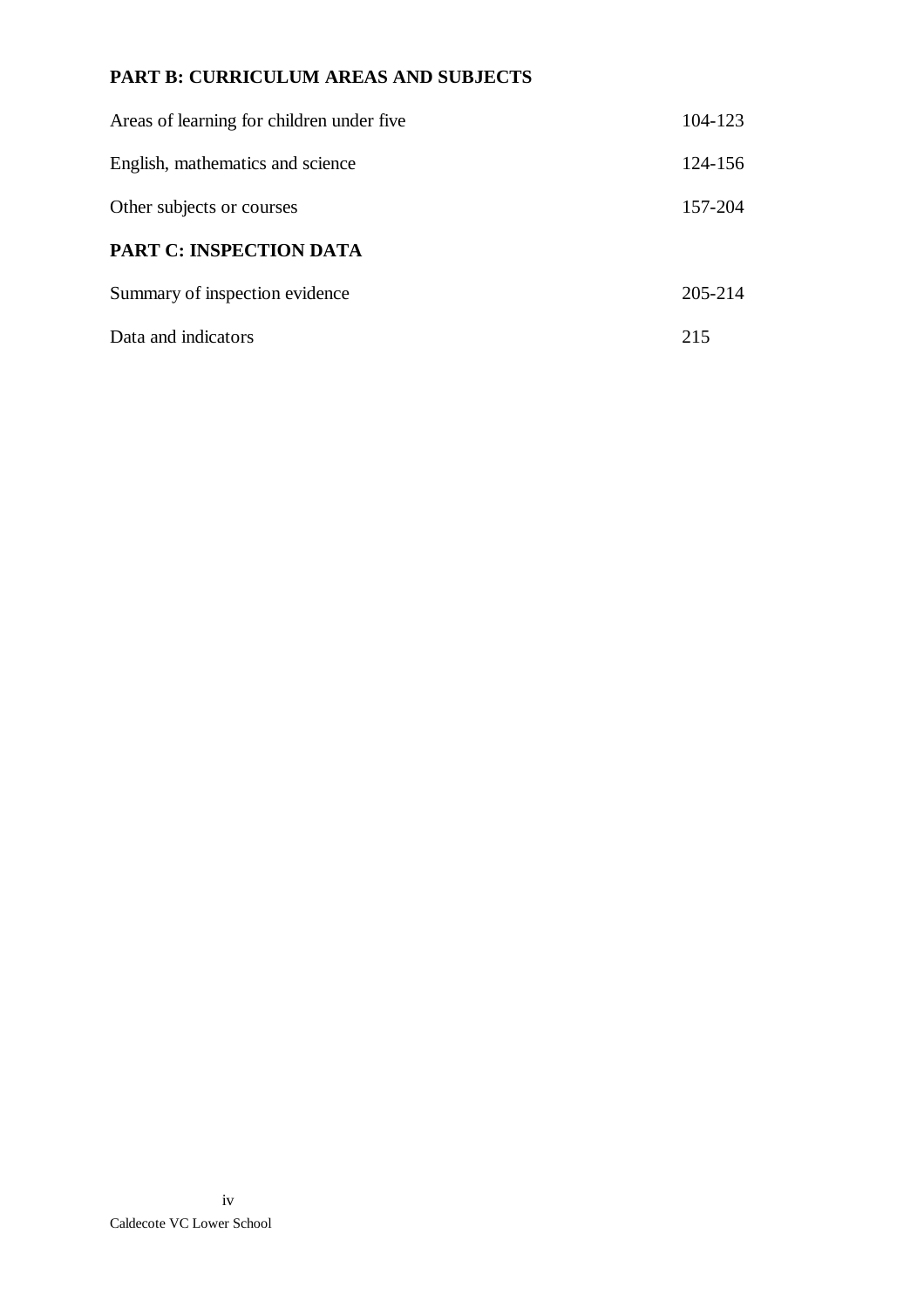**PART B: CURRICULUM AREAS AND SUBJECTS**

| | |
|---|---|
| Areas of learning for children under five | 104-123 |
| English, mathematics and science | 124-156 |
| Other subjects or courses | 157-204 |

**PART C: INSPECTION DATA**

| | |
|---|---|
| Summary of inspection evidence | 205-214 |
| Data and indicators | 215 |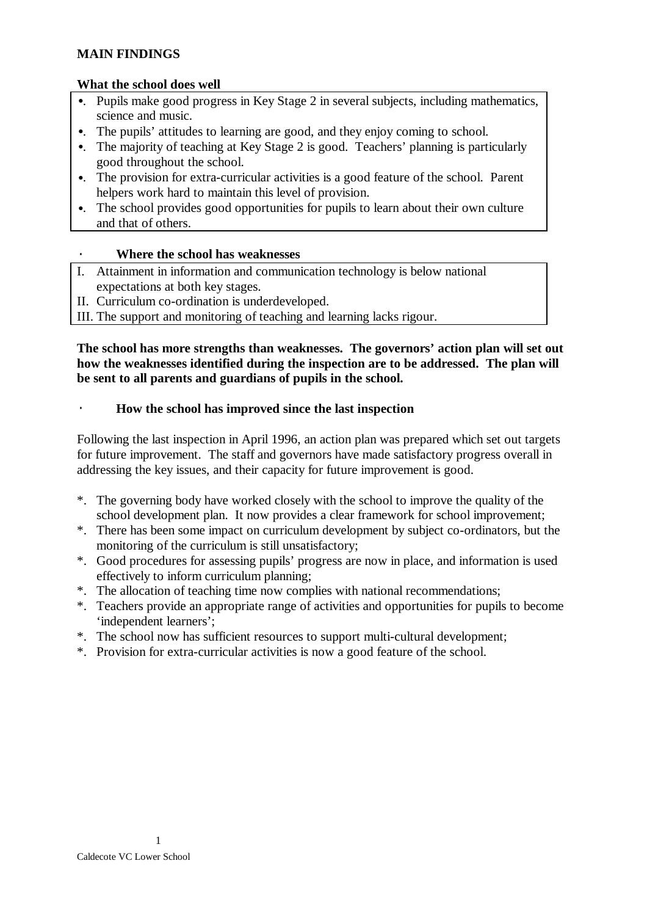**MAIN FINDINGS**

**What the school does well**

- Pupils make good progress in Key Stage 2 in several subjects, including mathematics, science and music.
- The pupils' attitudes to learning are good, and they enjoy coming to school.
- The majority of teaching at Key Stage 2 is good. Teachers' planning is particularly good throughout the school.
- The provision for extra-curricular activities is a good feature of the school. Parent helpers work hard to maintain this level of provision.
- The school provides good opportunities for pupils to learn about their own culture and that of others.

**Where the school has weaknesses**

I. Attainment in information and communication technology is below national expectations at both key stages.
II. Curriculum co-ordination is underdeveloped.
III. The support and monitoring of teaching and learning lacks rigour.

**The school has more strengths than weaknesses. The governors' action plan will set out how the weaknesses identified during the inspection are to be addressed. The plan will be sent to all parents and guardians of pupils in the school.**

**How the school has improved since the last inspection**

Following the last inspection in April 1996, an action plan was prepared which set out targets for future improvement. The staff and governors have made satisfactory progress overall in addressing the key issues, and their capacity for future improvement is good.

- The governing body have worked closely with the school to improve the quality of the school development plan. It now provides a clear framework for school improvement;
- There has been some impact on curriculum development by subject co-ordinators, but the monitoring of the curriculum is still unsatisfactory;
- Good procedures for assessing pupils' progress are now in place, and information is used effectively to inform curriculum planning;
- The allocation of teaching time now complies with national recommendations;
- Teachers provide an appropriate range of activities and opportunities for pupils to become 'independent learners';
- The school now has sufficient resources to support multi-cultural development;
- Provision for extra-curricular activities is now a good feature of the school.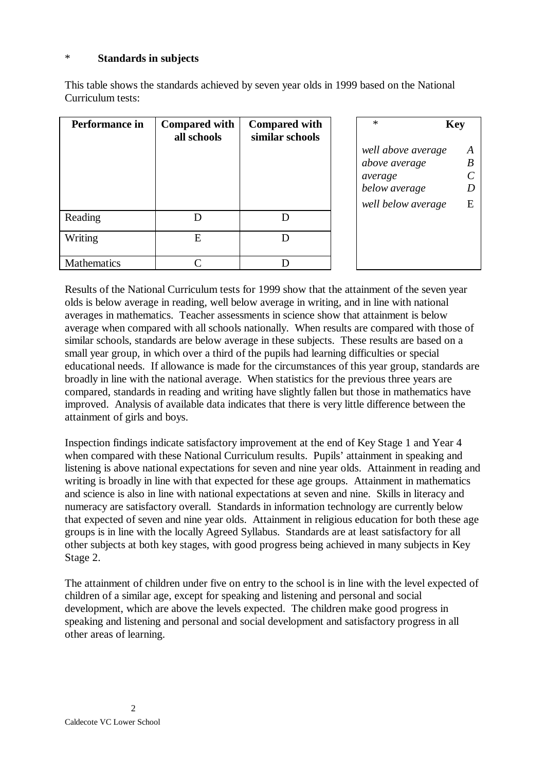## * Standards in subjects

This table shows the standards achieved by seven year olds in 1999 based on the National Curriculum tests:

| Performance in | Compared with all schools | Compared with similar schools |
|---|---|---|
| Reading | D | D |
| Writing | E | D |
| Mathematics | C | D |

| * | Key |
|---|---|
| *well above average* | *A* |
| *above average* | *B* |
| *average* | *C* |
| *below average* | *D* |
| *well below average* | E |

Results of the National Curriculum tests for 1999 show that the attainment of the seven year olds is below average in reading, well below average in writing, and in line with national averages in mathematics. Teacher assessments in science show that attainment is below average when compared with all schools nationally. When results are compared with those of similar schools, standards are below average in these subjects. These results are based on a small year group, in which over a third of the pupils had learning difficulties or special educational needs. If allowance is made for the circumstances of this year group, standards are broadly in line with the national average. When statistics for the previous three years are compared, standards in reading and writing have slightly fallen but those in mathematics have improved. Analysis of available data indicates that there is very little difference between the attainment of girls and boys.

Inspection findings indicate satisfactory improvement at the end of Key Stage 1 and Year 4 when compared with these National Curriculum results. Pupils' attainment in speaking and listening is above national expectations for seven and nine year olds. Attainment in reading and writing is broadly in line with that expected for these age groups. Attainment in mathematics and science is also in line with national expectations at seven and nine. Skills in literacy and numeracy are satisfactory overall. Standards in information technology are currently below that expected of seven and nine year olds. Attainment in religious education for both these age groups is in line with the locally Agreed Syllabus. Standards are at least satisfactory for all other subjects at both key stages, with good progress being achieved in many subjects in Key Stage 2.

The attainment of children under five on entry to the school is in line with the level expected of children of a similar age, except for speaking and listening and personal and social development, which are above the levels expected. The children make good progress in speaking and listening and personal and social development and satisfactory progress in all other areas of learning.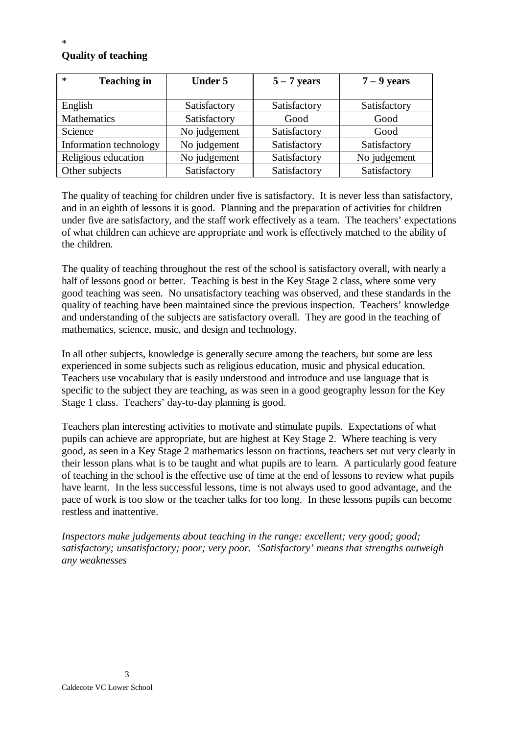*

**Quality of teaching**

| * Teaching in | Under 5 | 5 – 7 years | 7 – 9 years |
|---|---|---|---|
| English | Satisfactory | Satisfactory | Satisfactory |
| Mathematics | Satisfactory | Good | Good |
| Science | No judgement | Satisfactory | Good |
| Information technology | No judgement | Satisfactory | Satisfactory |
| Religious education | No judgement | Satisfactory | No judgement |
| Other subjects | Satisfactory | Satisfactory | Satisfactory |

The quality of teaching for children under five is satisfactory. It is never less than satisfactory, and in an eighth of lessons it is good. Planning and the preparation of activities for children under five are satisfactory, and the staff work effectively as a team. The teachers' expectations of what children can achieve are appropriate and work is effectively matched to the ability of the children.

The quality of teaching throughout the rest of the school is satisfactory overall, with nearly a half of lessons good or better. Teaching is best in the Key Stage 2 class, where some very good teaching was seen. No unsatisfactory teaching was observed, and these standards in the quality of teaching have been maintained since the previous inspection. Teachers' knowledge and understanding of the subjects are satisfactory overall. They are good in the teaching of mathematics, science, music, and design and technology.

In all other subjects, knowledge is generally secure among the teachers, but some are less experienced in some subjects such as religious education, music and physical education. Teachers use vocabulary that is easily understood and introduce and use language that is specific to the subject they are teaching, as was seen in a good geography lesson for the Key Stage 1 class. Teachers' day-to-day planning is good.

Teachers plan interesting activities to motivate and stimulate pupils. Expectations of what pupils can achieve are appropriate, but are highest at Key Stage 2. Where teaching is very good, as seen in a Key Stage 2 mathematics lesson on fractions, teachers set out very clearly in their lesson plans what is to be taught and what pupils are to learn. A particularly good feature of teaching in the school is the effective use of time at the end of lessons to review what pupils have learnt. In the less successful lessons, time is not always used to good advantage, and the pace of work is too slow or the teacher talks for too long. In these lessons pupils can become restless and inattentive.

*Inspectors make judgements about teaching in the range: excellent; very good; good; satisfactory; unsatisfactory; poor; very poor. 'Satisfactory' means that strengths outweigh any weaknesses*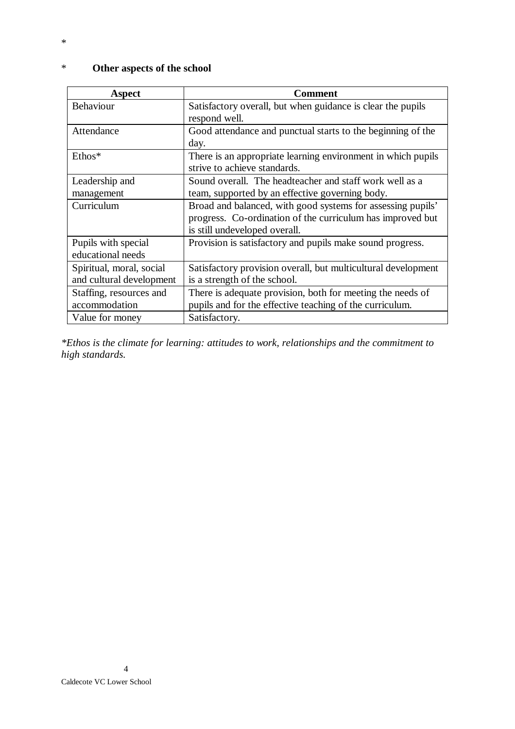*

## * Other aspects of the school

| Aspect | Comment |
| --- | --- |
| Behaviour | Satisfactory overall, but when guidance is clear the pupils respond well. |
| Attendance | Good attendance and punctual starts to the beginning of the day. |
| Ethos* | There is an appropriate learning environment in which pupils strive to achieve standards. |
| Leadership and management | Sound overall. The headteacher and staff work well as a team, supported by an effective governing body. |
| Curriculum | Broad and balanced, with good systems for assessing pupils' progress. Co-ordination of the curriculum has improved but is still undeveloped overall. |
| Pupils with special educational needs | Provision is satisfactory and pupils make sound progress. |
| Spiritual, moral, social and cultural development | Satisfactory provision overall, but multicultural development is a strength of the school. |
| Staffing, resources and accommodation | There is adequate provision, both for meeting the needs of pupils and for the effective teaching of the curriculum. |
| Value for money | Satisfactory. |

*\*Ethos is the climate for learning: attitudes to work, relationships and the commitment to high standards.*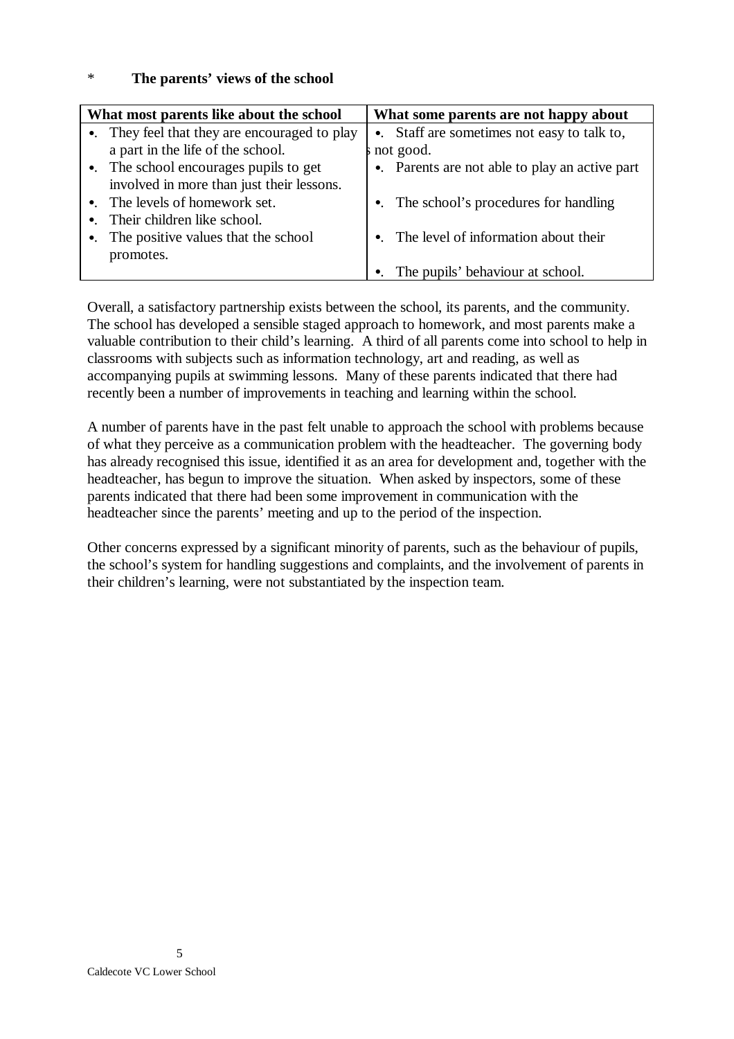\* **The parents' views of the school**

| What most parents like about the school | What some parents are not happy about |
|---|---|
| • They feel that they are encouraged to play a part in the life of the school. | • Staff are sometimes not easy to talk to, s not good. |
| • The school encourages pupils to get involved in more than just their lessons. | • Parents are not able to play an active part |
| • The levels of homework set. | • The school's procedures for handling |
| • Their children like school. | |
| • The positive values that the school promotes. | • The level of information about their |
| | • The pupils' behaviour at school. |

Overall, a satisfactory partnership exists between the school, its parents, and the community. The school has developed a sensible staged approach to homework, and most parents make a valuable contribution to their child's learning. A third of all parents come into school to help in classrooms with subjects such as information technology, art and reading, as well as accompanying pupils at swimming lessons. Many of these parents indicated that there had recently been a number of improvements in teaching and learning within the school.

A number of parents have in the past felt unable to approach the school with problems because of what they perceive as a communication problem with the headteacher. The governing body has already recognised this issue, identified it as an area for development and, together with the headteacher, has begun to improve the situation. When asked by inspectors, some of these parents indicated that there had been some improvement in communication with the headteacher since the parents' meeting and up to the period of the inspection.

Other concerns expressed by a significant minority of parents, such as the behaviour of pupils, the school's system for handling suggestions and complaints, and the involvement of parents in their children's learning, were not substantiated by the inspection team.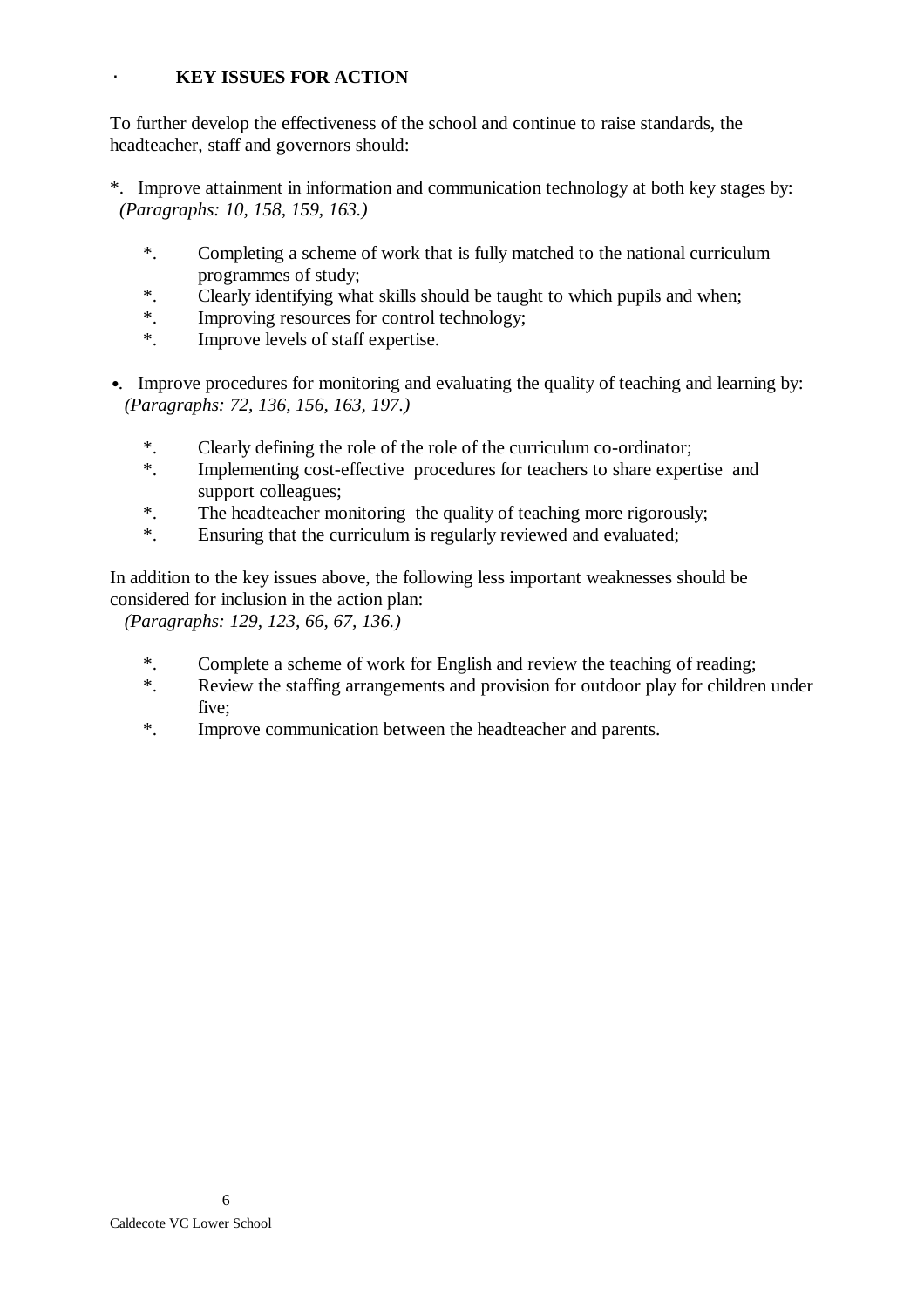## KEY ISSUES FOR ACTION

To further develop the effectiveness of the school and continue to raise standards, the headteacher, staff and governors should:

- Improve attainment in information and communication technology at both key stages by: *(Paragraphs: 10, 158, 159, 163.)*
  - Completing a scheme of work that is fully matched to the national curriculum programmes of study;
  - Clearly identifying what skills should be taught to which pupils and when;
  - Improving resources for control technology;
  - Improve levels of staff expertise.

- Improve procedures for monitoring and evaluating the quality of teaching and learning by: *(Paragraphs: 72, 136, 156, 163, 197.)*
  - Clearly defining the role of the role of the curriculum co-ordinator;
  - Implementing cost-effective procedures for teachers to share expertise and support colleagues;
  - The headteacher monitoring the quality of teaching more rigorously;
  - Ensuring that the curriculum is regularly reviewed and evaluated;

In addition to the key issues above, the following less important weaknesses should be considered for inclusion in the action plan:
*(Paragraphs: 129, 123, 66, 67, 136.)*

- Complete a scheme of work for English and review the teaching of reading;
- Review the staffing arrangements and provision for outdoor play for children under five;
- Improve communication between the headteacher and parents.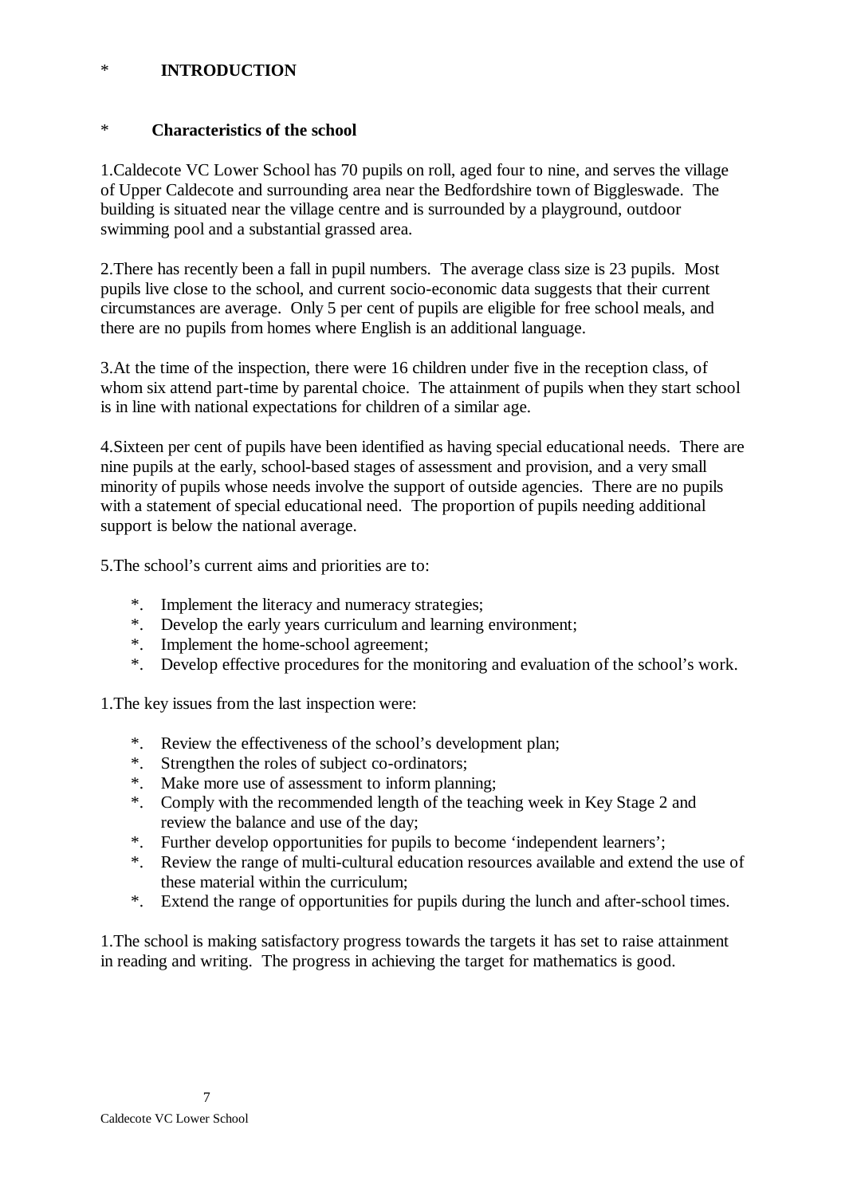# * INTRODUCTION

## * Characteristics of the school

1.Caldecote VC Lower School has 70 pupils on roll, aged four to nine, and serves the village of Upper Caldecote and surrounding area near the Bedfordshire town of Biggleswade. The building is situated near the village centre and is surrounded by a playground, outdoor swimming pool and a substantial grassed area.

2.There has recently been a fall in pupil numbers. The average class size is 23 pupils. Most pupils live close to the school, and current socio-economic data suggests that their current circumstances are average. Only 5 per cent of pupils are eligible for free school meals, and there are no pupils from homes where English is an additional language.

3.At the time of the inspection, there were 16 children under five in the reception class, of whom six attend part-time by parental choice. The attainment of pupils when they start school is in line with national expectations for children of a similar age.

4.Sixteen per cent of pupils have been identified as having special educational needs. There are nine pupils at the early, school-based stages of assessment and provision, and a very small minority of pupils whose needs involve the support of outside agencies. There are no pupils with a statement of special educational need. The proportion of pupils needing additional support is below the national average.

5.The school's current aims and priorities are to:

- Implement the literacy and numeracy strategies;
- Develop the early years curriculum and learning environment;
- Implement the home-school agreement;
- Develop effective procedures for the monitoring and evaluation of the school's work.

1.The key issues from the last inspection were:

- Review the effectiveness of the school's development plan;
- Strengthen the roles of subject co-ordinators;
- Make more use of assessment to inform planning;
- Comply with the recommended length of the teaching week in Key Stage 2 and review the balance and use of the day;
- Further develop opportunities for pupils to become 'independent learners';
- Review the range of multi-cultural education resources available and extend the use of these material within the curriculum;
- Extend the range of opportunities for pupils during the lunch and after-school times.

1.The school is making satisfactory progress towards the targets it has set to raise attainment in reading and writing. The progress in achieving the target for mathematics is good.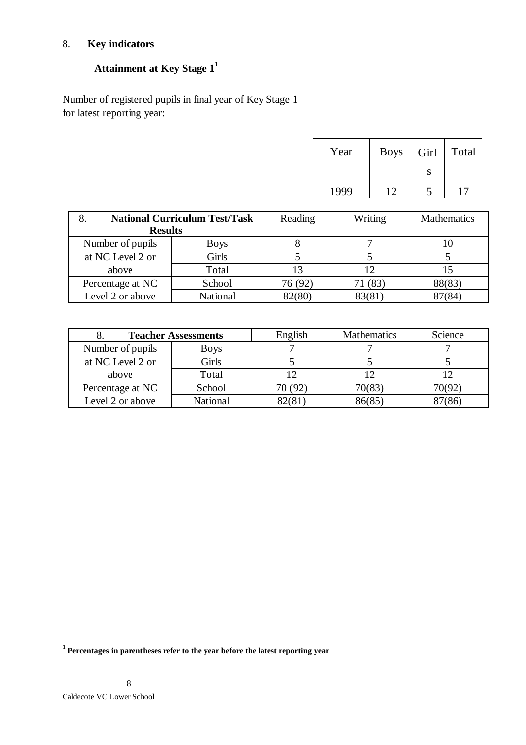8. **Key indicators**

## Attainment at Key Stage 1[1]

Number of registered pupils in final year of Key Stage 1 for latest reporting year:

| Year | Boys | Girls | Total |
|---|---|---|---|
| 1999 | 12 | 5 | 17 |

| 8. **National Curriculum Test/Task Results** | | Reading | Writing | Mathematics |
|---|---|---|---|---|
| Number of pupils at NC Level 2 or above | Boys | 8 | 7 | 10 |
| | Girls | 5 | 5 | 5 |
| | Total | 13 | 12 | 15 |
| Percentage at NC Level 2 or above | School | 76 (92) | 71 (83) | 88(83) |
| | National | 82(80) | 83(81) | 87(84) |

| 8. **Teacher Assessments** | | English | Mathematics | Science |
|---|---|---|---|---|
| Number of pupils at NC Level 2 or above | Boys | 7 | 7 | 7 |
| | Girls | 5 | 5 | 5 |
| | Total | 12 | 12 | 12 |
| Percentage at NC Level 2 or above | School | 70 (92) | 70(83) | 70(92) |
| | National | 82(81) | 86(85) | 87(86) |

[1] **Percentages in parentheses refer to the year before the latest reporting year**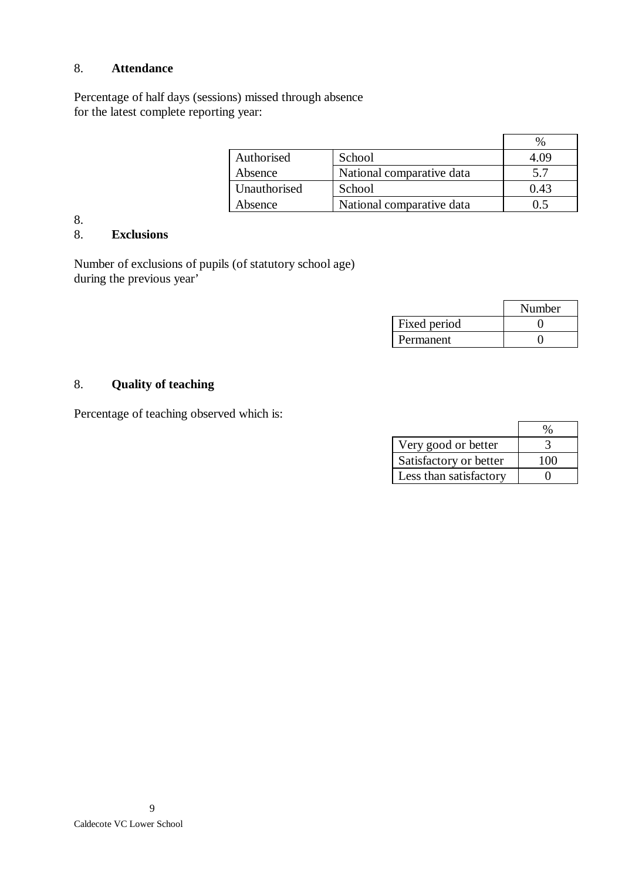## 8. Attendance

Percentage of half days (sessions) missed through absence for the latest complete reporting year:

| | | % |
|---|---|---|
| Authorised | School | 4.09 |
| Absence | National comparative data | 5.7 |
| Unauthorised | School | 0.43 |
| Absence | National comparative data | 0.5 |

8.

## 8. Exclusions

Number of exclusions of pupils (of statutory school age) during the previous year'

| | Number |
|---|---|
| Fixed period | 0 |
| Permanent | 0 |

## 8. Quality of teaching

Percentage of teaching observed which is:

| | % |
|---|---|
| Very good or better | 3 |
| Satisfactory or better | 100 |
| Less than satisfactory | 0 |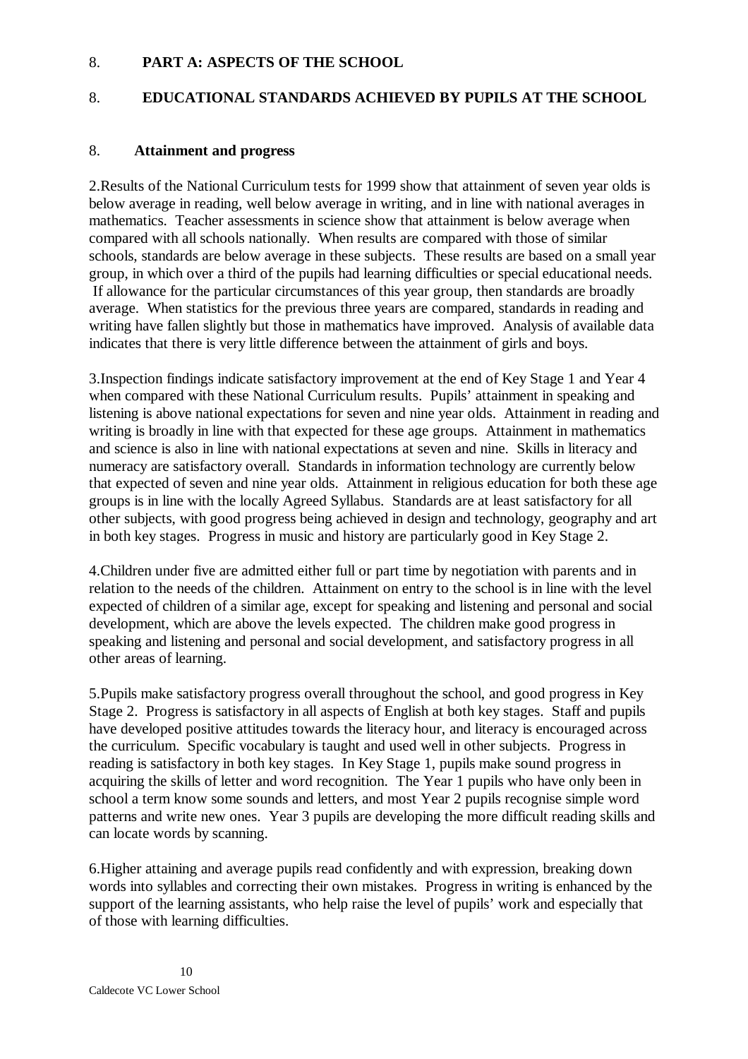8. **PART A: ASPECTS OF THE SCHOOL**

8. **EDUCATIONAL STANDARDS ACHIEVED BY PUPILS AT THE SCHOOL**

8. **Attainment and progress**

2.Results of the National Curriculum tests for 1999 show that attainment of seven year olds is below average in reading, well below average in writing, and in line with national averages in mathematics. Teacher assessments in science show that attainment is below average when compared with all schools nationally. When results are compared with those of similar schools, standards are below average in these subjects. These results are based on a small year group, in which over a third of the pupils had learning difficulties or special educational needs. If allowance for the particular circumstances of this year group, then standards are broadly average. When statistics for the previous three years are compared, standards in reading and writing have fallen slightly but those in mathematics have improved. Analysis of available data indicates that there is very little difference between the attainment of girls and boys.

3.Inspection findings indicate satisfactory improvement at the end of Key Stage 1 and Year 4 when compared with these National Curriculum results. Pupils' attainment in speaking and listening is above national expectations for seven and nine year olds. Attainment in reading and writing is broadly in line with that expected for these age groups. Attainment in mathematics and science is also in line with national expectations at seven and nine. Skills in literacy and numeracy are satisfactory overall. Standards in information technology are currently below that expected of seven and nine year olds. Attainment in religious education for both these age groups is in line with the locally Agreed Syllabus. Standards are at least satisfactory for all other subjects, with good progress being achieved in design and technology, geography and art in both key stages. Progress in music and history are particularly good in Key Stage 2.

4.Children under five are admitted either full or part time by negotiation with parents and in relation to the needs of the children. Attainment on entry to the school is in line with the level expected of children of a similar age, except for speaking and listening and personal and social development, which are above the levels expected. The children make good progress in speaking and listening and personal and social development, and satisfactory progress in all other areas of learning.

5.Pupils make satisfactory progress overall throughout the school, and good progress in Key Stage 2. Progress is satisfactory in all aspects of English at both key stages. Staff and pupils have developed positive attitudes towards the literacy hour, and literacy is encouraged across the curriculum. Specific vocabulary is taught and used well in other subjects. Progress in reading is satisfactory in both key stages. In Key Stage 1, pupils make sound progress in acquiring the skills of letter and word recognition. The Year 1 pupils who have only been in school a term know some sounds and letters, and most Year 2 pupils recognise simple word patterns and write new ones. Year 3 pupils are developing the more difficult reading skills and can locate words by scanning.

6.Higher attaining and average pupils read confidently and with expression, breaking down words into syllables and correcting their own mistakes. Progress in writing is enhanced by the support of the learning assistants, who help raise the level of pupils' work and especially that of those with learning difficulties.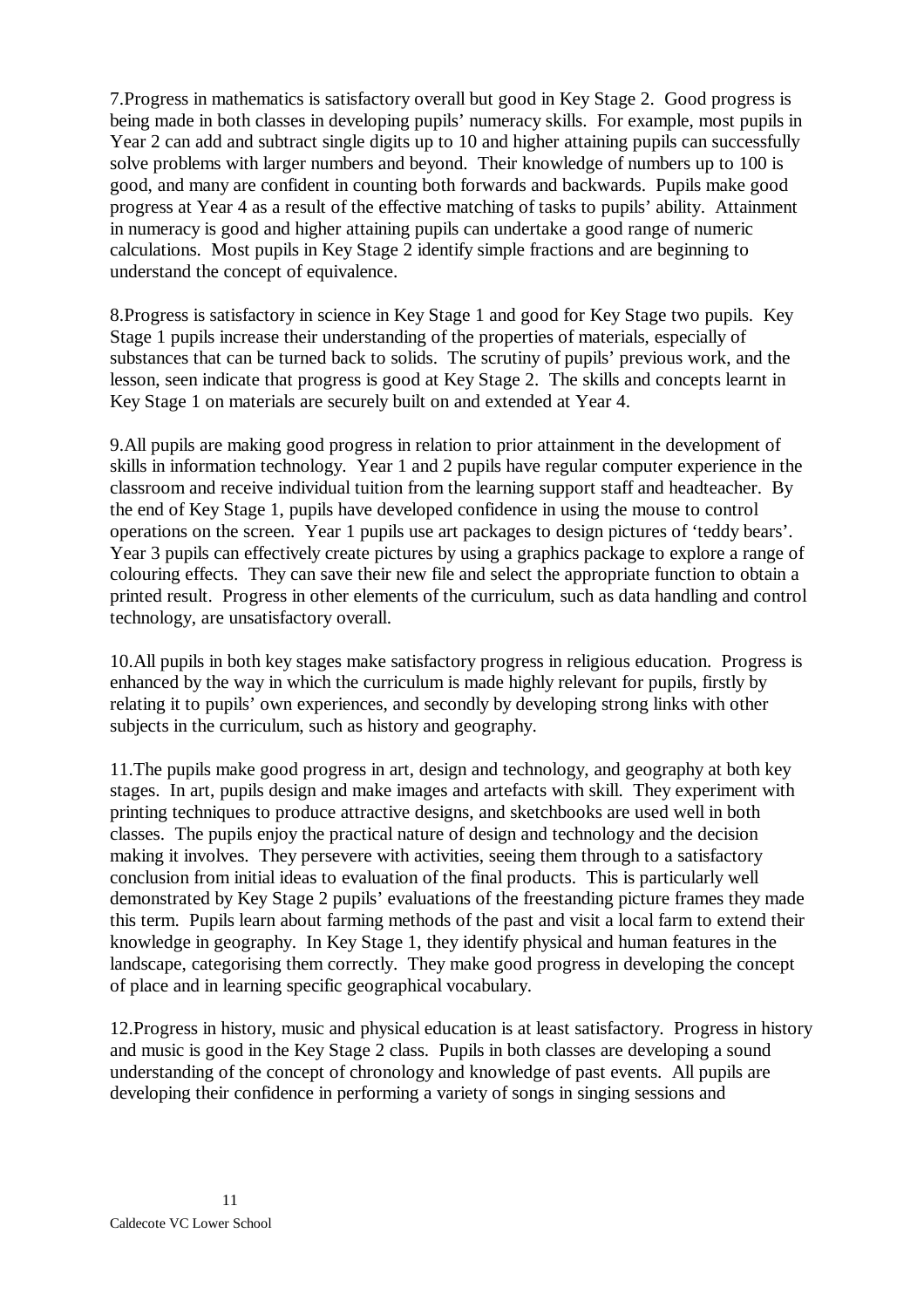7.Progress in mathematics is satisfactory overall but good in Key Stage 2. Good progress is being made in both classes in developing pupils' numeracy skills. For example, most pupils in Year 2 can add and subtract single digits up to 10 and higher attaining pupils can successfully solve problems with larger numbers and beyond. Their knowledge of numbers up to 100 is good, and many are confident in counting both forwards and backwards. Pupils make good progress at Year 4 as a result of the effective matching of tasks to pupils' ability. Attainment in numeracy is good and higher attaining pupils can undertake a good range of numeric calculations. Most pupils in Key Stage 2 identify simple fractions and are beginning to understand the concept of equivalence.

8.Progress is satisfactory in science in Key Stage 1 and good for Key Stage two pupils. Key Stage 1 pupils increase their understanding of the properties of materials, especially of substances that can be turned back to solids. The scrutiny of pupils' previous work, and the lesson, seen indicate that progress is good at Key Stage 2. The skills and concepts learnt in Key Stage 1 on materials are securely built on and extended at Year 4.

9.All pupils are making good progress in relation to prior attainment in the development of skills in information technology. Year 1 and 2 pupils have regular computer experience in the classroom and receive individual tuition from the learning support staff and headteacher. By the end of Key Stage 1, pupils have developed confidence in using the mouse to control operations on the screen. Year 1 pupils use art packages to design pictures of 'teddy bears'. Year 3 pupils can effectively create pictures by using a graphics package to explore a range of colouring effects. They can save their new file and select the appropriate function to obtain a printed result. Progress in other elements of the curriculum, such as data handling and control technology, are unsatisfactory overall.

10.All pupils in both key stages make satisfactory progress in religious education. Progress is enhanced by the way in which the curriculum is made highly relevant for pupils, firstly by relating it to pupils' own experiences, and secondly by developing strong links with other subjects in the curriculum, such as history and geography.

11.The pupils make good progress in art, design and technology, and geography at both key stages. In art, pupils design and make images and artefacts with skill. They experiment with printing techniques to produce attractive designs, and sketchbooks are used well in both classes. The pupils enjoy the practical nature of design and technology and the decision making it involves. They persevere with activities, seeing them through to a satisfactory conclusion from initial ideas to evaluation of the final products. This is particularly well demonstrated by Key Stage 2 pupils' evaluations of the freestanding picture frames they made this term. Pupils learn about farming methods of the past and visit a local farm to extend their knowledge in geography. In Key Stage 1, they identify physical and human features in the landscape, categorising them correctly. They make good progress in developing the concept of place and in learning specific geographical vocabulary.

12.Progress in history, music and physical education is at least satisfactory. Progress in history and music is good in the Key Stage 2 class. Pupils in both classes are developing a sound understanding of the concept of chronology and knowledge of past events. All pupils are developing their confidence in performing a variety of songs in singing sessions and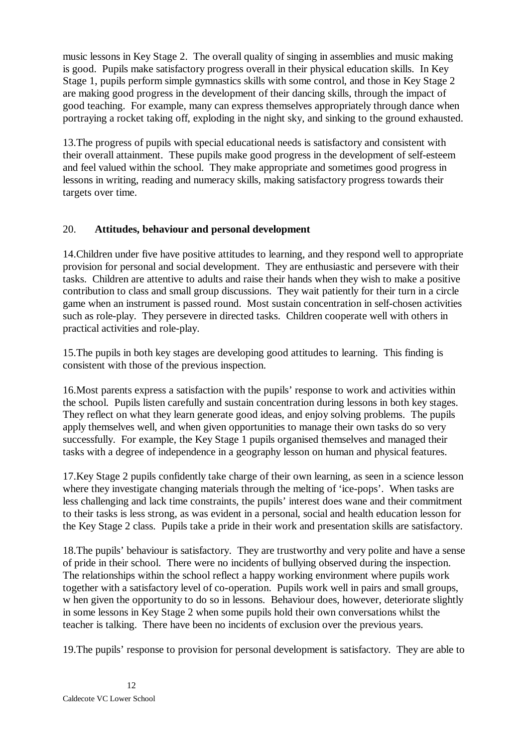music lessons in Key Stage 2. The overall quality of singing in assemblies and music making is good. Pupils make satisfactory progress overall in their physical education skills. In Key Stage 1, pupils perform simple gymnastics skills with some control, and those in Key Stage 2 are making good progress in the development of their dancing skills, through the impact of good teaching. For example, many can express themselves appropriately through dance when portraying a rocket taking off, exploding in the night sky, and sinking to the ground exhausted.

13.The progress of pupils with special educational needs is satisfactory and consistent with their overall attainment. These pupils make good progress in the development of self-esteem and feel valued within the school. They make appropriate and sometimes good progress in lessons in writing, reading and numeracy skills, making satisfactory progress towards their targets over time.

## 20. Attitudes, behaviour and personal development

14.Children under five have positive attitudes to learning, and they respond well to appropriate provision for personal and social development. They are enthusiastic and persevere with their tasks. Children are attentive to adults and raise their hands when they wish to make a positive contribution to class and small group discussions. They wait patiently for their turn in a circle game when an instrument is passed round. Most sustain concentration in self-chosen activities such as role-play. They persevere in directed tasks. Children cooperate well with others in practical activities and role-play.

15.The pupils in both key stages are developing good attitudes to learning. This finding is consistent with those of the previous inspection.

16.Most parents express a satisfaction with the pupils' response to work and activities within the school. Pupils listen carefully and sustain concentration during lessons in both key stages. They reflect on what they learn generate good ideas, and enjoy solving problems. The pupils apply themselves well, and when given opportunities to manage their own tasks do so very successfully. For example, the Key Stage 1 pupils organised themselves and managed their tasks with a degree of independence in a geography lesson on human and physical features.

17.Key Stage 2 pupils confidently take charge of their own learning, as seen in a science lesson where they investigate changing materials through the melting of 'ice-pops'. When tasks are less challenging and lack time constraints, the pupils' interest does wane and their commitment to their tasks is less strong, as was evident in a personal, social and health education lesson for the Key Stage 2 class. Pupils take a pride in their work and presentation skills are satisfactory.

18.The pupils' behaviour is satisfactory. They are trustworthy and very polite and have a sense of pride in their school. There were no incidents of bullying observed during the inspection. The relationships within the school reflect a happy working environment where pupils work together with a satisfactory level of co-operation. Pupils work well in pairs and small groups, w hen given the opportunity to do so in lessons. Behaviour does, however, deteriorate slightly in some lessons in Key Stage 2 when some pupils hold their own conversations whilst the teacher is talking. There have been no incidents of exclusion over the previous years.

19.The pupils' response to provision for personal development is satisfactory. They are able to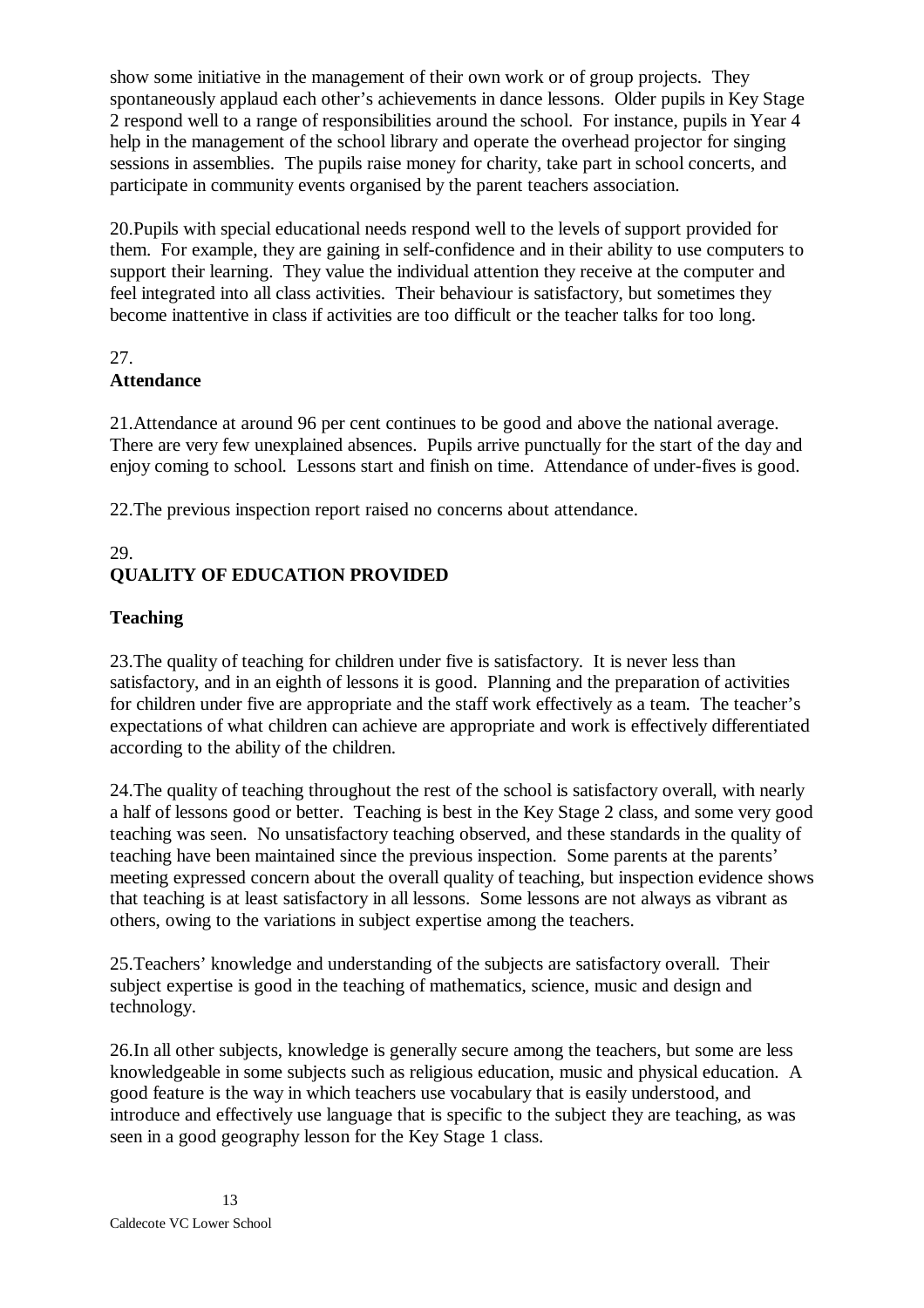show some initiative in the management of their own work or of group projects. They spontaneously applaud each other's achievements in dance lessons. Older pupils in Key Stage 2 respond well to a range of responsibilities around the school. For instance, pupils in Year 4 help in the management of the school library and operate the overhead projector for singing sessions in assemblies. The pupils raise money for charity, take part in school concerts, and participate in community events organised by the parent teachers association.

20.Pupils with special educational needs respond well to the levels of support provided for them. For example, they are gaining in self-confidence and in their ability to use computers to support their learning. They value the individual attention they receive at the computer and feel integrated into all class activities. Their behaviour is satisfactory, but sometimes they become inattentive in class if activities are too difficult or the teacher talks for too long.

27.

**Attendance**

21.Attendance at around 96 per cent continues to be good and above the national average. There are very few unexplained absences. Pupils arrive punctually for the start of the day and enjoy coming to school. Lessons start and finish on time. Attendance of under-fives is good.

22.The previous inspection report raised no concerns about attendance.

29.

## QUALITY OF EDUCATION PROVIDED

### Teaching

23.The quality of teaching for children under five is satisfactory. It is never less than satisfactory, and in an eighth of lessons it is good. Planning and the preparation of activities for children under five are appropriate and the staff work effectively as a team. The teacher's expectations of what children can achieve are appropriate and work is effectively differentiated according to the ability of the children.

24.The quality of teaching throughout the rest of the school is satisfactory overall, with nearly a half of lessons good or better. Teaching is best in the Key Stage 2 class, and some very good teaching was seen. No unsatisfactory teaching observed, and these standards in the quality of teaching have been maintained since the previous inspection. Some parents at the parents' meeting expressed concern about the overall quality of teaching, but inspection evidence shows that teaching is at least satisfactory in all lessons. Some lessons are not always as vibrant as others, owing to the variations in subject expertise among the teachers.

25.Teachers' knowledge and understanding of the subjects are satisfactory overall. Their subject expertise is good in the teaching of mathematics, science, music and design and technology.

26.In all other subjects, knowledge is generally secure among the teachers, but some are less knowledgeable in some subjects such as religious education, music and physical education. A good feature is the way in which teachers use vocabulary that is easily understood, and introduce and effectively use language that is specific to the subject they are teaching, as was seen in a good geography lesson for the Key Stage 1 class.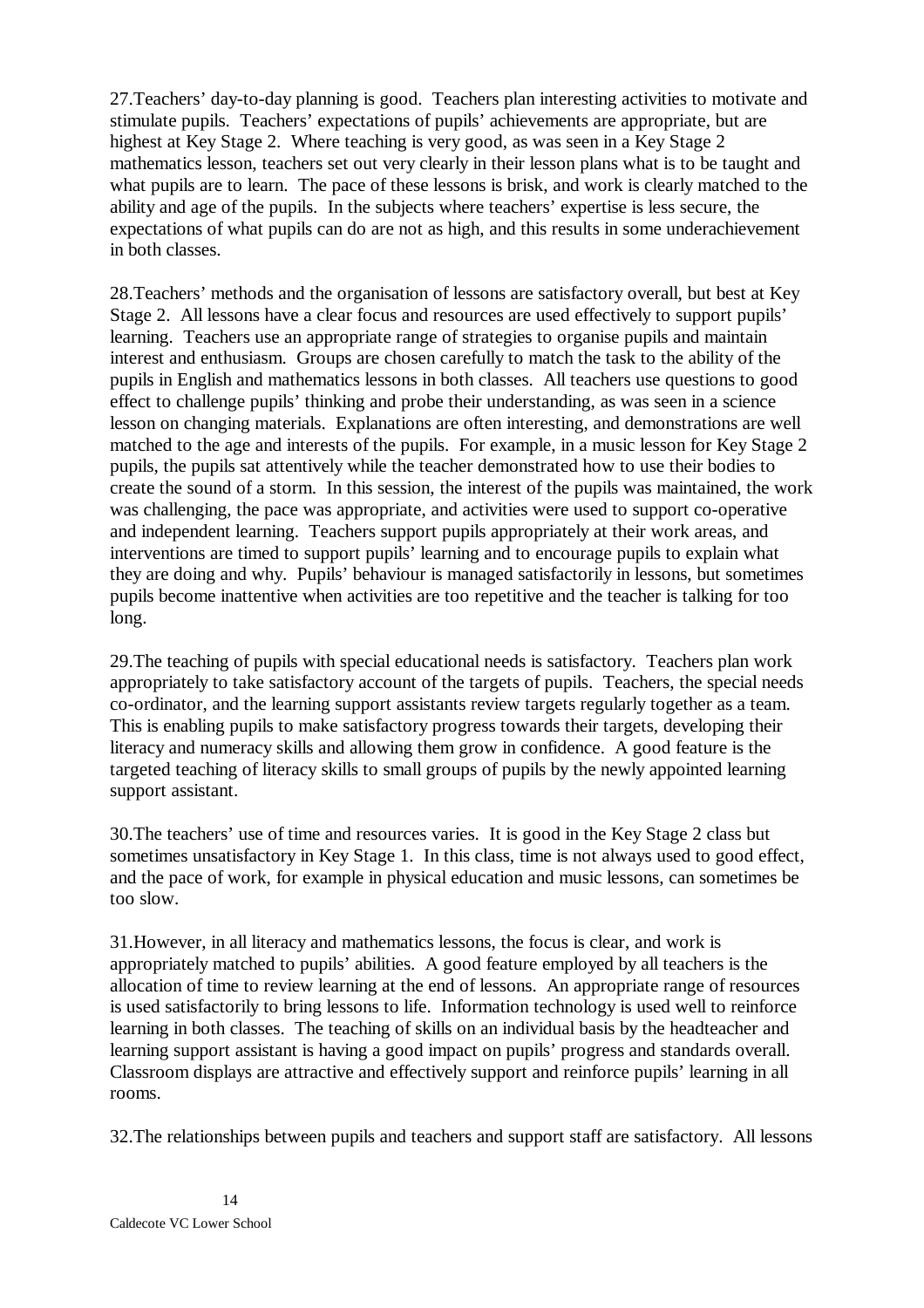27.Teachers' day-to-day planning is good. Teachers plan interesting activities to motivate and stimulate pupils. Teachers' expectations of pupils' achievements are appropriate, but are highest at Key Stage 2. Where teaching is very good, as was seen in a Key Stage 2 mathematics lesson, teachers set out very clearly in their lesson plans what is to be taught and what pupils are to learn. The pace of these lessons is brisk, and work is clearly matched to the ability and age of the pupils. In the subjects where teachers' expertise is less secure, the expectations of what pupils can do are not as high, and this results in some underachievement in both classes.

28.Teachers' methods and the organisation of lessons are satisfactory overall, but best at Key Stage 2. All lessons have a clear focus and resources are used effectively to support pupils' learning. Teachers use an appropriate range of strategies to organise pupils and maintain interest and enthusiasm. Groups are chosen carefully to match the task to the ability of the pupils in English and mathematics lessons in both classes. All teachers use questions to good effect to challenge pupils' thinking and probe their understanding, as was seen in a science lesson on changing materials. Explanations are often interesting, and demonstrations are well matched to the age and interests of the pupils. For example, in a music lesson for Key Stage 2 pupils, the pupils sat attentively while the teacher demonstrated how to use their bodies to create the sound of a storm. In this session, the interest of the pupils was maintained, the work was challenging, the pace was appropriate, and activities were used to support co-operative and independent learning. Teachers support pupils appropriately at their work areas, and interventions are timed to support pupils' learning and to encourage pupils to explain what they are doing and why. Pupils' behaviour is managed satisfactorily in lessons, but sometimes pupils become inattentive when activities are too repetitive and the teacher is talking for too long.

29.The teaching of pupils with special educational needs is satisfactory. Teachers plan work appropriately to take satisfactory account of the targets of pupils. Teachers, the special needs co-ordinator, and the learning support assistants review targets regularly together as a team. This is enabling pupils to make satisfactory progress towards their targets, developing their literacy and numeracy skills and allowing them grow in confidence. A good feature is the targeted teaching of literacy skills to small groups of pupils by the newly appointed learning support assistant.

30.The teachers' use of time and resources varies. It is good in the Key Stage 2 class but sometimes unsatisfactory in Key Stage 1. In this class, time is not always used to good effect, and the pace of work, for example in physical education and music lessons, can sometimes be too slow.

31.However, in all literacy and mathematics lessons, the focus is clear, and work is appropriately matched to pupils' abilities. A good feature employed by all teachers is the allocation of time to review learning at the end of lessons. An appropriate range of resources is used satisfactorily to bring lessons to life. Information technology is used well to reinforce learning in both classes. The teaching of skills on an individual basis by the headteacher and learning support assistant is having a good impact on pupils' progress and standards overall. Classroom displays are attractive and effectively support and reinforce pupils' learning in all rooms.

32.The relationships between pupils and teachers and support staff are satisfactory. All lessons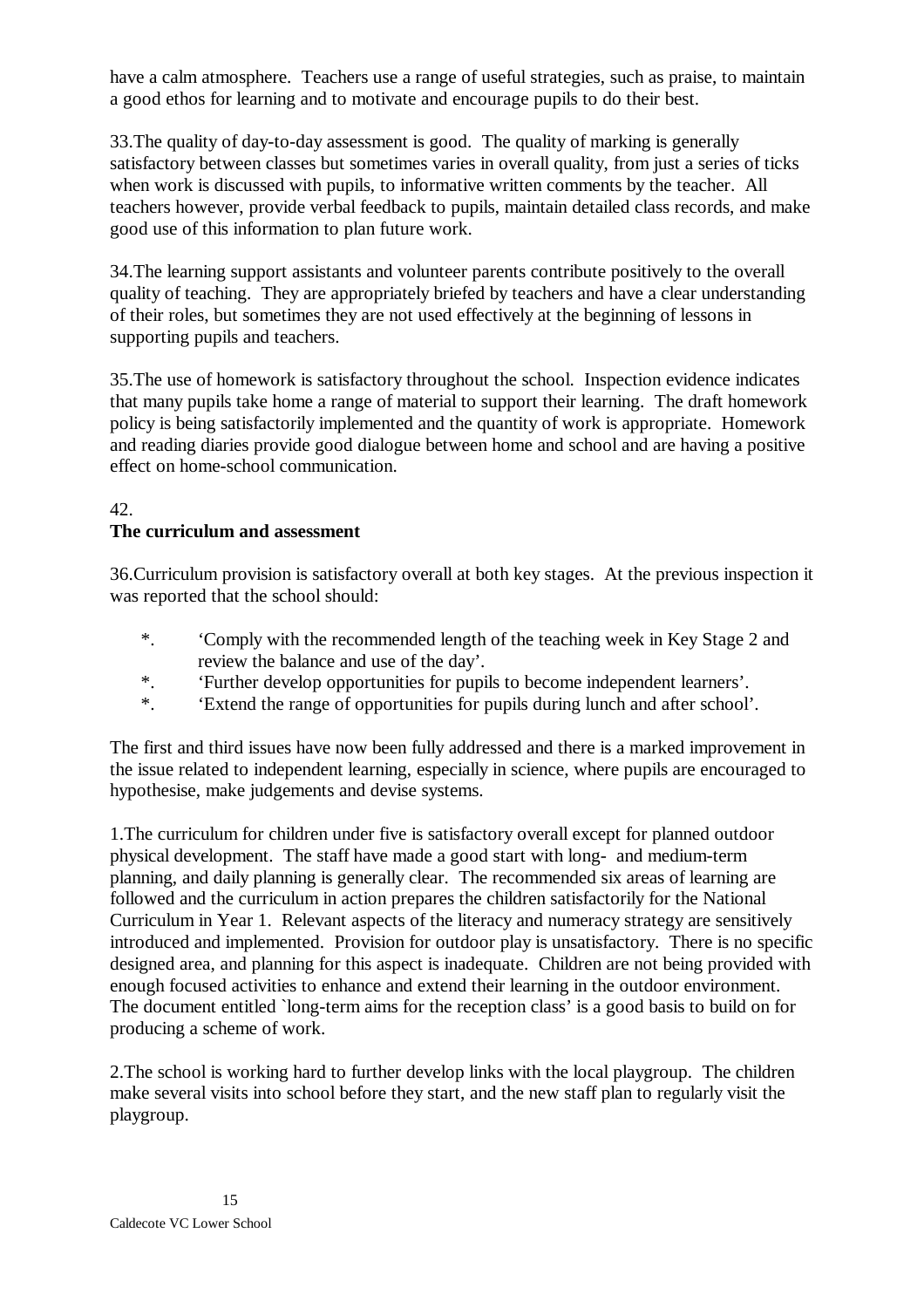have a calm atmosphere. Teachers use a range of useful strategies, such as praise, to maintain a good ethos for learning and to motivate and encourage pupils to do their best.

33.The quality of day-to-day assessment is good. The quality of marking is generally satisfactory between classes but sometimes varies in overall quality, from just a series of ticks when work is discussed with pupils, to informative written comments by the teacher. All teachers however, provide verbal feedback to pupils, maintain detailed class records, and make good use of this information to plan future work.

34.The learning support assistants and volunteer parents contribute positively to the overall quality of teaching. They are appropriately briefed by teachers and have a clear understanding of their roles, but sometimes they are not used effectively at the beginning of lessons in supporting pupils and teachers.

35.The use of homework is satisfactory throughout the school. Inspection evidence indicates that many pupils take home a range of material to support their learning. The draft homework policy is being satisfactorily implemented and the quantity of work is appropriate. Homework and reading diaries provide good dialogue between home and school and are having a positive effect on home-school communication.

42.

**The curriculum and assessment**

36.Curriculum provision is satisfactory overall at both key stages. At the previous inspection it was reported that the school should:

*. 'Comply with the recommended length of the teaching week in Key Stage 2 and review the balance and use of the day'.
*. 'Further develop opportunities for pupils to become independent learners'.
*. 'Extend the range of opportunities for pupils during lunch and after school'.

The first and third issues have now been fully addressed and there is a marked improvement in the issue related to independent learning, especially in science, where pupils are encouraged to hypothesise, make judgements and devise systems.

1.The curriculum for children under five is satisfactory overall except for planned outdoor physical development. The staff have made a good start with long- and medium-term planning, and daily planning is generally clear. The recommended six areas of learning are followed and the curriculum in action prepares the children satisfactorily for the National Curriculum in Year 1. Relevant aspects of the literacy and numeracy strategy are sensitively introduced and implemented. Provision for outdoor play is unsatisfactory. There is no specific designed area, and planning for this aspect is inadequate. Children are not being provided with enough focused activities to enhance and extend their learning in the outdoor environment. The document entitled `long-term aims for the reception class' is a good basis to build on for producing a scheme of work.

2.The school is working hard to further develop links with the local playgroup. The children make several visits into school before they start, and the new staff plan to regularly visit the playgroup.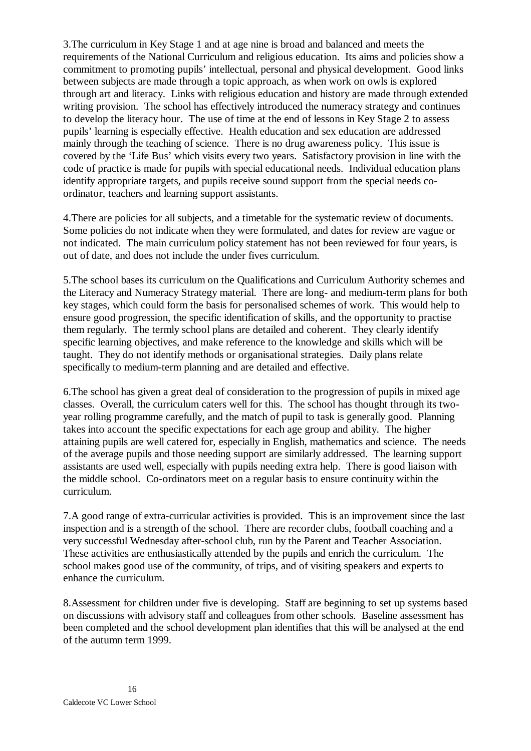3.The curriculum in Key Stage 1 and at age nine is broad and balanced and meets the requirements of the National Curriculum and religious education. Its aims and policies show a commitment to promoting pupils' intellectual, personal and physical development. Good links between subjects are made through a topic approach, as when work on owls is explored through art and literacy. Links with religious education and history are made through extended writing provision. The school has effectively introduced the numeracy strategy and continues to develop the literacy hour. The use of time at the end of lessons in Key Stage 2 to assess pupils' learning is especially effective. Health education and sex education are addressed mainly through the teaching of science. There is no drug awareness policy. This issue is covered by the 'Life Bus' which visits every two years. Satisfactory provision in line with the code of practice is made for pupils with special educational needs. Individual education plans identify appropriate targets, and pupils receive sound support from the special needs co-ordinator, teachers and learning support assistants.

4.There are policies for all subjects, and a timetable for the systematic review of documents. Some policies do not indicate when they were formulated, and dates for review are vague or not indicated. The main curriculum policy statement has not been reviewed for four years, is out of date, and does not include the under fives curriculum.

5.The school bases its curriculum on the Qualifications and Curriculum Authority schemes and the Literacy and Numeracy Strategy material. There are long- and medium-term plans for both key stages, which could form the basis for personalised schemes of work. This would help to ensure good progression, the specific identification of skills, and the opportunity to practise them regularly. The termly school plans are detailed and coherent. They clearly identify specific learning objectives, and make reference to the knowledge and skills which will be taught. They do not identify methods or organisational strategies. Daily plans relate specifically to medium-term planning and are detailed and effective.

6.The school has given a great deal of consideration to the progression of pupils in mixed age classes. Overall, the curriculum caters well for this. The school has thought through its two-year rolling programme carefully, and the match of pupil to task is generally good. Planning takes into account the specific expectations for each age group and ability. The higher attaining pupils are well catered for, especially in English, mathematics and science. The needs of the average pupils and those needing support are similarly addressed. The learning support assistants are used well, especially with pupils needing extra help. There is good liaison with the middle school. Co-ordinators meet on a regular basis to ensure continuity within the curriculum.

7.A good range of extra-curricular activities is provided. This is an improvement since the last inspection and is a strength of the school. There are recorder clubs, football coaching and a very successful Wednesday after-school club, run by the Parent and Teacher Association. These activities are enthusiastically attended by the pupils and enrich the curriculum. The school makes good use of the community, of trips, and of visiting speakers and experts to enhance the curriculum.

8.Assessment for children under five is developing. Staff are beginning to set up systems based on discussions with advisory staff and colleagues from other schools. Baseline assessment has been completed and the school development plan identifies that this will be analysed at the end of the autumn term 1999.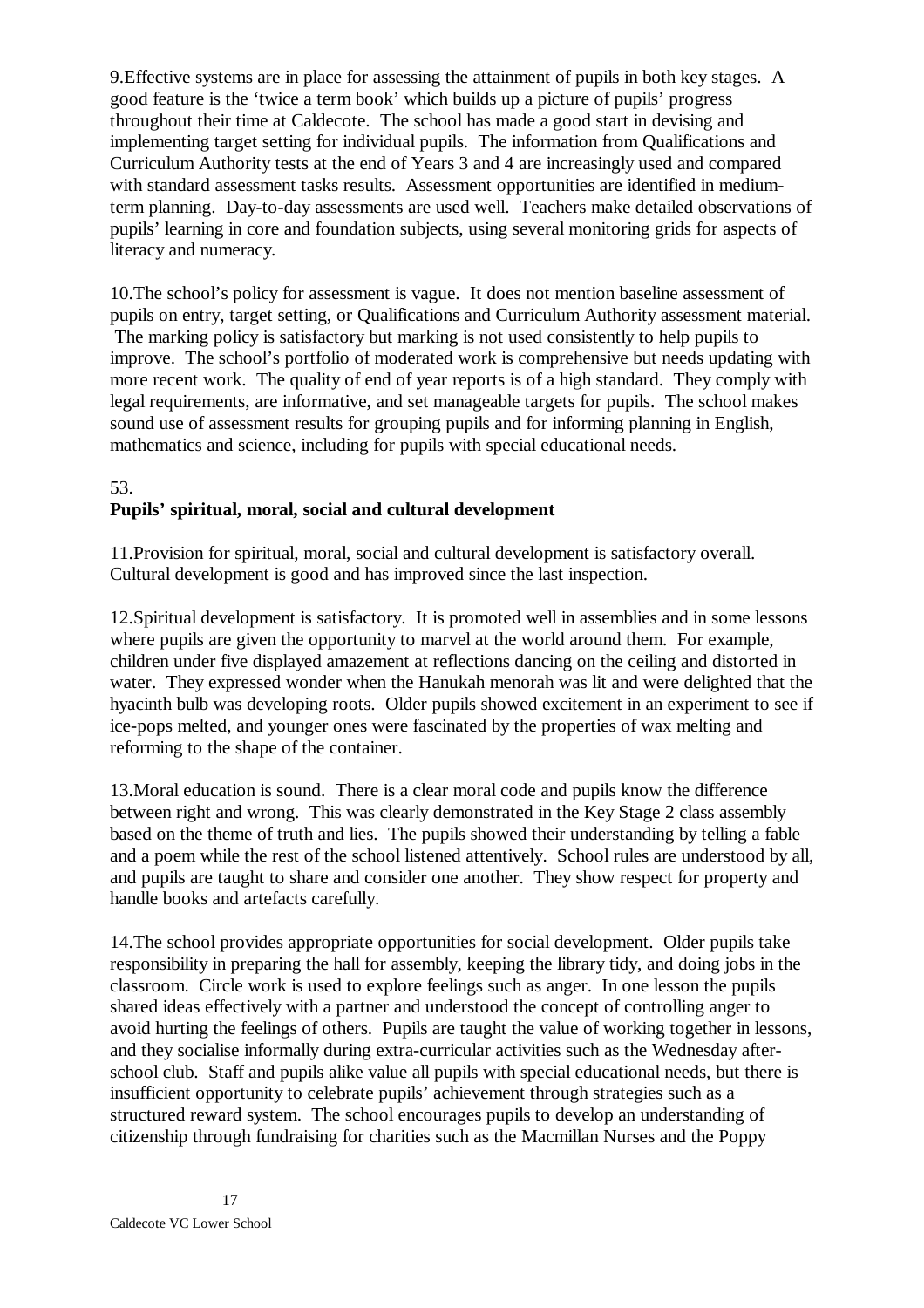9.Effective systems are in place for assessing the attainment of pupils in both key stages. A good feature is the 'twice a term book' which builds up a picture of pupils' progress throughout their time at Caldecote. The school has made a good start in devising and implementing target setting for individual pupils. The information from Qualifications and Curriculum Authority tests at the end of Years 3 and 4 are increasingly used and compared with standard assessment tasks results. Assessment opportunities are identified in medium-term planning. Day-to-day assessments are used well. Teachers make detailed observations of pupils' learning in core and foundation subjects, using several monitoring grids for aspects of literacy and numeracy.

10.The school's policy for assessment is vague. It does not mention baseline assessment of pupils on entry, target setting, or Qualifications and Curriculum Authority assessment material. The marking policy is satisfactory but marking is not used consistently to help pupils to improve. The school's portfolio of moderated work is comprehensive but needs updating with more recent work. The quality of end of year reports is of a high standard. They comply with legal requirements, are informative, and set manageable targets for pupils. The school makes sound use of assessment results for grouping pupils and for informing planning in English, mathematics and science, including for pupils with special educational needs.

53.

**Pupils' spiritual, moral, social and cultural development**

11.Provision for spiritual, moral, social and cultural development is satisfactory overall. Cultural development is good and has improved since the last inspection.

12.Spiritual development is satisfactory. It is promoted well in assemblies and in some lessons where pupils are given the opportunity to marvel at the world around them. For example, children under five displayed amazement at reflections dancing on the ceiling and distorted in water. They expressed wonder when the Hanukah menorah was lit and were delighted that the hyacinth bulb was developing roots. Older pupils showed excitement in an experiment to see if ice-pops melted, and younger ones were fascinated by the properties of wax melting and reforming to the shape of the container.

13.Moral education is sound. There is a clear moral code and pupils know the difference between right and wrong. This was clearly demonstrated in the Key Stage 2 class assembly based on the theme of truth and lies. The pupils showed their understanding by telling a fable and a poem while the rest of the school listened attentively. School rules are understood by all, and pupils are taught to share and consider one another. They show respect for property and handle books and artefacts carefully.

14.The school provides appropriate opportunities for social development. Older pupils take responsibility in preparing the hall for assembly, keeping the library tidy, and doing jobs in the classroom. Circle work is used to explore feelings such as anger. In one lesson the pupils shared ideas effectively with a partner and understood the concept of controlling anger to avoid hurting the feelings of others. Pupils are taught the value of working together in lessons, and they socialise informally during extra-curricular activities such as the Wednesday after-school club. Staff and pupils alike value all pupils with special educational needs, but there is insufficient opportunity to celebrate pupils' achievement through strategies such as a structured reward system. The school encourages pupils to develop an understanding of citizenship through fundraising for charities such as the Macmillan Nurses and the Poppy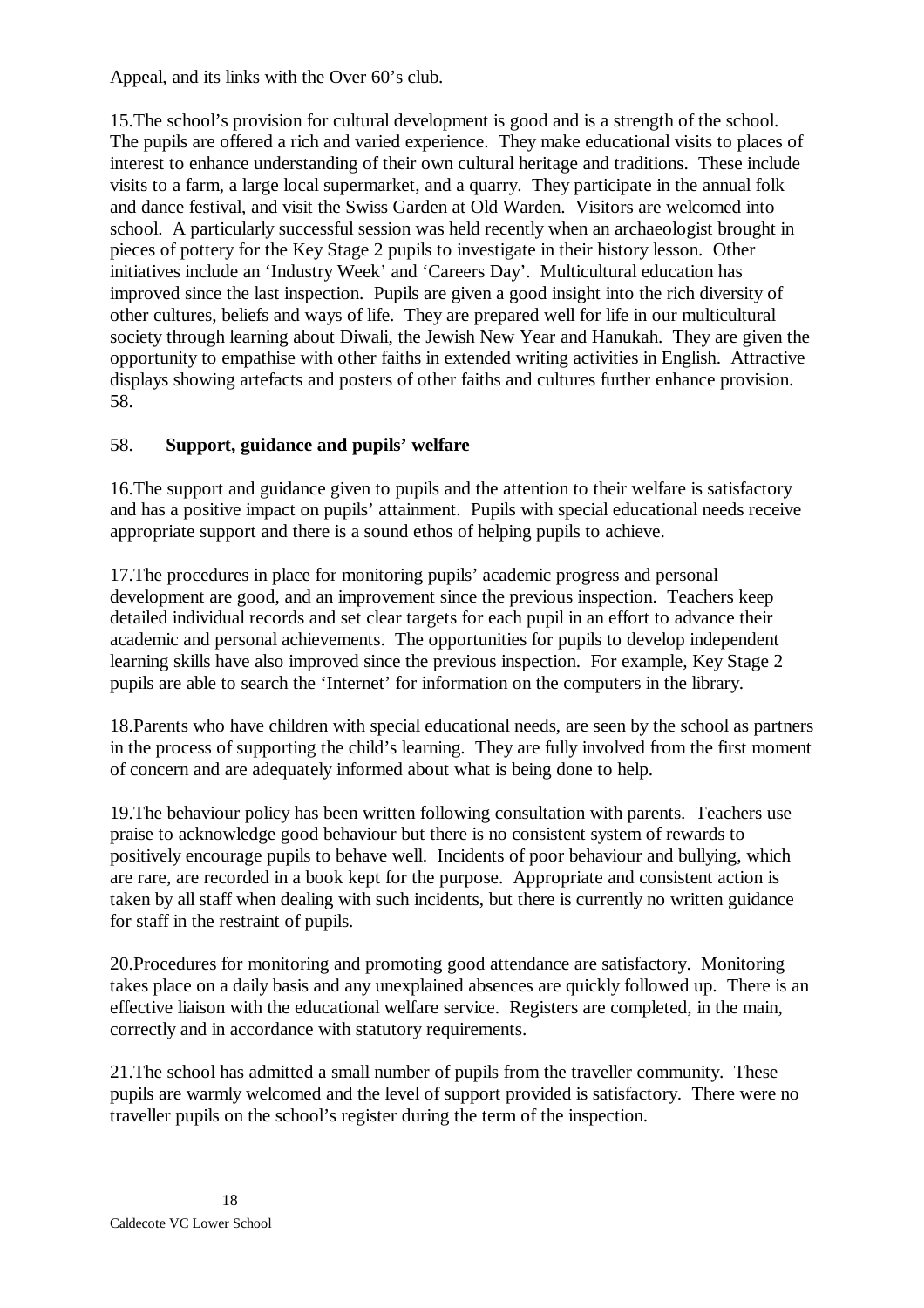Appeal, and its links with the Over 60's club.

15.The school's provision for cultural development is good and is a strength of the school. The pupils are offered a rich and varied experience. They make educational visits to places of interest to enhance understanding of their own cultural heritage and traditions. These include visits to a farm, a large local supermarket, and a quarry. They participate in the annual folk and dance festival, and visit the Swiss Garden at Old Warden. Visitors are welcomed into school. A particularly successful session was held recently when an archaeologist brought in pieces of pottery for the Key Stage 2 pupils to investigate in their history lesson. Other initiatives include an 'Industry Week' and 'Careers Day'. Multicultural education has improved since the last inspection. Pupils are given a good insight into the rich diversity of other cultures, beliefs and ways of life. They are prepared well for life in our multicultural society through learning about Diwali, the Jewish New Year and Hanukah. They are given the opportunity to empathise with other faiths in extended writing activities in English. Attractive displays showing artefacts and posters of other faiths and cultures further enhance provision. 58.

58. **Support, guidance and pupils' welfare**

16.The support and guidance given to pupils and the attention to their welfare is satisfactory and has a positive impact on pupils' attainment. Pupils with special educational needs receive appropriate support and there is a sound ethos of helping pupils to achieve.

17.The procedures in place for monitoring pupils' academic progress and personal development are good, and an improvement since the previous inspection. Teachers keep detailed individual records and set clear targets for each pupil in an effort to advance their academic and personal achievements. The opportunities for pupils to develop independent learning skills have also improved since the previous inspection. For example, Key Stage 2 pupils are able to search the 'Internet' for information on the computers in the library.

18.Parents who have children with special educational needs, are seen by the school as partners in the process of supporting the child's learning. They are fully involved from the first moment of concern and are adequately informed about what is being done to help.

19.The behaviour policy has been written following consultation with parents. Teachers use praise to acknowledge good behaviour but there is no consistent system of rewards to positively encourage pupils to behave well. Incidents of poor behaviour and bullying, which are rare, are recorded in a book kept for the purpose. Appropriate and consistent action is taken by all staff when dealing with such incidents, but there is currently no written guidance for staff in the restraint of pupils.

20.Procedures for monitoring and promoting good attendance are satisfactory. Monitoring takes place on a daily basis and any unexplained absences are quickly followed up. There is an effective liaison with the educational welfare service. Registers are completed, in the main, correctly and in accordance with statutory requirements.

21.The school has admitted a small number of pupils from the traveller community. These pupils are warmly welcomed and the level of support provided is satisfactory. There were no traveller pupils on the school's register during the term of the inspection.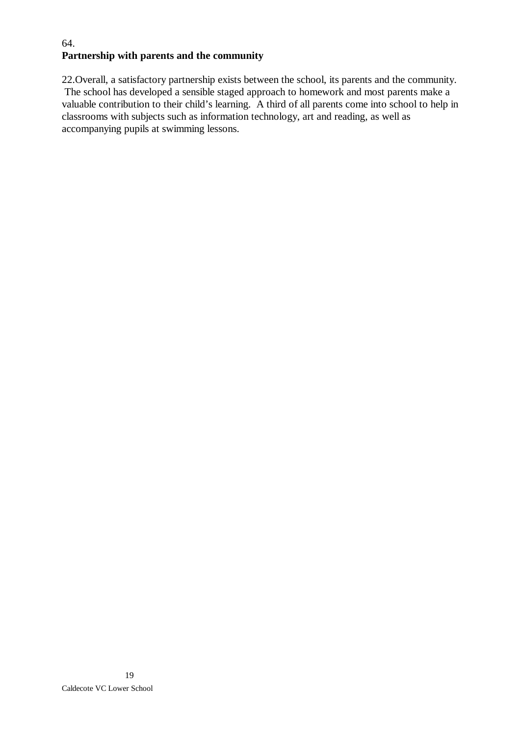64.

**Partnership with parents and the community**

22.Overall, a satisfactory partnership exists between the school, its parents and the community. The school has developed a sensible staged approach to homework and most parents make a valuable contribution to their child's learning. A third of all parents come into school to help in classrooms with subjects such as information technology, art and reading, as well as accompanying pupils at swimming lessons.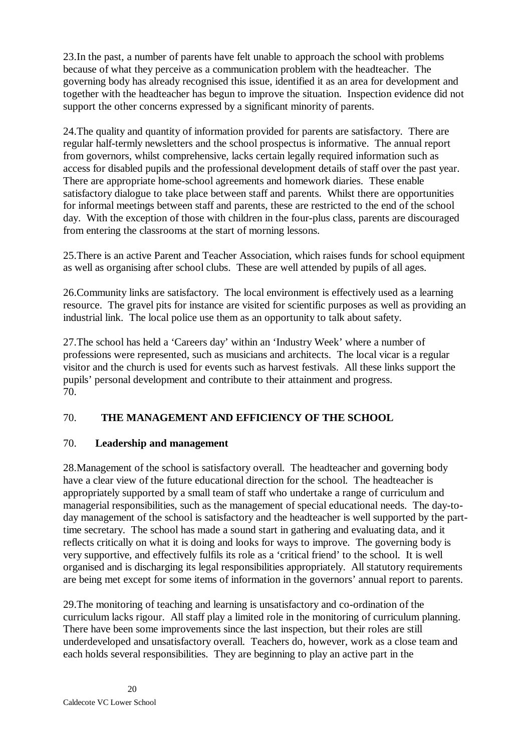23.In the past, a number of parents have felt unable to approach the school with problems because of what they perceive as a communication problem with the headteacher. The governing body has already recognised this issue, identified it as an area for development and together with the headteacher has begun to improve the situation. Inspection evidence did not support the other concerns expressed by a significant minority of parents.

24.The quality and quantity of information provided for parents are satisfactory. There are regular half-termly newsletters and the school prospectus is informative. The annual report from governors, whilst comprehensive, lacks certain legally required information such as access for disabled pupils and the professional development details of staff over the past year. There are appropriate home-school agreements and homework diaries. These enable satisfactory dialogue to take place between staff and parents. Whilst there are opportunities for informal meetings between staff and parents, these are restricted to the end of the school day. With the exception of those with children in the four-plus class, parents are discouraged from entering the classrooms at the start of morning lessons.

25.There is an active Parent and Teacher Association, which raises funds for school equipment as well as organising after school clubs. These are well attended by pupils of all ages.

26.Community links are satisfactory. The local environment is effectively used as a learning resource. The gravel pits for instance are visited for scientific purposes as well as providing an industrial link. The local police use them as an opportunity to talk about safety.

27.The school has held a 'Careers day' within an 'Industry Week' where a number of professions were represented, such as musicians and architects. The local vicar is a regular visitor and the church is used for events such as harvest festivals. All these links support the pupils' personal development and contribute to their attainment and progress.
70.

## 70. THE MANAGEMENT AND EFFICIENCY OF THE SCHOOL

### 70. Leadership and management

28.Management of the school is satisfactory overall. The headteacher and governing body have a clear view of the future educational direction for the school. The headteacher is appropriately supported by a small team of staff who undertake a range of curriculum and managerial responsibilities, such as the management of special educational needs. The day-to-day management of the school is satisfactory and the headteacher is well supported by the part-time secretary. The school has made a sound start in gathering and evaluating data, and it reflects critically on what it is doing and looks for ways to improve. The governing body is very supportive, and effectively fulfils its role as a 'critical friend' to the school. It is well organised and is discharging its legal responsibilities appropriately. All statutory requirements are being met except for some items of information in the governors' annual report to parents.

29.The monitoring of teaching and learning is unsatisfactory and co-ordination of the curriculum lacks rigour. All staff play a limited role in the monitoring of curriculum planning. There have been some improvements since the last inspection, but their roles are still underdeveloped and unsatisfactory overall. Teachers do, however, work as a close team and each holds several responsibilities. They are beginning to play an active part in the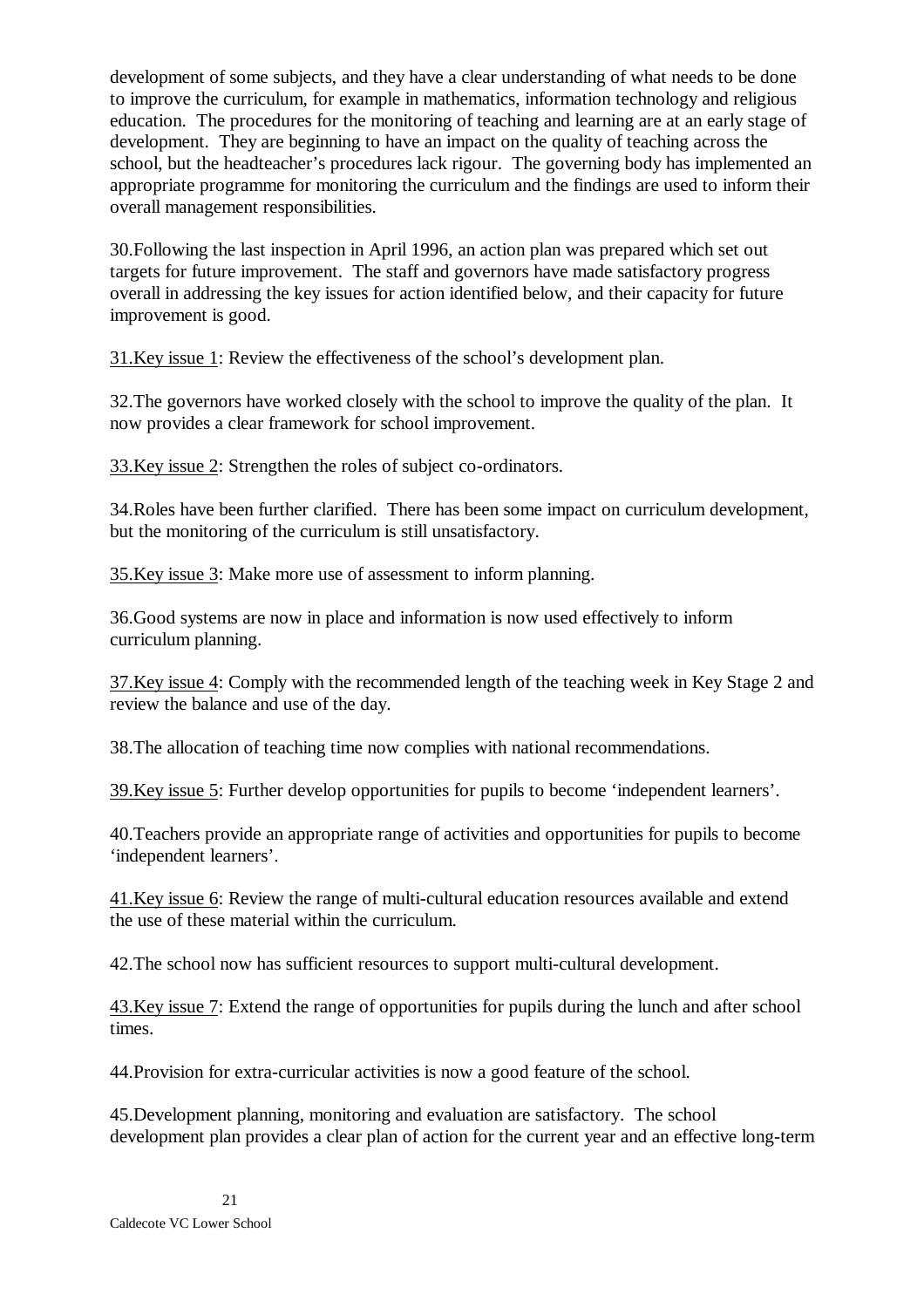development of some subjects, and they have a clear understanding of what needs to be done to improve the curriculum, for example in mathematics, information technology and religious education. The procedures for the monitoring of teaching and learning are at an early stage of development. They are beginning to have an impact on the quality of teaching across the school, but the headteacher's procedures lack rigour. The governing body has implemented an appropriate programme for monitoring the curriculum and the findings are used to inform their overall management responsibilities.

30.Following the last inspection in April 1996, an action plan was prepared which set out targets for future improvement. The staff and governors have made satisfactory progress overall in addressing the key issues for action identified below, and their capacity for future improvement is good.

31.<u>Key issue 1</u>: Review the effectiveness of the school's development plan.

32.The governors have worked closely with the school to improve the quality of the plan. It now provides a clear framework for school improvement.

33.<u>Key issue 2</u>: Strengthen the roles of subject co-ordinators.

34.Roles have been further clarified. There has been some impact on curriculum development, but the monitoring of the curriculum is still unsatisfactory.

35.<u>Key issue 3</u>: Make more use of assessment to inform planning.

36.Good systems are now in place and information is now used effectively to inform curriculum planning.

37.<u>Key issue 4</u>: Comply with the recommended length of the teaching week in Key Stage 2 and review the balance and use of the day.

38.The allocation of teaching time now complies with national recommendations.

39.<u>Key issue 5</u>: Further develop opportunities for pupils to become 'independent learners'.

40.Teachers provide an appropriate range of activities and opportunities for pupils to become 'independent learners'.

41.<u>Key issue 6</u>: Review the range of multi-cultural education resources available and extend the use of these material within the curriculum.

42.The school now has sufficient resources to support multi-cultural development.

43.<u>Key issue 7</u>: Extend the range of opportunities for pupils during the lunch and after school times.

44.Provision for extra-curricular activities is now a good feature of the school.

45.Development planning, monitoring and evaluation are satisfactory. The school development plan provides a clear plan of action for the current year and an effective long-term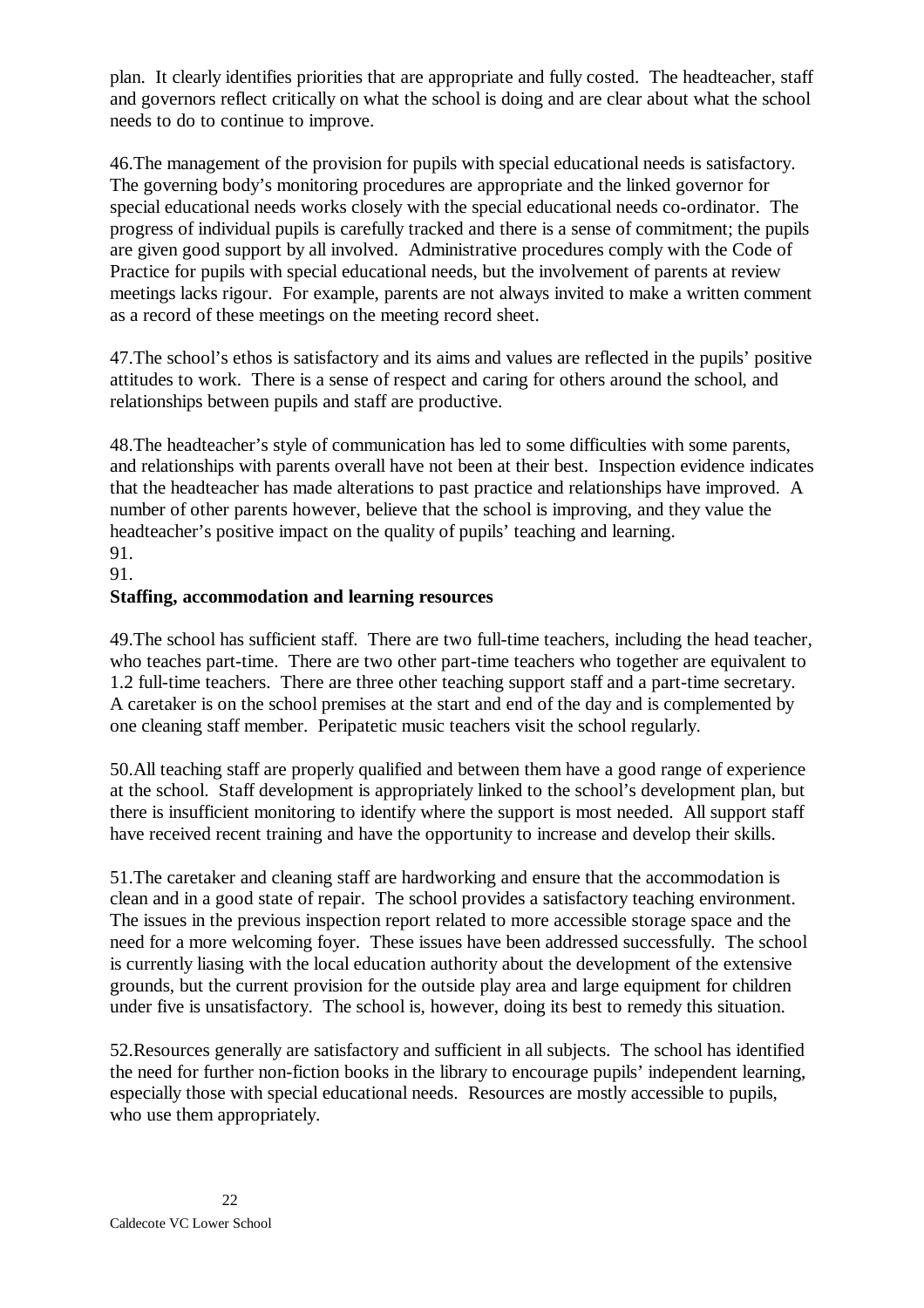plan. It clearly identifies priorities that are appropriate and fully costed. The headteacher, staff and governors reflect critically on what the school is doing and are clear about what the school needs to do to continue to improve.

46.The management of the provision for pupils with special educational needs is satisfactory. The governing body's monitoring procedures are appropriate and the linked governor for special educational needs works closely with the special educational needs co-ordinator. The progress of individual pupils is carefully tracked and there is a sense of commitment; the pupils are given good support by all involved. Administrative procedures comply with the Code of Practice for pupils with special educational needs, but the involvement of parents at review meetings lacks rigour. For example, parents are not always invited to make a written comment as a record of these meetings on the meeting record sheet.

47.The school's ethos is satisfactory and its aims and values are reflected in the pupils' positive attitudes to work. There is a sense of respect and caring for others around the school, and relationships between pupils and staff are productive.

48.The headteacher's style of communication has led to some difficulties with some parents, and relationships with parents overall have not been at their best. Inspection evidence indicates that the headteacher has made alterations to past practice and relationships have improved. A number of other parents however, believe that the school is improving, and they value the headteacher's positive impact on the quality of pupils' teaching and learning.

91.

91.

**Staffing, accommodation and learning resources**

49.The school has sufficient staff. There are two full-time teachers, including the head teacher, who teaches part-time. There are two other part-time teachers who together are equivalent to 1.2 full-time teachers. There are three other teaching support staff and a part-time secretary. A caretaker is on the school premises at the start and end of the day and is complemented by one cleaning staff member. Peripatetic music teachers visit the school regularly.

50.All teaching staff are properly qualified and between them have a good range of experience at the school. Staff development is appropriately linked to the school's development plan, but there is insufficient monitoring to identify where the support is most needed. All support staff have received recent training and have the opportunity to increase and develop their skills.

51.The caretaker and cleaning staff are hardworking and ensure that the accommodation is clean and in a good state of repair. The school provides a satisfactory teaching environment. The issues in the previous inspection report related to more accessible storage space and the need for a more welcoming foyer. These issues have been addressed successfully. The school is currently liasing with the local education authority about the development of the extensive grounds, but the current provision for the outside play area and large equipment for children under five is unsatisfactory. The school is, however, doing its best to remedy this situation.

52.Resources generally are satisfactory and sufficient in all subjects. The school has identified the need for further non-fiction books in the library to encourage pupils' independent learning, especially those with special educational needs. Resources are mostly accessible to pupils, who use them appropriately.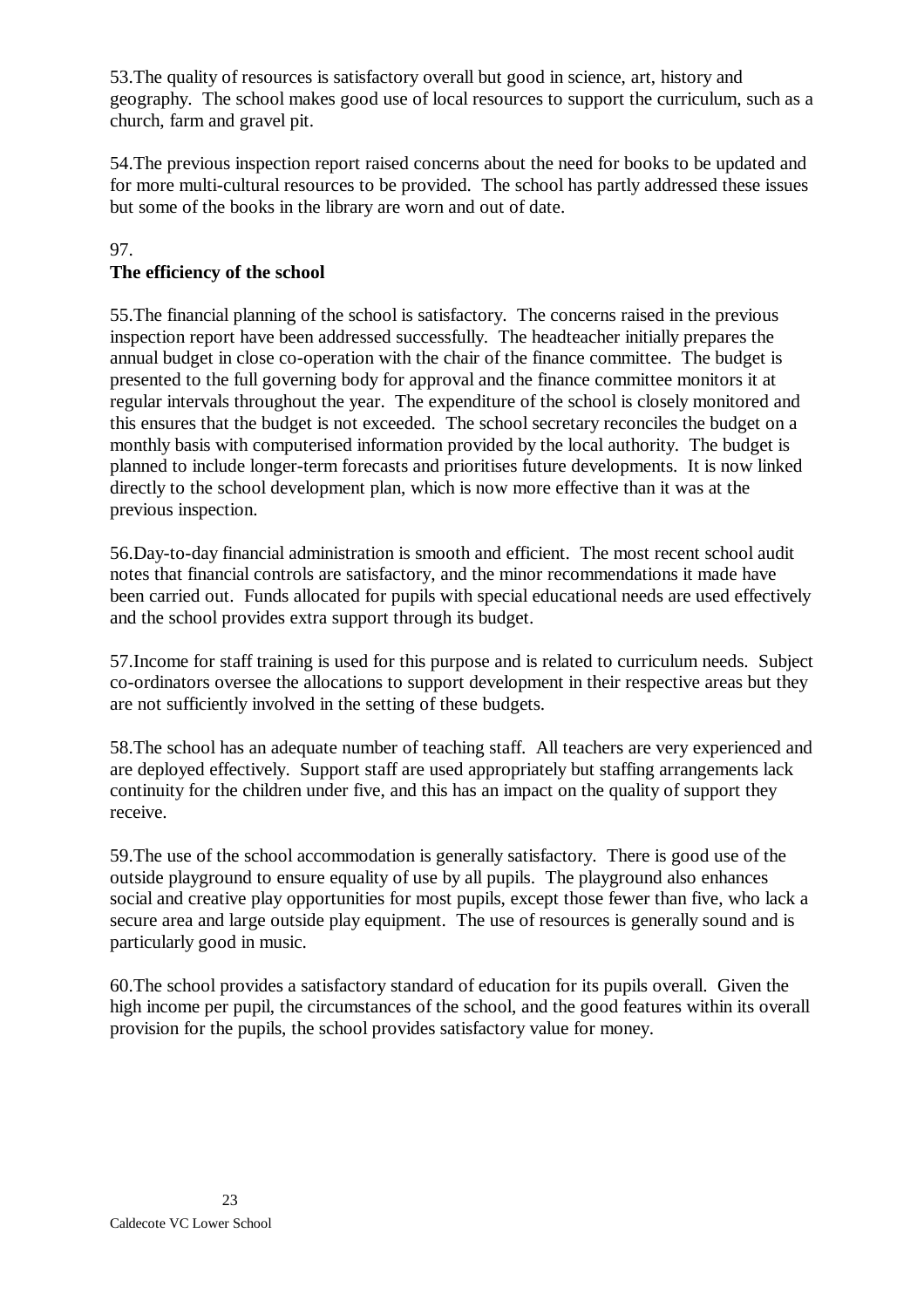53.The quality of resources is satisfactory overall but good in science, art, history and geography. The school makes good use of local resources to support the curriculum, such as a church, farm and gravel pit.

54.The previous inspection report raised concerns about the need for books to be updated and for more multi-cultural resources to be provided. The school has partly addressed these issues but some of the books in the library are worn and out of date.

97.

**The efficiency of the school**

55.The financial planning of the school is satisfactory. The concerns raised in the previous inspection report have been addressed successfully. The headteacher initially prepares the annual budget in close co-operation with the chair of the finance committee. The budget is presented to the full governing body for approval and the finance committee monitors it at regular intervals throughout the year. The expenditure of the school is closely monitored and this ensures that the budget is not exceeded. The school secretary reconciles the budget on a monthly basis with computerised information provided by the local authority. The budget is planned to include longer-term forecasts and prioritises future developments. It is now linked directly to the school development plan, which is now more effective than it was at the previous inspection.

56.Day-to-day financial administration is smooth and efficient. The most recent school audit notes that financial controls are satisfactory, and the minor recommendations it made have been carried out. Funds allocated for pupils with special educational needs are used effectively and the school provides extra support through its budget.

57.Income for staff training is used for this purpose and is related to curriculum needs. Subject co-ordinators oversee the allocations to support development in their respective areas but they are not sufficiently involved in the setting of these budgets.

58.The school has an adequate number of teaching staff. All teachers are very experienced and are deployed effectively. Support staff are used appropriately but staffing arrangements lack continuity for the children under five, and this has an impact on the quality of support they receive.

59.The use of the school accommodation is generally satisfactory. There is good use of the outside playground to ensure equality of use by all pupils. The playground also enhances social and creative play opportunities for most pupils, except those fewer than five, who lack a secure area and large outside play equipment. The use of resources is generally sound and is particularly good in music.

60.The school provides a satisfactory standard of education for its pupils overall. Given the high income per pupil, the circumstances of the school, and the good features within its overall provision for the pupils, the school provides satisfactory value for money.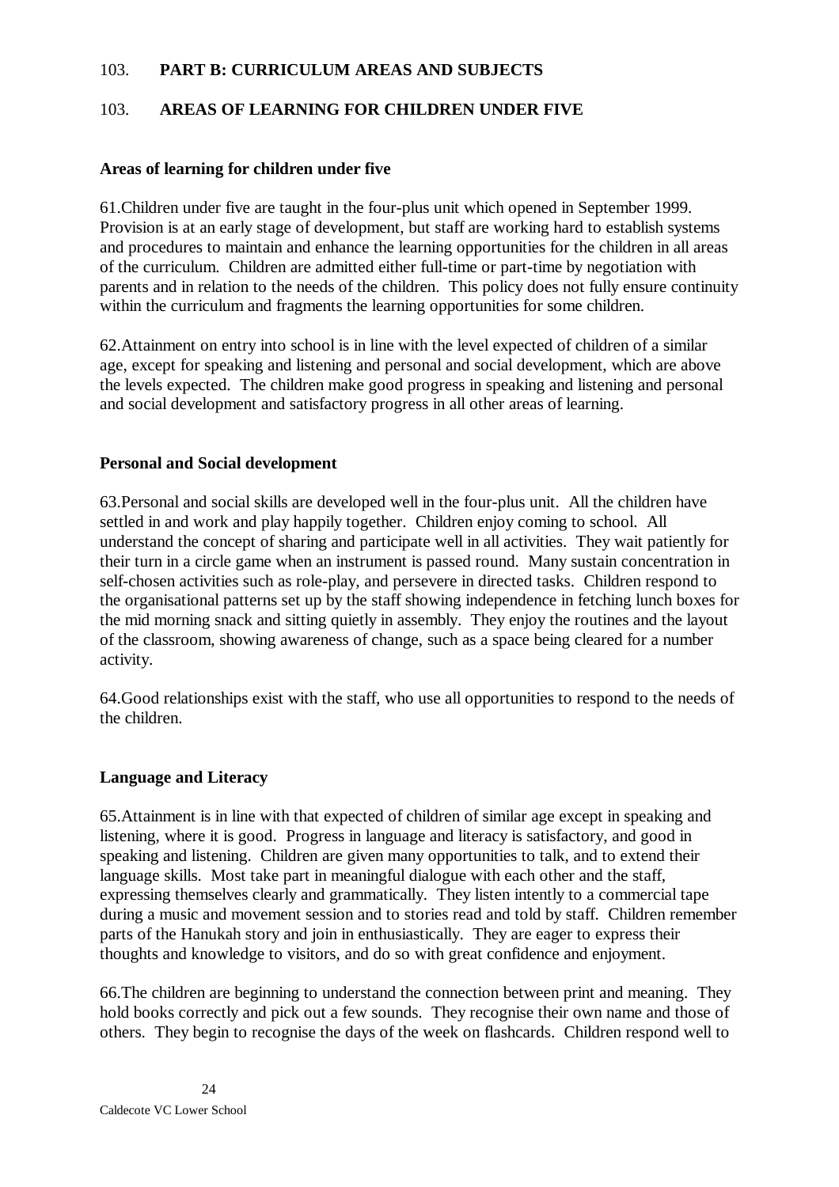103. **PART B: CURRICULUM AREAS AND SUBJECTS**

103. **AREAS OF LEARNING FOR CHILDREN UNDER FIVE**

### Areas of learning for children under five

61.Children under five are taught in the four-plus unit which opened in September 1999. Provision is at an early stage of development, but staff are working hard to establish systems and procedures to maintain and enhance the learning opportunities for the children in all areas of the curriculum. Children are admitted either full-time or part-time by negotiation with parents and in relation to the needs of the children. This policy does not fully ensure continuity within the curriculum and fragments the learning opportunities for some children.

62.Attainment on entry into school is in line with the level expected of children of a similar age, except for speaking and listening and personal and social development, which are above the levels expected. The children make good progress in speaking and listening and personal and social development and satisfactory progress in all other areas of learning.

### Personal and Social development

63.Personal and social skills are developed well in the four-plus unit. All the children have settled in and work and play happily together. Children enjoy coming to school. All understand the concept of sharing and participate well in all activities. They wait patiently for their turn in a circle game when an instrument is passed round. Many sustain concentration in self-chosen activities such as role-play, and persevere in directed tasks. Children respond to the organisational patterns set up by the staff showing independence in fetching lunch boxes for the mid morning snack and sitting quietly in assembly. They enjoy the routines and the layout of the classroom, showing awareness of change, such as a space being cleared for a number activity.

64.Good relationships exist with the staff, who use all opportunities to respond to the needs of the children.

### Language and Literacy

65.Attainment is in line with that expected of children of similar age except in speaking and listening, where it is good. Progress in language and literacy is satisfactory, and good in speaking and listening. Children are given many opportunities to talk, and to extend their language skills. Most take part in meaningful dialogue with each other and the staff, expressing themselves clearly and grammatically. They listen intently to a commercial tape during a music and movement session and to stories read and told by staff. Children remember parts of the Hanukah story and join in enthusiastically. They are eager to express their thoughts and knowledge to visitors, and do so with great confidence and enjoyment.

66.The children are beginning to understand the connection between print and meaning. They hold books correctly and pick out a few sounds. They recognise their own name and those of others. They begin to recognise the days of the week on flashcards. Children respond well to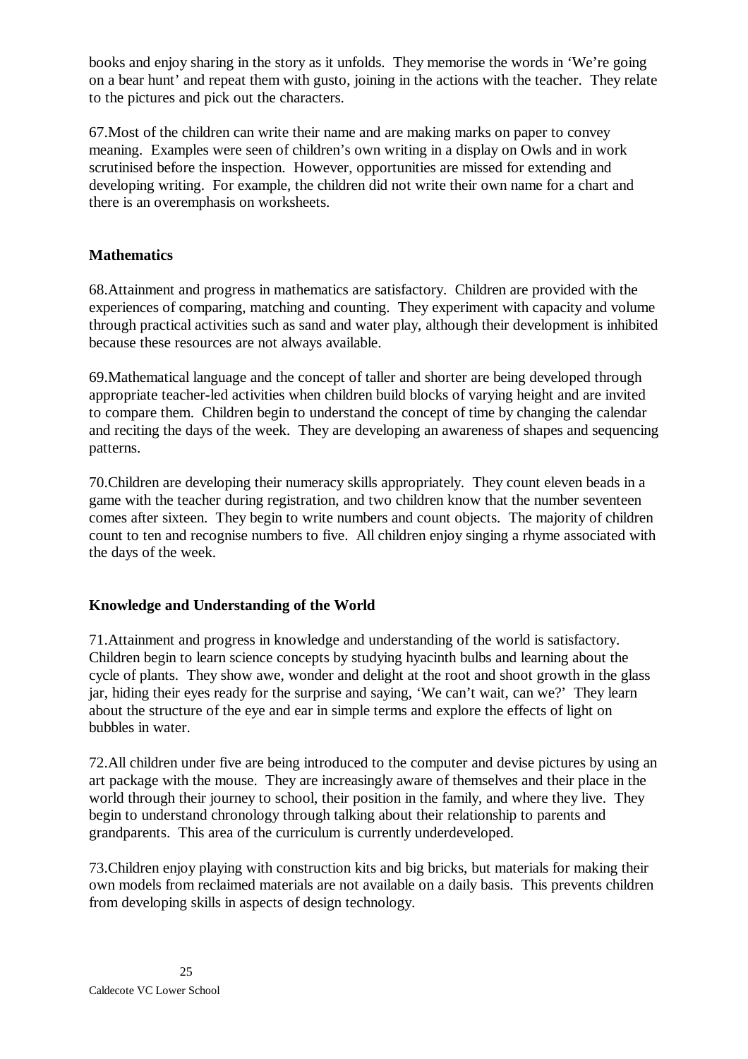books and enjoy sharing in the story as it unfolds. They memorise the words in 'We're going on a bear hunt' and repeat them with gusto, joining in the actions with the teacher. They relate to the pictures and pick out the characters.

67.Most of the children can write their name and are making marks on paper to convey meaning. Examples were seen of children's own writing in a display on Owls and in work scrutinised before the inspection. However, opportunities are missed for extending and developing writing. For example, the children did not write their own name for a chart and there is an overemphasis on worksheets.

### Mathematics

68.Attainment and progress in mathematics are satisfactory. Children are provided with the experiences of comparing, matching and counting. They experiment with capacity and volume through practical activities such as sand and water play, although their development is inhibited because these resources are not always available.

69.Mathematical language and the concept of taller and shorter are being developed through appropriate teacher-led activities when children build blocks of varying height and are invited to compare them. Children begin to understand the concept of time by changing the calendar and reciting the days of the week. They are developing an awareness of shapes and sequencing patterns.

70.Children are developing their numeracy skills appropriately. They count eleven beads in a game with the teacher during registration, and two children know that the number seventeen comes after sixteen. They begin to write numbers and count objects. The majority of children count to ten and recognise numbers to five. All children enjoy singing a rhyme associated with the days of the week.

### Knowledge and Understanding of the World

71.Attainment and progress in knowledge and understanding of the world is satisfactory. Children begin to learn science concepts by studying hyacinth bulbs and learning about the cycle of plants. They show awe, wonder and delight at the root and shoot growth in the glass jar, hiding their eyes ready for the surprise and saying, 'We can't wait, can we?' They learn about the structure of the eye and ear in simple terms and explore the effects of light on bubbles in water.

72.All children under five are being introduced to the computer and devise pictures by using an art package with the mouse. They are increasingly aware of themselves and their place in the world through their journey to school, their position in the family, and where they live. They begin to understand chronology through talking about their relationship to parents and grandparents. This area of the curriculum is currently underdeveloped.

73.Children enjoy playing with construction kits and big bricks, but materials for making their own models from reclaimed materials are not available on a daily basis. This prevents children from developing skills in aspects of design technology.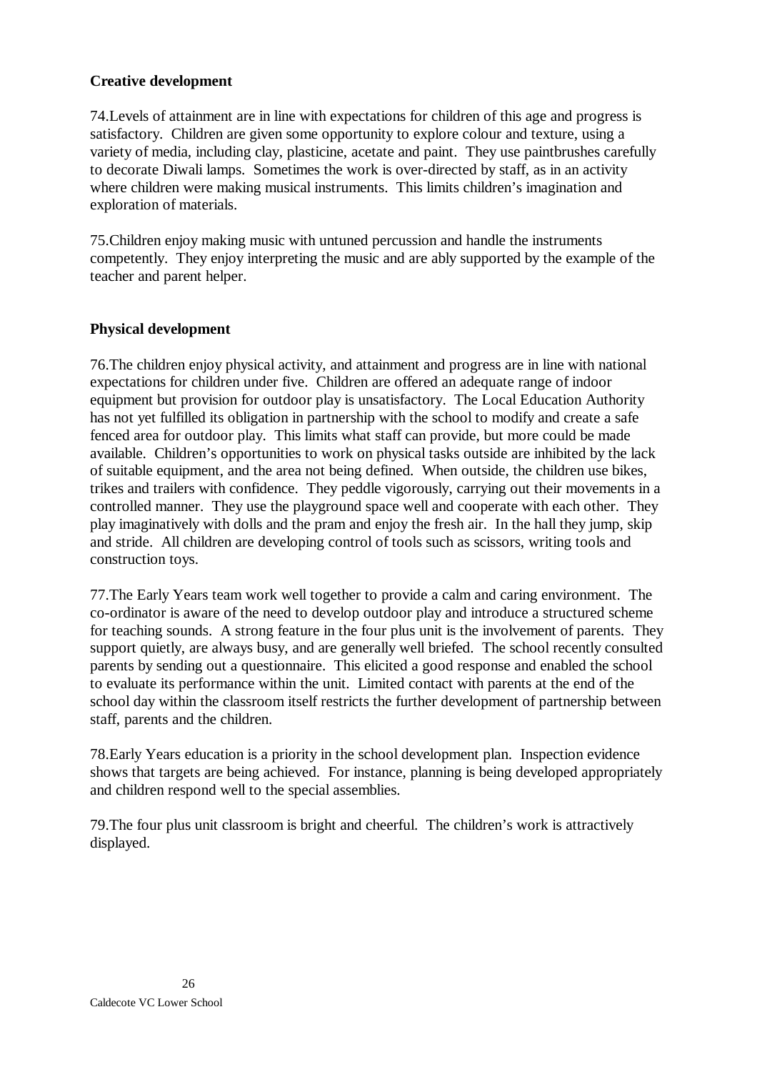### Creative development

74.Levels of attainment are in line with expectations for children of this age and progress is satisfactory. Children are given some opportunity to explore colour and texture, using a variety of media, including clay, plasticine, acetate and paint. They use paintbrushes carefully to decorate Diwali lamps. Sometimes the work is over-directed by staff, as in an activity where children were making musical instruments. This limits children's imagination and exploration of materials.

75.Children enjoy making music with untuned percussion and handle the instruments competently. They enjoy interpreting the music and are ably supported by the example of the teacher and parent helper.

### Physical development

76.The children enjoy physical activity, and attainment and progress are in line with national expectations for children under five. Children are offered an adequate range of indoor equipment but provision for outdoor play is unsatisfactory. The Local Education Authority has not yet fulfilled its obligation in partnership with the school to modify and create a safe fenced area for outdoor play. This limits what staff can provide, but more could be made available. Children's opportunities to work on physical tasks outside are inhibited by the lack of suitable equipment, and the area not being defined. When outside, the children use bikes, trikes and trailers with confidence. They peddle vigorously, carrying out their movements in a controlled manner. They use the playground space well and cooperate with each other. They play imaginatively with dolls and the pram and enjoy the fresh air. In the hall they jump, skip and stride. All children are developing control of tools such as scissors, writing tools and construction toys.

77.The Early Years team work well together to provide a calm and caring environment. The co-ordinator is aware of the need to develop outdoor play and introduce a structured scheme for teaching sounds. A strong feature in the four plus unit is the involvement of parents. They support quietly, are always busy, and are generally well briefed. The school recently consulted parents by sending out a questionnaire. This elicited a good response and enabled the school to evaluate its performance within the unit. Limited contact with parents at the end of the school day within the classroom itself restricts the further development of partnership between staff, parents and the children.

78.Early Years education is a priority in the school development plan. Inspection evidence shows that targets are being achieved. For instance, planning is being developed appropriately and children respond well to the special assemblies.

79.The four plus unit classroom is bright and cheerful. The children's work is attractively displayed.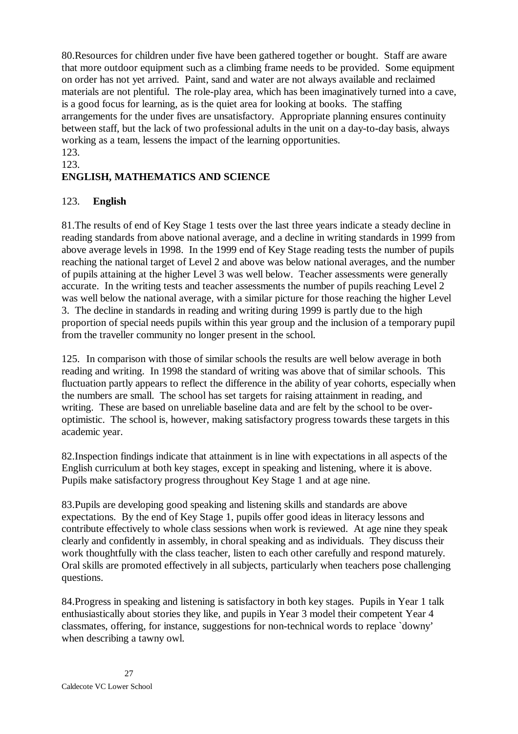80.Resources for children under five have been gathered together or bought. Staff are aware that more outdoor equipment such as a climbing frame needs to be provided. Some equipment on order has not yet arrived. Paint, sand and water are not always available and reclaimed materials are not plentiful. The role-play area, which has been imaginatively turned into a cave, is a good focus for learning, as is the quiet area for looking at books. The staffing arrangements for the under fives are unsatisfactory. Appropriate planning ensures continuity between staff, but the lack of two professional adults in the unit on a day-to-day basis, always working as a team, lessens the impact of the learning opportunities.

123.

123.

## ENGLISH, MATHEMATICS AND SCIENCE

### 123. English

81.The results of end of Key Stage 1 tests over the last three years indicate a steady decline in reading standards from above national average, and a decline in writing standards in 1999 from above average levels in 1998. In the 1999 end of Key Stage reading tests the number of pupils reaching the national target of Level 2 and above was below national averages, and the number of pupils attaining at the higher Level 3 was well below. Teacher assessments were generally accurate. In the writing tests and teacher assessments the number of pupils reaching Level 2 was well below the national average, with a similar picture for those reaching the higher Level 3. The decline in standards in reading and writing during 1999 is partly due to the high proportion of special needs pupils within this year group and the inclusion of a temporary pupil from the traveller community no longer present in the school.

125. In comparison with those of similar schools the results are well below average in both reading and writing. In 1998 the standard of writing was above that of similar schools. This fluctuation partly appears to reflect the difference in the ability of year cohorts, especially when the numbers are small. The school has set targets for raising attainment in reading, and writing. These are based on unreliable baseline data and are felt by the school to be over-optimistic. The school is, however, making satisfactory progress towards these targets in this academic year.

82.Inspection findings indicate that attainment is in line with expectations in all aspects of the English curriculum at both key stages, except in speaking and listening, where it is above. Pupils make satisfactory progress throughout Key Stage 1 and at age nine.

83.Pupils are developing good speaking and listening skills and standards are above expectations. By the end of Key Stage 1, pupils offer good ideas in literacy lessons and contribute effectively to whole class sessions when work is reviewed. At age nine they speak clearly and confidently in assembly, in choral speaking and as individuals. They discuss their work thoughtfully with the class teacher, listen to each other carefully and respond maturely. Oral skills are promoted effectively in all subjects, particularly when teachers pose challenging questions.

84.Progress in speaking and listening is satisfactory in both key stages. Pupils in Year 1 talk enthusiastically about stories they like, and pupils in Year 3 model their competent Year 4 classmates, offering, for instance, suggestions for non-technical words to replace `downy' when describing a tawny owl.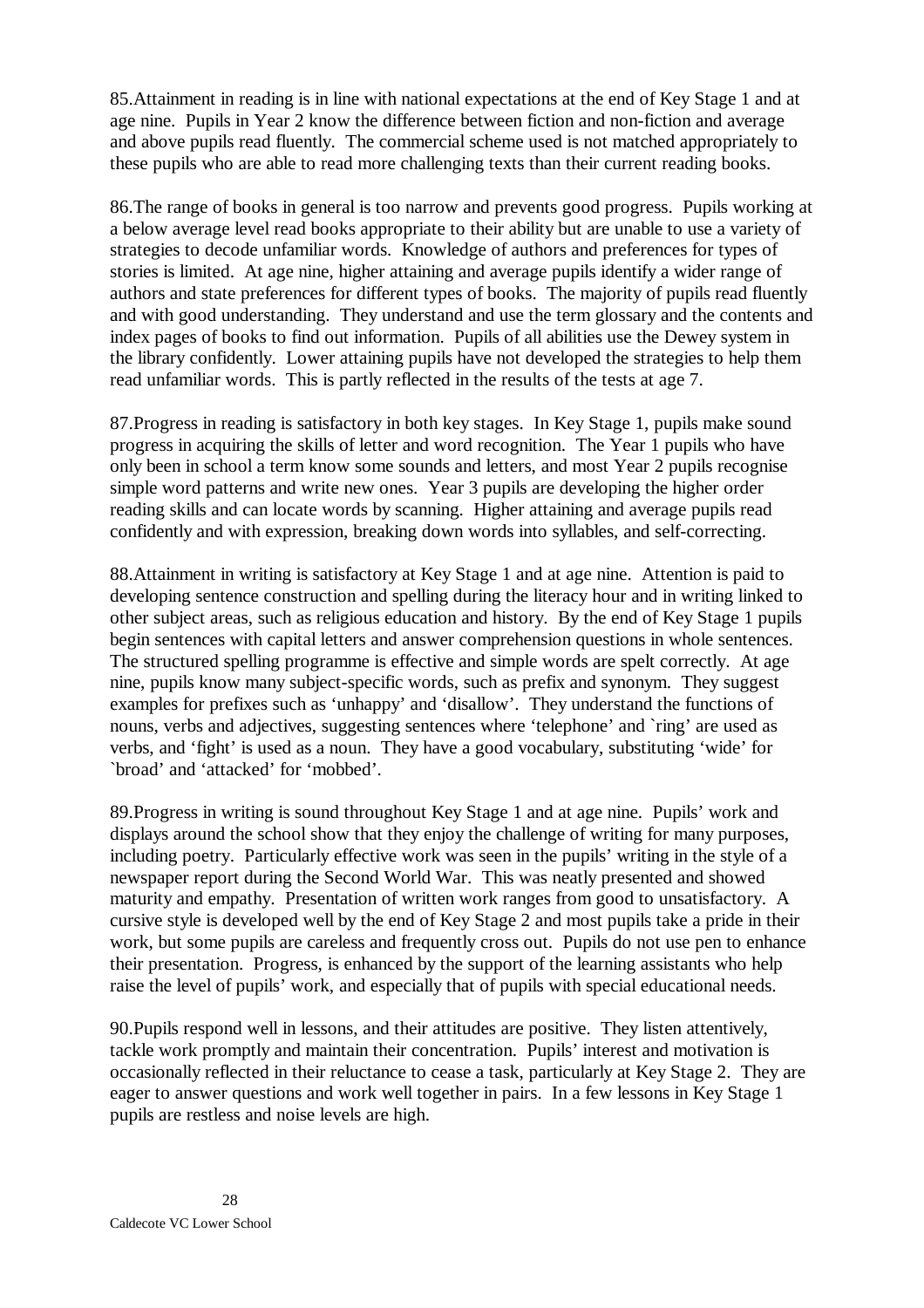85.Attainment in reading is in line with national expectations at the end of Key Stage 1 and at age nine. Pupils in Year 2 know the difference between fiction and non-fiction and average and above pupils read fluently. The commercial scheme used is not matched appropriately to these pupils who are able to read more challenging texts than their current reading books.

86.The range of books in general is too narrow and prevents good progress. Pupils working at a below average level read books appropriate to their ability but are unable to use a variety of strategies to decode unfamiliar words. Knowledge of authors and preferences for types of stories is limited. At age nine, higher attaining and average pupils identify a wider range of authors and state preferences for different types of books. The majority of pupils read fluently and with good understanding. They understand and use the term glossary and the contents and index pages of books to find out information. Pupils of all abilities use the Dewey system in the library confidently. Lower attaining pupils have not developed the strategies to help them read unfamiliar words. This is partly reflected in the results of the tests at age 7.

87.Progress in reading is satisfactory in both key stages. In Key Stage 1, pupils make sound progress in acquiring the skills of letter and word recognition. The Year 1 pupils who have only been in school a term know some sounds and letters, and most Year 2 pupils recognise simple word patterns and write new ones. Year 3 pupils are developing the higher order reading skills and can locate words by scanning. Higher attaining and average pupils read confidently and with expression, breaking down words into syllables, and self-correcting.

88.Attainment in writing is satisfactory at Key Stage 1 and at age nine. Attention is paid to developing sentence construction and spelling during the literacy hour and in writing linked to other subject areas, such as religious education and history. By the end of Key Stage 1 pupils begin sentences with capital letters and answer comprehension questions in whole sentences. The structured spelling programme is effective and simple words are spelt correctly. At age nine, pupils know many subject-specific words, such as prefix and synonym. They suggest examples for prefixes such as 'unhappy' and 'disallow'. They understand the functions of nouns, verbs and adjectives, suggesting sentences where 'telephone' and `ring' are used as verbs, and 'fight' is used as a noun. They have a good vocabulary, substituting 'wide' for `broad' and 'attacked' for 'mobbed'.

89.Progress in writing is sound throughout Key Stage 1 and at age nine. Pupils' work and displays around the school show that they enjoy the challenge of writing for many purposes, including poetry. Particularly effective work was seen in the pupils' writing in the style of a newspaper report during the Second World War. This was neatly presented and showed maturity and empathy. Presentation of written work ranges from good to unsatisfactory. A cursive style is developed well by the end of Key Stage 2 and most pupils take a pride in their work, but some pupils are careless and frequently cross out. Pupils do not use pen to enhance their presentation. Progress, is enhanced by the support of the learning assistants who help raise the level of pupils' work, and especially that of pupils with special educational needs.

90.Pupils respond well in lessons, and their attitudes are positive. They listen attentively, tackle work promptly and maintain their concentration. Pupils' interest and motivation is occasionally reflected in their reluctance to cease a task, particularly at Key Stage 2. They are eager to answer questions and work well together in pairs. In a few lessons in Key Stage 1 pupils are restless and noise levels are high.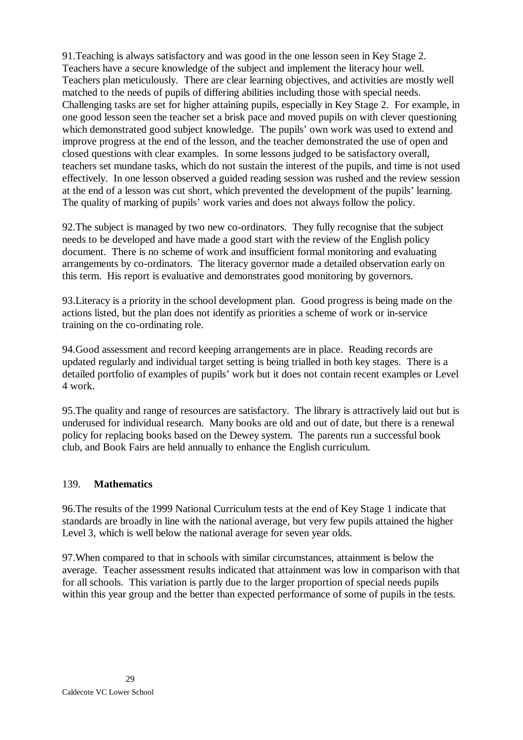91.Teaching is always satisfactory and was good in the one lesson seen in Key Stage 2. Teachers have a secure knowledge of the subject and implement the literacy hour well. Teachers plan meticulously. There are clear learning objectives, and activities are mostly well matched to the needs of pupils of differing abilities including those with special needs. Challenging tasks are set for higher attaining pupils, especially in Key Stage 2. For example, in one good lesson seen the teacher set a brisk pace and moved pupils on with clever questioning which demonstrated good subject knowledge. The pupils' own work was used to extend and improve progress at the end of the lesson, and the teacher demonstrated the use of open and closed questions with clear examples. In some lessons judged to be satisfactory overall, teachers set mundane tasks, which do not sustain the interest of the pupils, and time is not used effectively. In one lesson observed a guided reading session was rushed and the review session at the end of a lesson was cut short, which prevented the development of the pupils' learning. The quality of marking of pupils' work varies and does not always follow the policy.

92.The subject is managed by two new co-ordinators. They fully recognise that the subject needs to be developed and have made a good start with the review of the English policy document. There is no scheme of work and insufficient formal monitoring and evaluating arrangements by co-ordinators. The literacy governor made a detailed observation early on this term. His report is evaluative and demonstrates good monitoring by governors.

93.Literacy is a priority in the school development plan. Good progress is being made on the actions listed, but the plan does not identify as priorities a scheme of work or in-service training on the co-ordinating role.

94.Good assessment and record keeping arrangements are in place. Reading records are updated regularly and individual target setting is being trialled in both key stages. There is a detailed portfolio of examples of pupils' work but it does not contain recent examples or Level 4 work.

95.The quality and range of resources are satisfactory. The library is attractively laid out but is underused for individual research. Many books are old and out of date, but there is a renewal policy for replacing books based on the Dewey system. The parents run a successful book club, and Book Fairs are held annually to enhance the English curriculum.

## 139. **Mathematics**

96.The results of the 1999 National Curriculum tests at the end of Key Stage 1 indicate that standards are broadly in line with the national average, but very few pupils attained the higher Level 3, which is well below the national average for seven year olds.

97.When compared to that in schools with similar circumstances, attainment is below the average. Teacher assessment results indicated that attainment was low in comparison with that for all schools. This variation is partly due to the larger proportion of special needs pupils within this year group and the better than expected performance of some of pupils in the tests.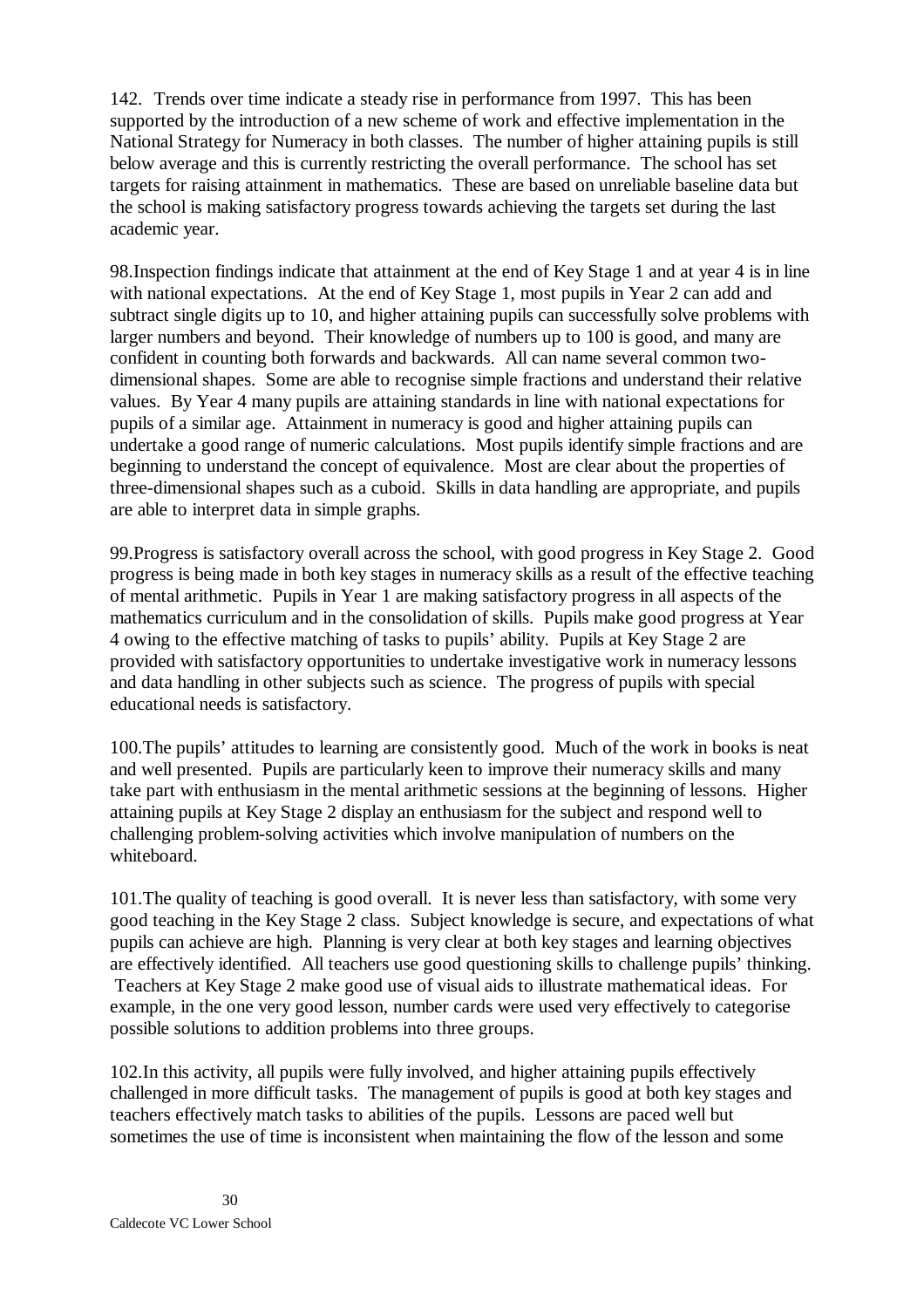142. Trends over time indicate a steady rise in performance from 1997. This has been supported by the introduction of a new scheme of work and effective implementation in the National Strategy for Numeracy in both classes. The number of higher attaining pupils is still below average and this is currently restricting the overall performance. The school has set targets for raising attainment in mathematics. These are based on unreliable baseline data but the school is making satisfactory progress towards achieving the targets set during the last academic year.

98.Inspection findings indicate that attainment at the end of Key Stage 1 and at year 4 is in line with national expectations. At the end of Key Stage 1, most pupils in Year 2 can add and subtract single digits up to 10, and higher attaining pupils can successfully solve problems with larger numbers and beyond. Their knowledge of numbers up to 100 is good, and many are confident in counting both forwards and backwards. All can name several common two-dimensional shapes. Some are able to recognise simple fractions and understand their relative values. By Year 4 many pupils are attaining standards in line with national expectations for pupils of a similar age. Attainment in numeracy is good and higher attaining pupils can undertake a good range of numeric calculations. Most pupils identify simple fractions and are beginning to understand the concept of equivalence. Most are clear about the properties of three-dimensional shapes such as a cuboid. Skills in data handling are appropriate, and pupils are able to interpret data in simple graphs.

99.Progress is satisfactory overall across the school, with good progress in Key Stage 2. Good progress is being made in both key stages in numeracy skills as a result of the effective teaching of mental arithmetic. Pupils in Year 1 are making satisfactory progress in all aspects of the mathematics curriculum and in the consolidation of skills. Pupils make good progress at Year 4 owing to the effective matching of tasks to pupils' ability. Pupils at Key Stage 2 are provided with satisfactory opportunities to undertake investigative work in numeracy lessons and data handling in other subjects such as science. The progress of pupils with special educational needs is satisfactory.

100.The pupils' attitudes to learning are consistently good. Much of the work in books is neat and well presented. Pupils are particularly keen to improve their numeracy skills and many take part with enthusiasm in the mental arithmetic sessions at the beginning of lessons. Higher attaining pupils at Key Stage 2 display an enthusiasm for the subject and respond well to challenging problem-solving activities which involve manipulation of numbers on the whiteboard.

101.The quality of teaching is good overall. It is never less than satisfactory, with some very good teaching in the Key Stage 2 class. Subject knowledge is secure, and expectations of what pupils can achieve are high. Planning is very clear at both key stages and learning objectives are effectively identified. All teachers use good questioning skills to challenge pupils' thinking. Teachers at Key Stage 2 make good use of visual aids to illustrate mathematical ideas. For example, in the one very good lesson, number cards were used very effectively to categorise possible solutions to addition problems into three groups.

102.In this activity, all pupils were fully involved, and higher attaining pupils effectively challenged in more difficult tasks. The management of pupils is good at both key stages and teachers effectively match tasks to abilities of the pupils. Lessons are paced well but sometimes the use of time is inconsistent when maintaining the flow of the lesson and some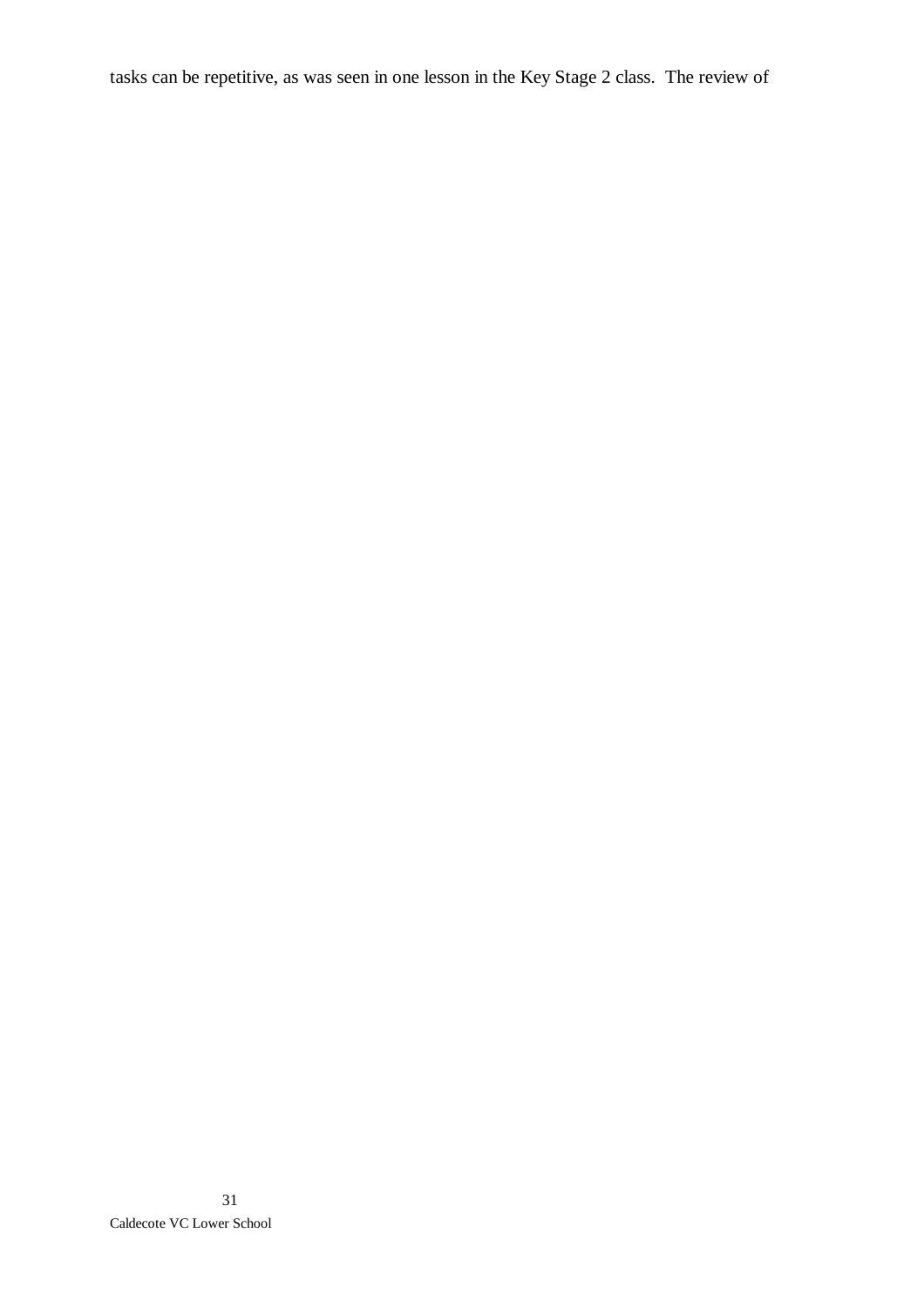tasks can be repetitive, as was seen in one lesson in the Key Stage 2 class. The review of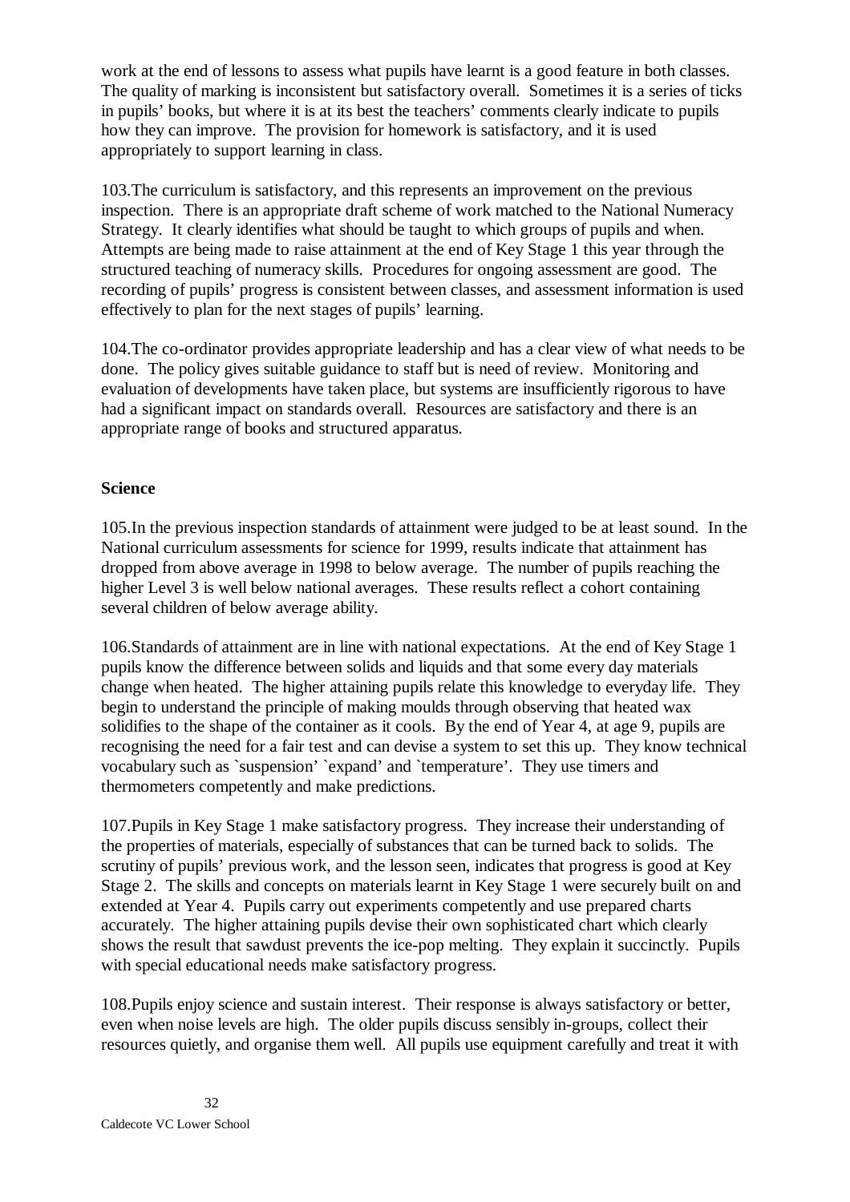work at the end of lessons to assess what pupils have learnt is a good feature in both classes. The quality of marking is inconsistent but satisfactory overall. Sometimes it is a series of ticks in pupils' books, but where it is at its best the teachers' comments clearly indicate to pupils how they can improve. The provision for homework is satisfactory, and it is used appropriately to support learning in class.

103.The curriculum is satisfactory, and this represents an improvement on the previous inspection. There is an appropriate draft scheme of work matched to the National Numeracy Strategy. It clearly identifies what should be taught to which groups of pupils and when. Attempts are being made to raise attainment at the end of Key Stage 1 this year through the structured teaching of numeracy skills. Procedures for ongoing assessment are good. The recording of pupils' progress is consistent between classes, and assessment information is used effectively to plan for the next stages of pupils' learning.

104.The co-ordinator provides appropriate leadership and has a clear view of what needs to be done. The policy gives suitable guidance to staff but is need of review. Monitoring and evaluation of developments have taken place, but systems are insufficiently rigorous to have had a significant impact on standards overall. Resources are satisfactory and there is an appropriate range of books and structured apparatus.

**Science**

105.In the previous inspection standards of attainment were judged to be at least sound. In the National curriculum assessments for science for 1999, results indicate that attainment has dropped from above average in 1998 to below average. The number of pupils reaching the higher Level 3 is well below national averages. These results reflect a cohort containing several children of below average ability.

106.Standards of attainment are in line with national expectations. At the end of Key Stage 1 pupils know the difference between solids and liquids and that some every day materials change when heated. The higher attaining pupils relate this knowledge to everyday life. They begin to understand the principle of making moulds through observing that heated wax solidifies to the shape of the container as it cools. By the end of Year 4, at age 9, pupils are recognising the need for a fair test and can devise a system to set this up. They know technical vocabulary such as `suspension' `expand' and `temperature'. They use timers and thermometers competently and make predictions.

107.Pupils in Key Stage 1 make satisfactory progress. They increase their understanding of the properties of materials, especially of substances that can be turned back to solids. The scrutiny of pupils' previous work, and the lesson seen, indicates that progress is good at Key Stage 2. The skills and concepts on materials learnt in Key Stage 1 were securely built on and extended at Year 4. Pupils carry out experiments competently and use prepared charts accurately. The higher attaining pupils devise their own sophisticated chart which clearly shows the result that sawdust prevents the ice-pop melting. They explain it succinctly. Pupils with special educational needs make satisfactory progress.

108.Pupils enjoy science and sustain interest. Their response is always satisfactory or better, even when noise levels are high. The older pupils discuss sensibly in-groups, collect their resources quietly, and organise them well. All pupils use equipment carefully and treat it with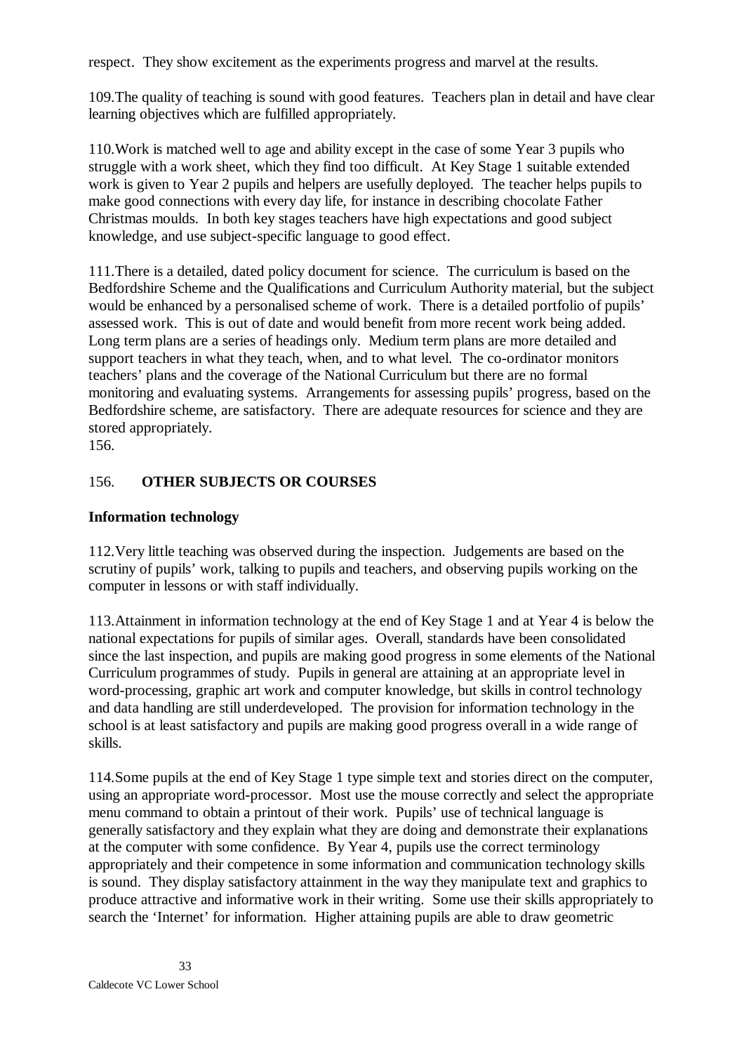respect. They show excitement as the experiments progress and marvel at the results.

109.The quality of teaching is sound with good features. Teachers plan in detail and have clear learning objectives which are fulfilled appropriately.

110.Work is matched well to age and ability except in the case of some Year 3 pupils who struggle with a work sheet, which they find too difficult. At Key Stage 1 suitable extended work is given to Year 2 pupils and helpers are usefully deployed. The teacher helps pupils to make good connections with every day life, for instance in describing chocolate Father Christmas moulds. In both key stages teachers have high expectations and good subject knowledge, and use subject-specific language to good effect.

111.There is a detailed, dated policy document for science. The curriculum is based on the Bedfordshire Scheme and the Qualifications and Curriculum Authority material, but the subject would be enhanced by a personalised scheme of work. There is a detailed portfolio of pupils' assessed work. This is out of date and would benefit from more recent work being added. Long term plans are a series of headings only. Medium term plans are more detailed and support teachers in what they teach, when, and to what level. The co-ordinator monitors teachers' plans and the coverage of the National Curriculum but there are no formal monitoring and evaluating systems. Arrangements for assessing pupils' progress, based on the Bedfordshire scheme, are satisfactory. There are adequate resources for science and they are stored appropriately.

156.

## 156. OTHER SUBJECTS OR COURSES

### Information technology

112.Very little teaching was observed during the inspection. Judgements are based on the scrutiny of pupils' work, talking to pupils and teachers, and observing pupils working on the computer in lessons or with staff individually.

113.Attainment in information technology at the end of Key Stage 1 and at Year 4 is below the national expectations for pupils of similar ages. Overall, standards have been consolidated since the last inspection, and pupils are making good progress in some elements of the National Curriculum programmes of study. Pupils in general are attaining at an appropriate level in word-processing, graphic art work and computer knowledge, but skills in control technology and data handling are still underdeveloped. The provision for information technology in the school is at least satisfactory and pupils are making good progress overall in a wide range of skills.

114.Some pupils at the end of Key Stage 1 type simple text and stories direct on the computer, using an appropriate word-processor. Most use the mouse correctly and select the appropriate menu command to obtain a printout of their work. Pupils' use of technical language is generally satisfactory and they explain what they are doing and demonstrate their explanations at the computer with some confidence. By Year 4, pupils use the correct terminology appropriately and their competence in some information and communication technology skills is sound. They display satisfactory attainment in the way they manipulate text and graphics to produce attractive and informative work in their writing. Some use their skills appropriately to search the 'Internet' for information. Higher attaining pupils are able to draw geometric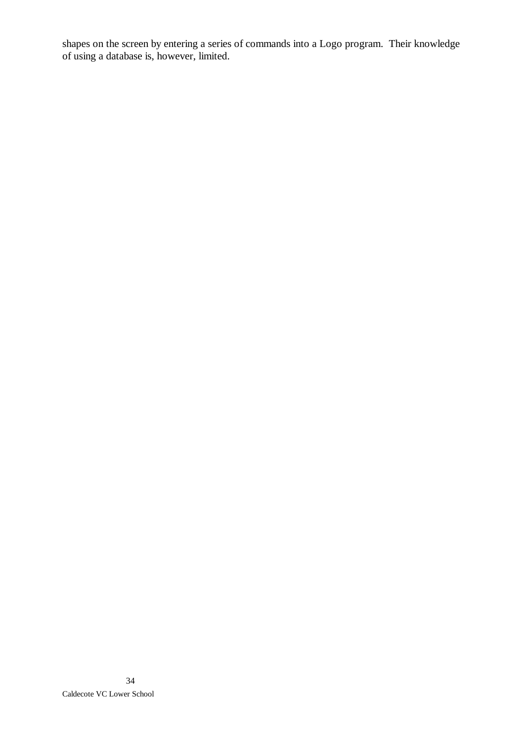shapes on the screen by entering a series of commands into a Logo program. Their knowledge of using a database is, however, limited.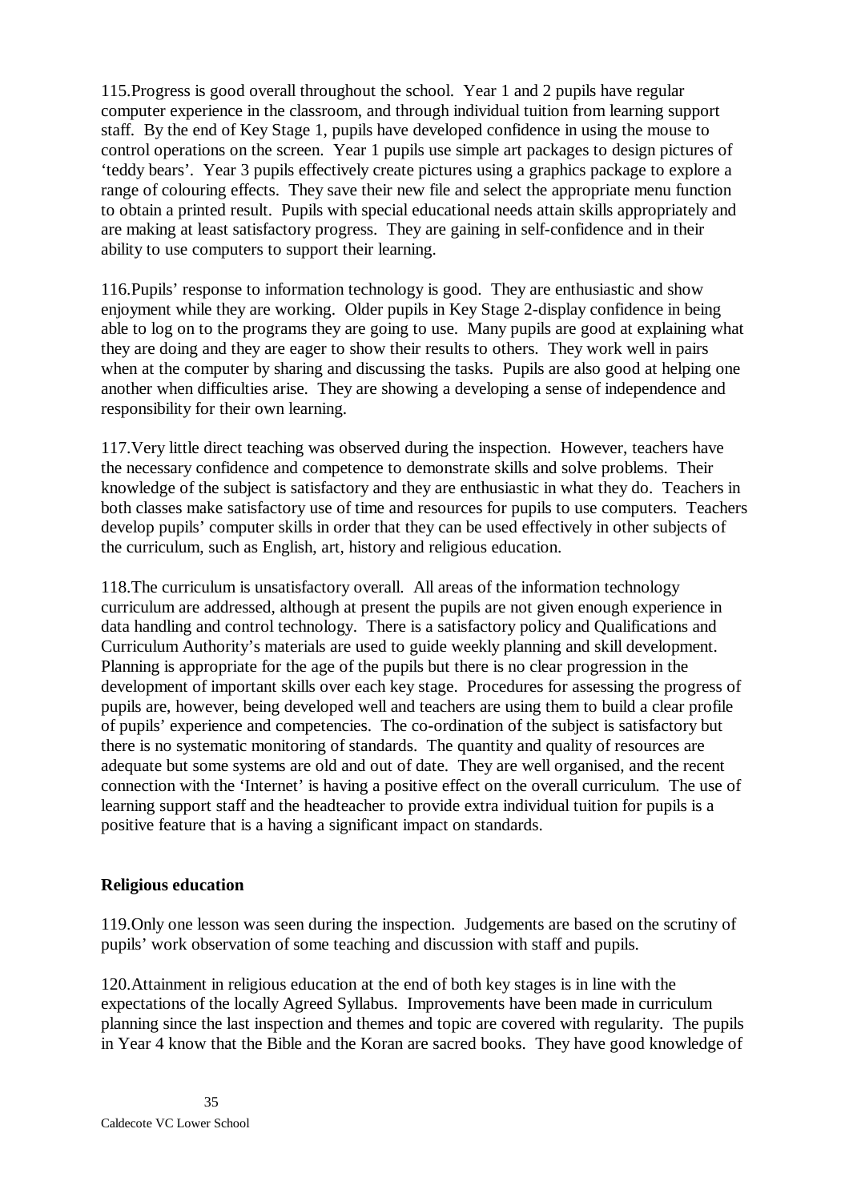115.Progress is good overall throughout the school. Year 1 and 2 pupils have regular computer experience in the classroom, and through individual tuition from learning support staff. By the end of Key Stage 1, pupils have developed confidence in using the mouse to control operations on the screen. Year 1 pupils use simple art packages to design pictures of 'teddy bears'. Year 3 pupils effectively create pictures using a graphics package to explore a range of colouring effects. They save their new file and select the appropriate menu function to obtain a printed result. Pupils with special educational needs attain skills appropriately and are making at least satisfactory progress. They are gaining in self-confidence and in their ability to use computers to support their learning.

116.Pupils' response to information technology is good. They are enthusiastic and show enjoyment while they are working. Older pupils in Key Stage 2-display confidence in being able to log on to the programs they are going to use. Many pupils are good at explaining what they are doing and they are eager to show their results to others. They work well in pairs when at the computer by sharing and discussing the tasks. Pupils are also good at helping one another when difficulties arise. They are showing a developing a sense of independence and responsibility for their own learning.

117.Very little direct teaching was observed during the inspection. However, teachers have the necessary confidence and competence to demonstrate skills and solve problems. Their knowledge of the subject is satisfactory and they are enthusiastic in what they do. Teachers in both classes make satisfactory use of time and resources for pupils to use computers. Teachers develop pupils' computer skills in order that they can be used effectively in other subjects of the curriculum, such as English, art, history and religious education.

118.The curriculum is unsatisfactory overall. All areas of the information technology curriculum are addressed, although at present the pupils are not given enough experience in data handling and control technology. There is a satisfactory policy and Qualifications and Curriculum Authority's materials are used to guide weekly planning and skill development. Planning is appropriate for the age of the pupils but there is no clear progression in the development of important skills over each key stage. Procedures for assessing the progress of pupils are, however, being developed well and teachers are using them to build a clear profile of pupils' experience and competencies. The co-ordination of the subject is satisfactory but there is no systematic monitoring of standards. The quantity and quality of resources are adequate but some systems are old and out of date. They are well organised, and the recent connection with the 'Internet' is having a positive effect on the overall curriculum. The use of learning support staff and the headteacher to provide extra individual tuition for pupils is a positive feature that is a having a significant impact on standards.

### Religious education

119.Only one lesson was seen during the inspection. Judgements are based on the scrutiny of pupils' work observation of some teaching and discussion with staff and pupils.

120.Attainment in religious education at the end of both key stages is in line with the expectations of the locally Agreed Syllabus. Improvements have been made in curriculum planning since the last inspection and themes and topic are covered with regularity. The pupils in Year 4 know that the Bible and the Koran are sacred books. They have good knowledge of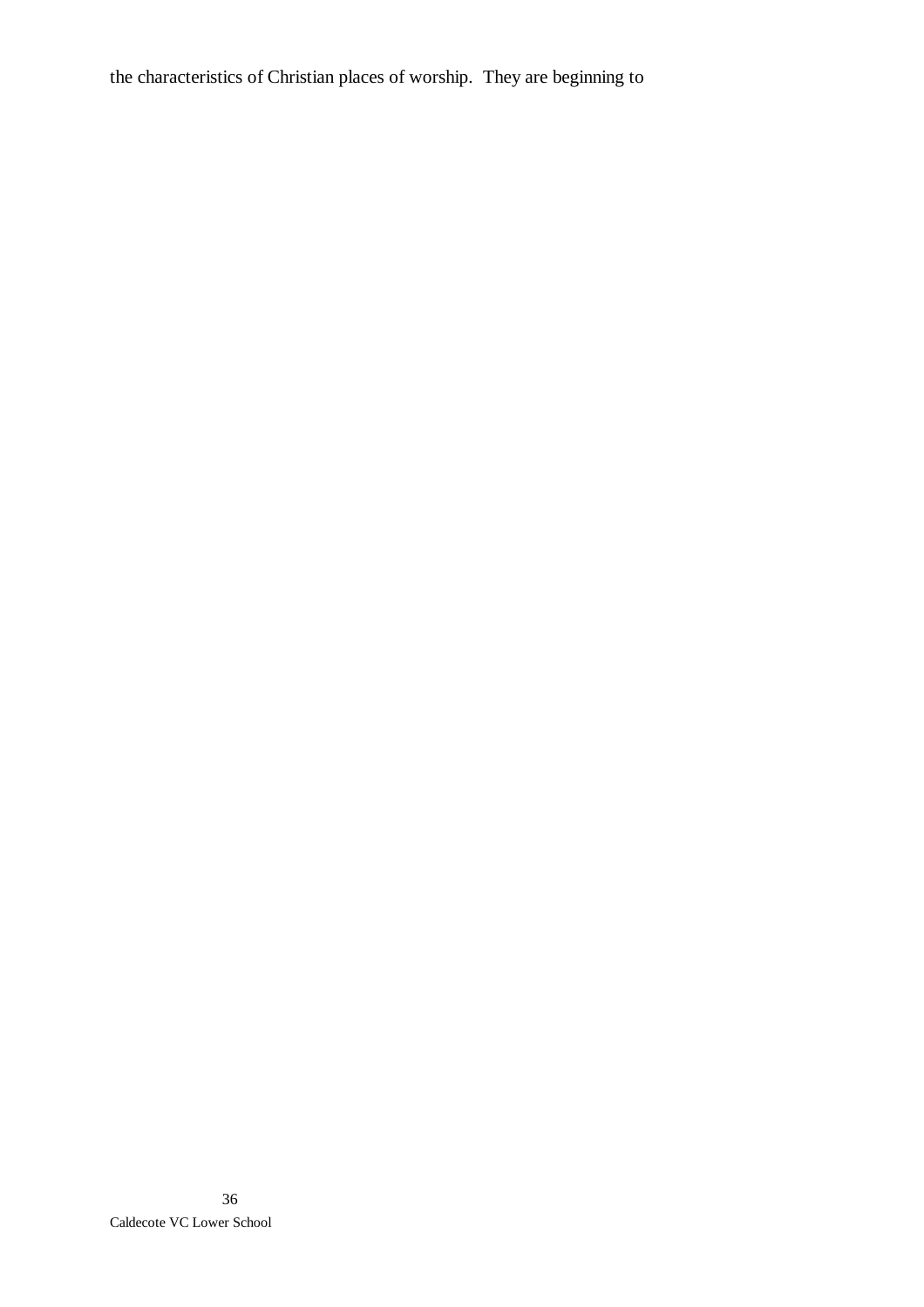the characteristics of Christian places of worship. They are beginning to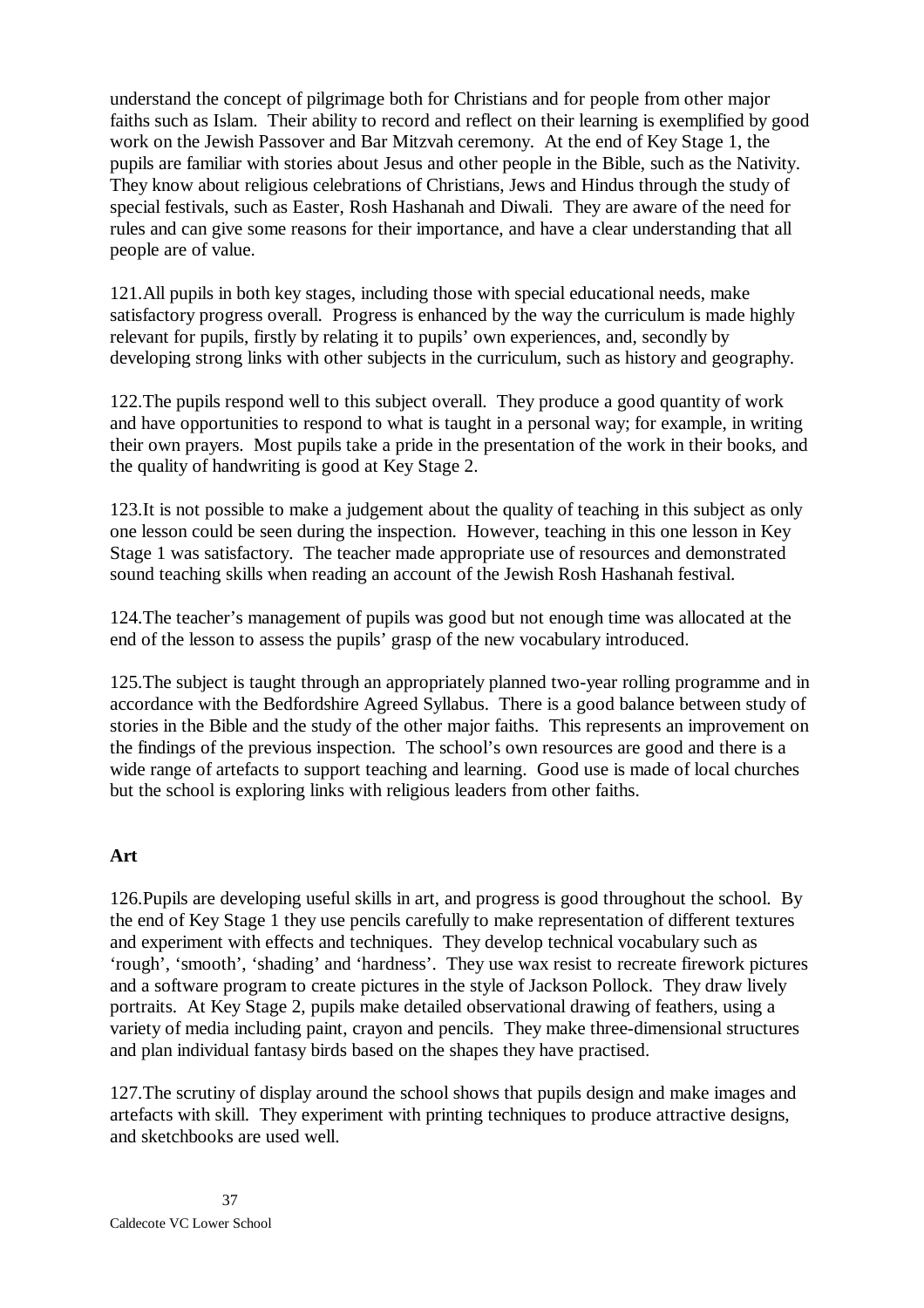understand the concept of pilgrimage both for Christians and for people from other major faiths such as Islam. Their ability to record and reflect on their learning is exemplified by good work on the Jewish Passover and Bar Mitzvah ceremony. At the end of Key Stage 1, the pupils are familiar with stories about Jesus and other people in the Bible, such as the Nativity. They know about religious celebrations of Christians, Jews and Hindus through the study of special festivals, such as Easter, Rosh Hashanah and Diwali. They are aware of the need for rules and can give some reasons for their importance, and have a clear understanding that all people are of value.

121.All pupils in both key stages, including those with special educational needs, make satisfactory progress overall. Progress is enhanced by the way the curriculum is made highly relevant for pupils, firstly by relating it to pupils' own experiences, and, secondly by developing strong links with other subjects in the curriculum, such as history and geography.

122.The pupils respond well to this subject overall. They produce a good quantity of work and have opportunities to respond to what is taught in a personal way; for example, in writing their own prayers. Most pupils take a pride in the presentation of the work in their books, and the quality of handwriting is good at Key Stage 2.

123.It is not possible to make a judgement about the quality of teaching in this subject as only one lesson could be seen during the inspection. However, teaching in this one lesson in Key Stage 1 was satisfactory. The teacher made appropriate use of resources and demonstrated sound teaching skills when reading an account of the Jewish Rosh Hashanah festival.

124.The teacher's management of pupils was good but not enough time was allocated at the end of the lesson to assess the pupils' grasp of the new vocabulary introduced.

125.The subject is taught through an appropriately planned two-year rolling programme and in accordance with the Bedfordshire Agreed Syllabus. There is a good balance between study of stories in the Bible and the study of the other major faiths. This represents an improvement on the findings of the previous inspection. The school's own resources are good and there is a wide range of artefacts to support teaching and learning. Good use is made of local churches but the school is exploring links with religious leaders from other faiths.

## Art

126.Pupils are developing useful skills in art, and progress is good throughout the school. By the end of Key Stage 1 they use pencils carefully to make representation of different textures and experiment with effects and techniques. They develop technical vocabulary such as 'rough', 'smooth', 'shading' and 'hardness'. They use wax resist to recreate firework pictures and a software program to create pictures in the style of Jackson Pollock. They draw lively portraits. At Key Stage 2, pupils make detailed observational drawing of feathers, using a variety of media including paint, crayon and pencils. They make three-dimensional structures and plan individual fantasy birds based on the shapes they have practised.

127.The scrutiny of display around the school shows that pupils design and make images and artefacts with skill. They experiment with printing techniques to produce attractive designs, and sketchbooks are used well.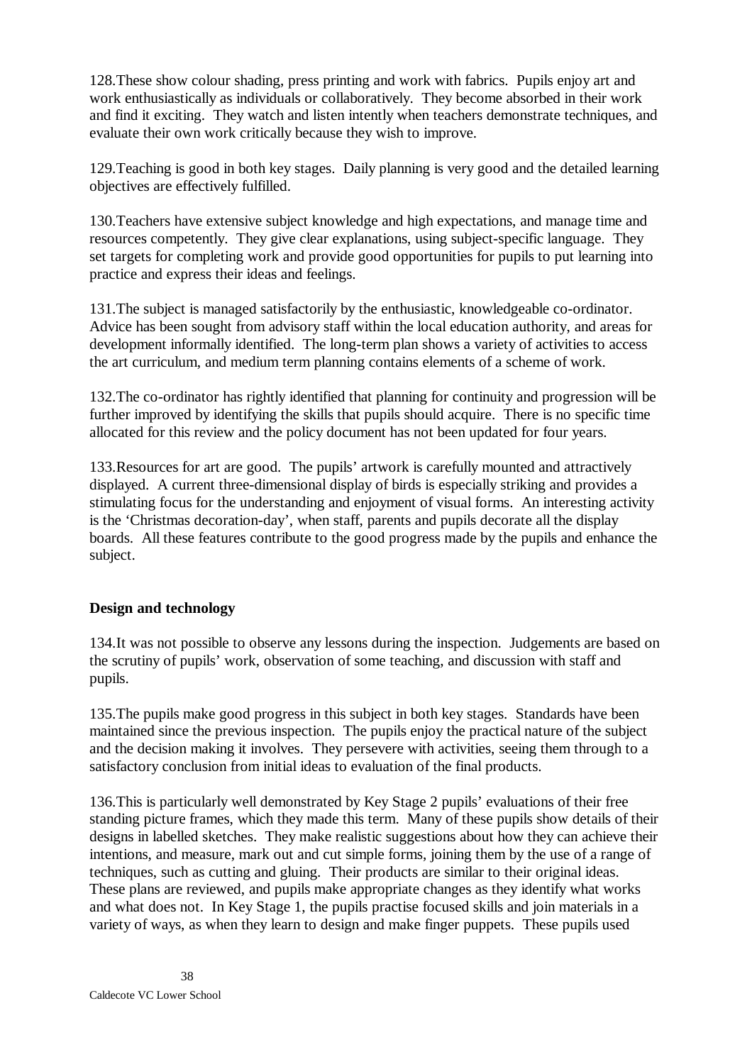128.These show colour shading, press printing and work with fabrics. Pupils enjoy art and work enthusiastically as individuals or collaboratively. They become absorbed in their work and find it exciting. They watch and listen intently when teachers demonstrate techniques, and evaluate their own work critically because they wish to improve.

129.Teaching is good in both key stages. Daily planning is very good and the detailed learning objectives are effectively fulfilled.

130.Teachers have extensive subject knowledge and high expectations, and manage time and resources competently. They give clear explanations, using subject-specific language. They set targets for completing work and provide good opportunities for pupils to put learning into practice and express their ideas and feelings.

131.The subject is managed satisfactorily by the enthusiastic, knowledgeable co-ordinator. Advice has been sought from advisory staff within the local education authority, and areas for development informally identified. The long-term plan shows a variety of activities to access the art curriculum, and medium term planning contains elements of a scheme of work.

132.The co-ordinator has rightly identified that planning for continuity and progression will be further improved by identifying the skills that pupils should acquire. There is no specific time allocated for this review and the policy document has not been updated for four years.

133.Resources for art are good. The pupils' artwork is carefully mounted and attractively displayed. A current three-dimensional display of birds is especially striking and provides a stimulating focus for the understanding and enjoyment of visual forms. An interesting activity is the 'Christmas decoration-day', when staff, parents and pupils decorate all the display boards. All these features contribute to the good progress made by the pupils and enhance the subject.

**Design and technology**

134.It was not possible to observe any lessons during the inspection. Judgements are based on the scrutiny of pupils' work, observation of some teaching, and discussion with staff and pupils.

135.The pupils make good progress in this subject in both key stages. Standards have been maintained since the previous inspection. The pupils enjoy the practical nature of the subject and the decision making it involves. They persevere with activities, seeing them through to a satisfactory conclusion from initial ideas to evaluation of the final products.

136.This is particularly well demonstrated by Key Stage 2 pupils' evaluations of their free standing picture frames, which they made this term. Many of these pupils show details of their designs in labelled sketches. They make realistic suggestions about how they can achieve their intentions, and measure, mark out and cut simple forms, joining them by the use of a range of techniques, such as cutting and gluing. Their products are similar to their original ideas. These plans are reviewed, and pupils make appropriate changes as they identify what works and what does not. In Key Stage 1, the pupils practise focused skills and join materials in a variety of ways, as when they learn to design and make finger puppets. These pupils used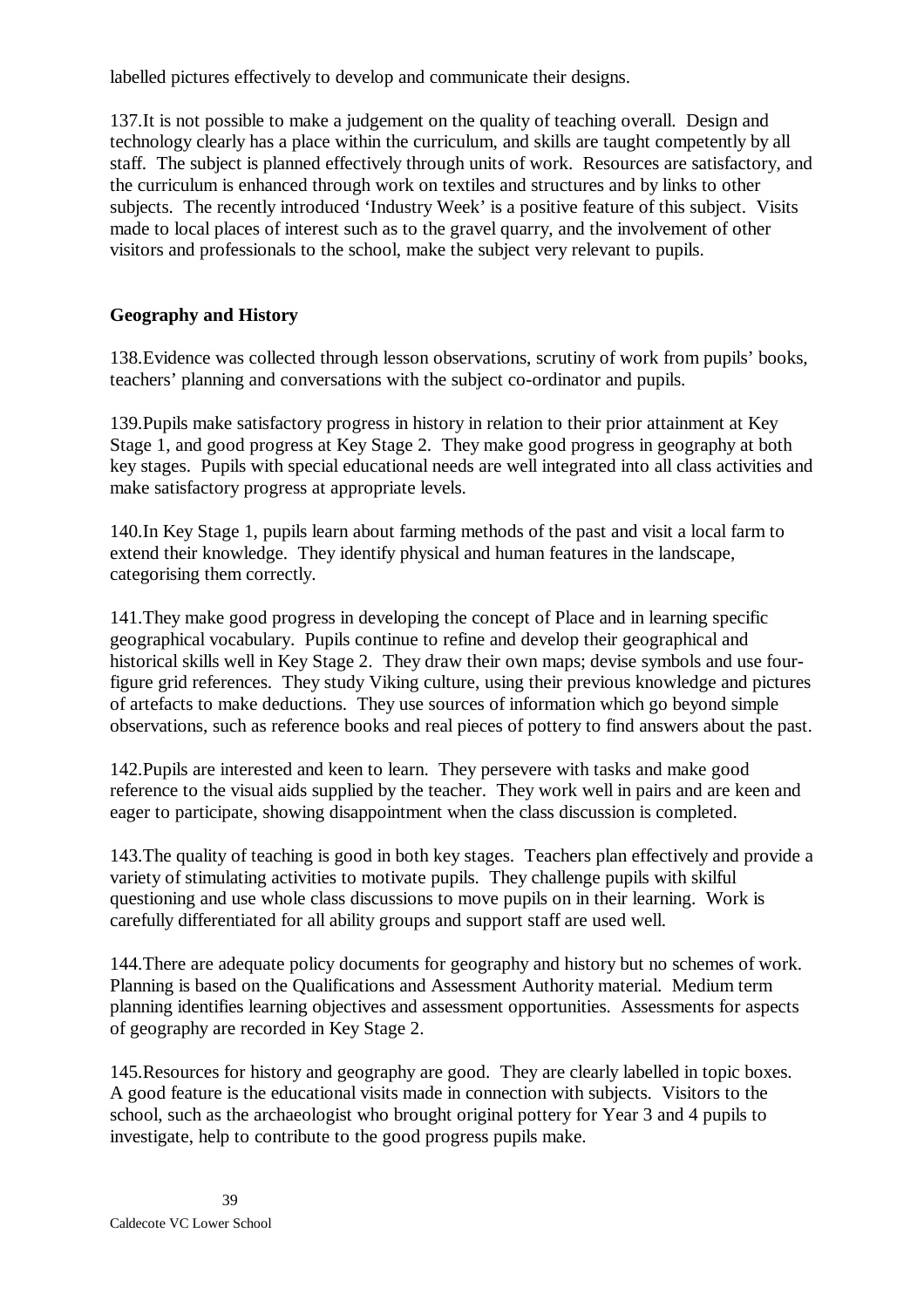labelled pictures effectively to develop and communicate their designs.

137.It is not possible to make a judgement on the quality of teaching overall. Design and technology clearly has a place within the curriculum, and skills are taught competently by all staff. The subject is planned effectively through units of work. Resources are satisfactory, and the curriculum is enhanced through work on textiles and structures and by links to other subjects. The recently introduced 'Industry Week' is a positive feature of this subject. Visits made to local places of interest such as to the gravel quarry, and the involvement of other visitors and professionals to the school, make the subject very relevant to pupils.

**Geography and History**

138.Evidence was collected through lesson observations, scrutiny of work from pupils' books, teachers' planning and conversations with the subject co-ordinator and pupils.

139.Pupils make satisfactory progress in history in relation to their prior attainment at Key Stage 1, and good progress at Key Stage 2. They make good progress in geography at both key stages. Pupils with special educational needs are well integrated into all class activities and make satisfactory progress at appropriate levels.

140.In Key Stage 1, pupils learn about farming methods of the past and visit a local farm to extend their knowledge. They identify physical and human features in the landscape, categorising them correctly.

141.They make good progress in developing the concept of Place and in learning specific geographical vocabulary. Pupils continue to refine and develop their geographical and historical skills well in Key Stage 2. They draw their own maps; devise symbols and use four-figure grid references. They study Viking culture, using their previous knowledge and pictures of artefacts to make deductions. They use sources of information which go beyond simple observations, such as reference books and real pieces of pottery to find answers about the past.

142.Pupils are interested and keen to learn. They persevere with tasks and make good reference to the visual aids supplied by the teacher. They work well in pairs and are keen and eager to participate, showing disappointment when the class discussion is completed.

143.The quality of teaching is good in both key stages. Teachers plan effectively and provide a variety of stimulating activities to motivate pupils. They challenge pupils with skilful questioning and use whole class discussions to move pupils on in their learning. Work is carefully differentiated for all ability groups and support staff are used well.

144.There are adequate policy documents for geography and history but no schemes of work. Planning is based on the Qualifications and Assessment Authority material. Medium term planning identifies learning objectives and assessment opportunities. Assessments for aspects of geography are recorded in Key Stage 2.

145.Resources for history and geography are good. They are clearly labelled in topic boxes. A good feature is the educational visits made in connection with subjects. Visitors to the school, such as the archaeologist who brought original pottery for Year 3 and 4 pupils to investigate, help to contribute to the good progress pupils make.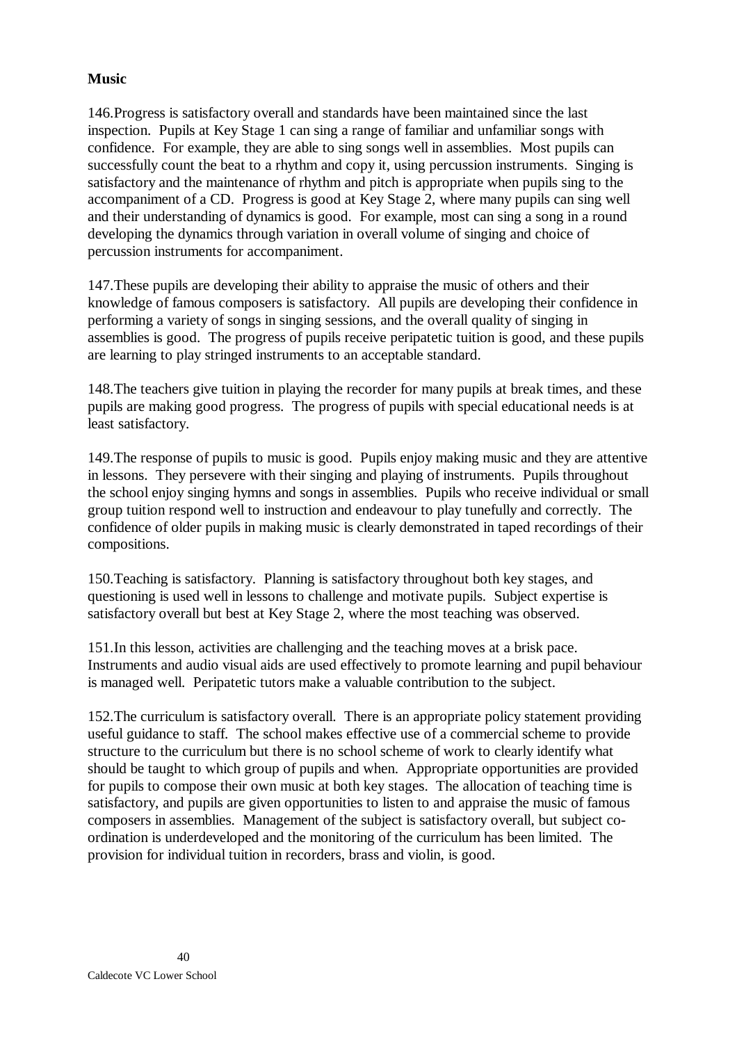**Music**

146.Progress is satisfactory overall and standards have been maintained since the last inspection. Pupils at Key Stage 1 can sing a range of familiar and unfamiliar songs with confidence. For example, they are able to sing songs well in assemblies. Most pupils can successfully count the beat to a rhythm and copy it, using percussion instruments. Singing is satisfactory and the maintenance of rhythm and pitch is appropriate when pupils sing to the accompaniment of a CD. Progress is good at Key Stage 2, where many pupils can sing well and their understanding of dynamics is good. For example, most can sing a song in a round developing the dynamics through variation in overall volume of singing and choice of percussion instruments for accompaniment.

147.These pupils are developing their ability to appraise the music of others and their knowledge of famous composers is satisfactory. All pupils are developing their confidence in performing a variety of songs in singing sessions, and the overall quality of singing in assemblies is good. The progress of pupils receive peripatetic tuition is good, and these pupils are learning to play stringed instruments to an acceptable standard.

148.The teachers give tuition in playing the recorder for many pupils at break times, and these pupils are making good progress. The progress of pupils with special educational needs is at least satisfactory.

149.The response of pupils to music is good. Pupils enjoy making music and they are attentive in lessons. They persevere with their singing and playing of instruments. Pupils throughout the school enjoy singing hymns and songs in assemblies. Pupils who receive individual or small group tuition respond well to instruction and endeavour to play tunefully and correctly. The confidence of older pupils in making music is clearly demonstrated in taped recordings of their compositions.

150.Teaching is satisfactory. Planning is satisfactory throughout both key stages, and questioning is used well in lessons to challenge and motivate pupils. Subject expertise is satisfactory overall but best at Key Stage 2, where the most teaching was observed.

151.In this lesson, activities are challenging and the teaching moves at a brisk pace. Instruments and audio visual aids are used effectively to promote learning and pupil behaviour is managed well. Peripatetic tutors make a valuable contribution to the subject.

152.The curriculum is satisfactory overall. There is an appropriate policy statement providing useful guidance to staff. The school makes effective use of a commercial scheme to provide structure to the curriculum but there is no school scheme of work to clearly identify what should be taught to which group of pupils and when. Appropriate opportunities are provided for pupils to compose their own music at both key stages. The allocation of teaching time is satisfactory, and pupils are given opportunities to listen to and appraise the music of famous composers in assemblies. Management of the subject is satisfactory overall, but subject co-ordination is underdeveloped and the monitoring of the curriculum has been limited. The provision for individual tuition in recorders, brass and violin, is good.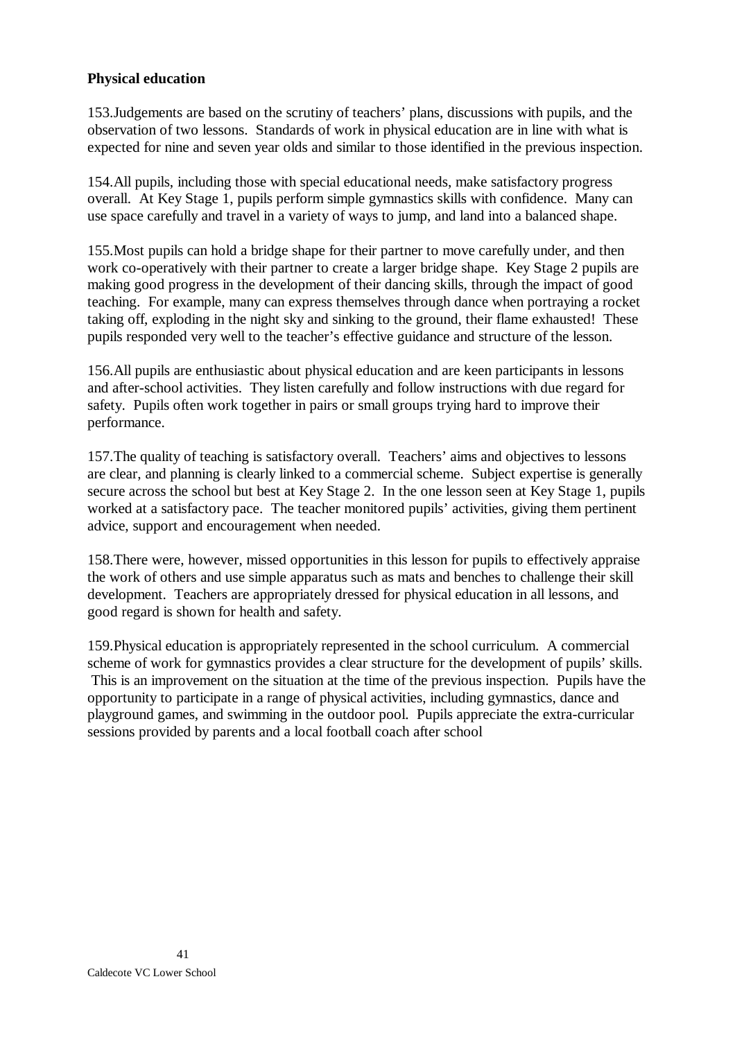**Physical education**

153.Judgements are based on the scrutiny of teachers' plans, discussions with pupils, and the observation of two lessons. Standards of work in physical education are in line with what is expected for nine and seven year olds and similar to those identified in the previous inspection.

154.All pupils, including those with special educational needs, make satisfactory progress overall. At Key Stage 1, pupils perform simple gymnastics skills with confidence. Many can use space carefully and travel in a variety of ways to jump, and land into a balanced shape.

155.Most pupils can hold a bridge shape for their partner to move carefully under, and then work co-operatively with their partner to create a larger bridge shape. Key Stage 2 pupils are making good progress in the development of their dancing skills, through the impact of good teaching. For example, many can express themselves through dance when portraying a rocket taking off, exploding in the night sky and sinking to the ground, their flame exhausted! These pupils responded very well to the teacher's effective guidance and structure of the lesson.

156.All pupils are enthusiastic about physical education and are keen participants in lessons and after-school activities. They listen carefully and follow instructions with due regard for safety. Pupils often work together in pairs or small groups trying hard to improve their performance.

157.The quality of teaching is satisfactory overall. Teachers' aims and objectives to lessons are clear, and planning is clearly linked to a commercial scheme. Subject expertise is generally secure across the school but best at Key Stage 2. In the one lesson seen at Key Stage 1, pupils worked at a satisfactory pace. The teacher monitored pupils' activities, giving them pertinent advice, support and encouragement when needed.

158.There were, however, missed opportunities in this lesson for pupils to effectively appraise the work of others and use simple apparatus such as mats and benches to challenge their skill development. Teachers are appropriately dressed for physical education in all lessons, and good regard is shown for health and safety.

159.Physical education is appropriately represented in the school curriculum. A commercial scheme of work for gymnastics provides a clear structure for the development of pupils' skills. This is an improvement on the situation at the time of the previous inspection. Pupils have the opportunity to participate in a range of physical activities, including gymnastics, dance and playground games, and swimming in the outdoor pool. Pupils appreciate the extra-curricular sessions provided by parents and a local football coach after school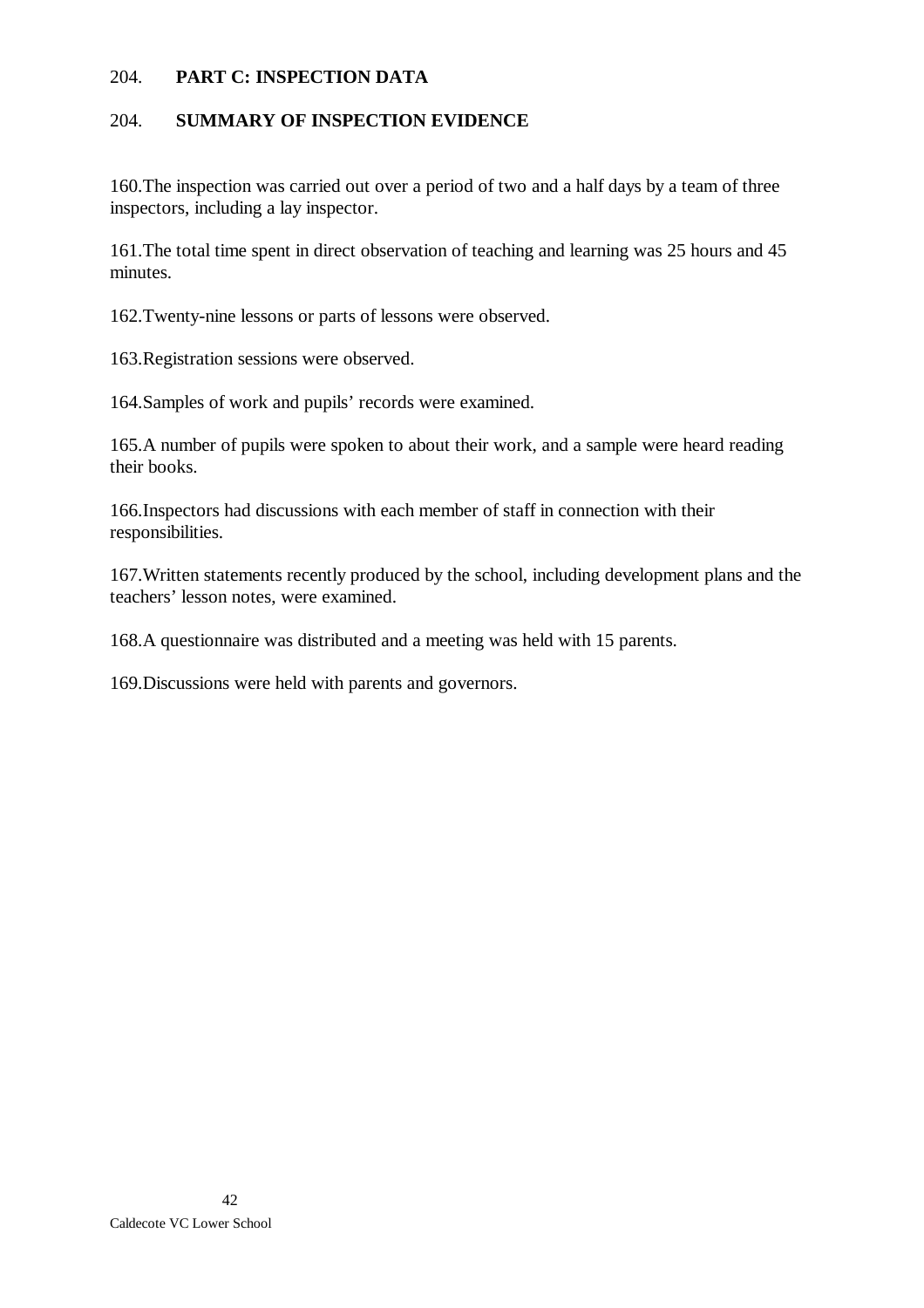204. **PART C: INSPECTION DATA**

204. **SUMMARY OF INSPECTION EVIDENCE**

160.The inspection was carried out over a period of two and a half days by a team of three inspectors, including a lay inspector.

161.The total time spent in direct observation of teaching and learning was 25 hours and 45 minutes.

162.Twenty-nine lessons or parts of lessons were observed.

163.Registration sessions were observed.

164.Samples of work and pupils' records were examined.

165.A number of pupils were spoken to about their work, and a sample were heard reading their books.

166.Inspectors had discussions with each member of staff in connection with their responsibilities.

167.Written statements recently produced by the school, including development plans and the teachers' lesson notes, were examined.

168.A questionnaire was distributed and a meeting was held with 15 parents.

169.Discussions were held with parents and governors.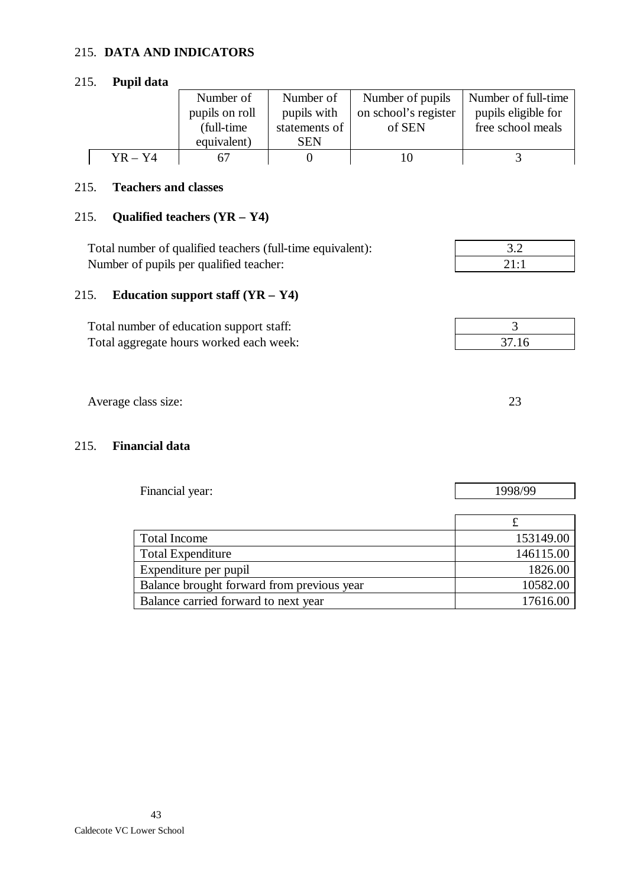## 215. DATA AND INDICATORS

### 215. Pupil data

| | Number of pupils on roll (full-time equivalent) | Number of pupils with statements of SEN | Number of pupils on school's register of SEN | Number of full-time pupils eligible for free school meals |
|---|---|---|---|---|
| YR – Y4 | 67 | 0 | 10 | 3 |

### 215. Teachers and classes

### 215. Qualified teachers (YR – Y4)

| | |
|---|---|
| Total number of qualified teachers (full-time equivalent): | 3.2 |
| Number of pupils per qualified teacher: | 21:1 |

### 215. Education support staff (YR – Y4)

| | |
|---|---|
| Total number of education support staff: | 3 |
| Total aggregate hours worked each week: | 37.16 |

Average class size: 23

### 215. Financial data

Financial year: 1998/99

| | £ |
|---|---|
| Total Income | 153149.00 |
| Total Expenditure | 146115.00 |
| Expenditure per pupil | 1826.00 |
| Balance brought forward from previous year | 10582.00 |
| Balance carried forward to next year | 17616.00 |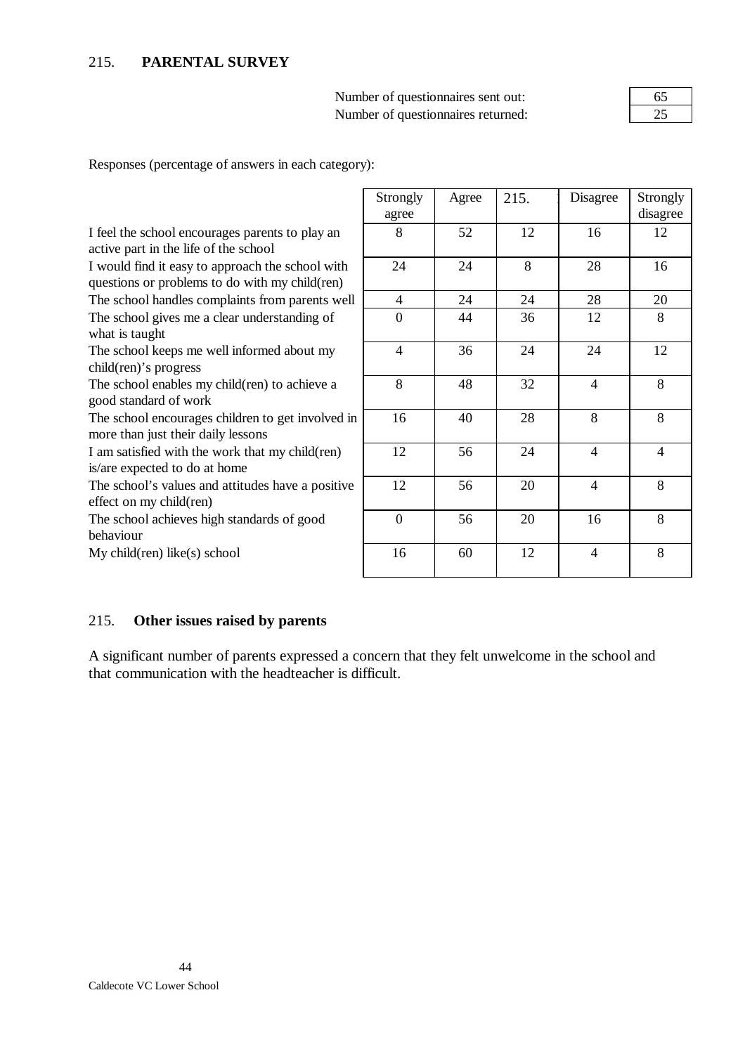## 215. **PARENTAL SURVEY**

| | |
|---|---|
| Number of questionnaires sent out: | 65 |
| Number of questionnaires returned: | 25 |

Responses (percentage of answers in each category):

| | Strongly agree | Agree | 215. | Disagree | Strongly disagree |
|---|---|---|---|---|---|
| I feel the school encourages parents to play an active part in the life of the school | 8 | 52 | 12 | 16 | 12 |
| I would find it easy to approach the school with questions or problems to do with my child(ren) | 24 | 24 | 8 | 28 | 16 |
| The school handles complaints from parents well | 4 | 24 | 24 | 28 | 20 |
| The school gives me a clear understanding of what is taught | 0 | 44 | 36 | 12 | 8 |
| The school keeps me well informed about my child(ren)'s progress | 4 | 36 | 24 | 24 | 12 |
| The school enables my child(ren) to achieve a good standard of work | 8 | 48 | 32 | 4 | 8 |
| The school encourages children to get involved in more than just their daily lessons | 16 | 40 | 28 | 8 | 8 |
| I am satisfied with the work that my child(ren) is/are expected to do at home | 12 | 56 | 24 | 4 | 4 |
| The school's values and attitudes have a positive effect on my child(ren) | 12 | 56 | 20 | 4 | 8 |
| The school achieves high standards of good behaviour | 0 | 56 | 20 | 16 | 8 |
| My child(ren) like(s) school | 16 | 60 | 12 | 4 | 8 |

## 215. **Other issues raised by parents**

A significant number of parents expressed a concern that they felt unwelcome in the school and that communication with the headteacher is difficult.